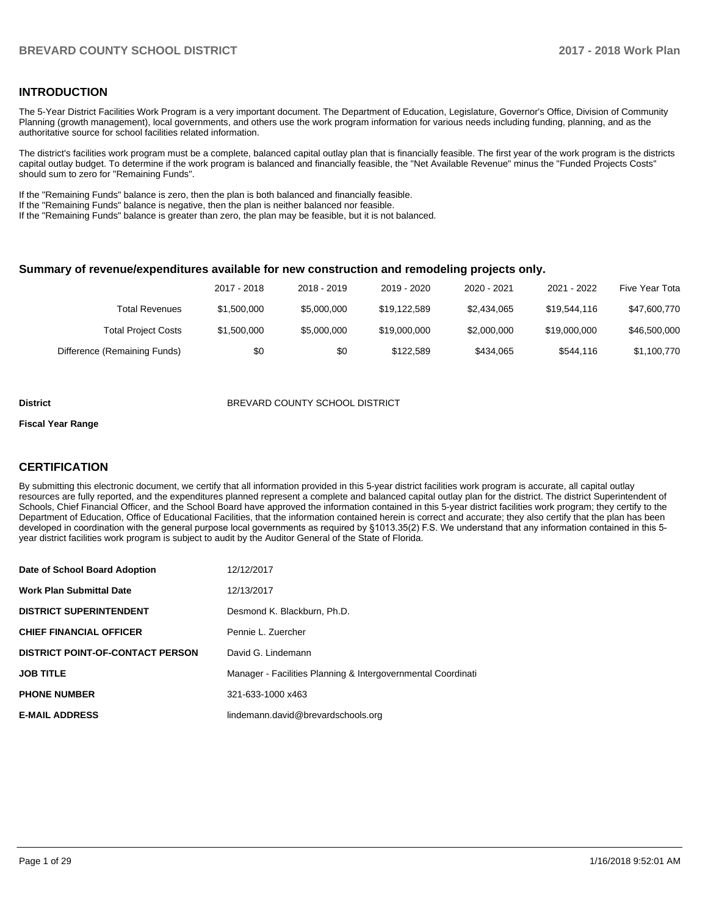## INTRODUCTION

The 5-Year District Facilities Work Program is a very important document. The Department of Education, Legislature, Governor's Office, Division of Community Planning (growth management), local governments, and others use the work program information for various needs including funding, planning, and as the authoritative source for school facilities related information.

The district's facilities work program must be a complete, balanced capital outlay plan that is financially feasible. The first year of the work program is the districts capital outlay budget. To determine if the work program is balanced and financially feasible, the "Net Available Revenue" minus the "Funded Projects Costs" should sum to zero for "Remaining Funds".

If the "Remaining Funds" balance is zero, then the plan is both balanced and financially feasible.
If the "Remaining Funds" balance is negative, then the plan is neither balanced nor feasible.
If the "Remaining Funds" balance is greater than zero, the plan may be feasible, but it is not balanced.

### Summary of revenue/expenditures available for new construction and remodeling projects only.

| | 2017 - 2018 | 2018 - 2019 | 2019 - 2020 | 2020 - 2021 | 2021 - 2022 | Five Year Tota |
|---|---|---|---|---|---|---|
| Total Revenues | $1,500,000 | $5,000,000 | $19,122,589 | $2,434,065 | $19,544,116 | $47,600,770 |
| Total Project Costs | $1,500,000 | $5,000,000 | $19,000,000 | $2,000,000 | $19,000,000 | $46,500,000 |
| Difference (Remaining Funds) | $0 | $0 | $122,589 | $434,065 | $544,116 | $1,100,770 |

**District** BREVARD COUNTY SCHOOL DISTRICT

**Fiscal Year Range**

## CERTIFICATION

By submitting this electronic document, we certify that all information provided in this 5-year district facilities work program is accurate, all capital outlay resources are fully reported, and the expenditures planned represent a complete and balanced capital outlay plan for the district. The district Superintendent of Schools, Chief Financial Officer, and the School Board have approved the information contained in this 5-year district facilities work program; they certify to the Department of Education, Office of Educational Facilities, that the information contained herein is correct and accurate; they also certify that the plan has been developed in coordination with the general purpose local governments as required by §1013.35(2) F.S. We understand that any information contained in this 5-year district facilities work program is subject to audit by the Auditor General of the State of Florida.

| | |
|---|---|
| **Date of School Board Adoption** | 12/12/2017 |
| **Work Plan Submittal Date** | 12/13/2017 |
| **DISTRICT SUPERINTENDENT** | Desmond K. Blackburn, Ph.D. |
| **CHIEF FINANCIAL OFFICER** | Pennie L. Zuercher |
| **DISTRICT POINT-OF-CONTACT PERSON** | David G. Lindemann |
| **JOB TITLE** | Manager - Facilities Planning & Intergovernmental Coordinati |
| **PHONE NUMBER** | 321-633-1000 x463 |
| **E-MAIL ADDRESS** | lindemann.david@brevardschools.org |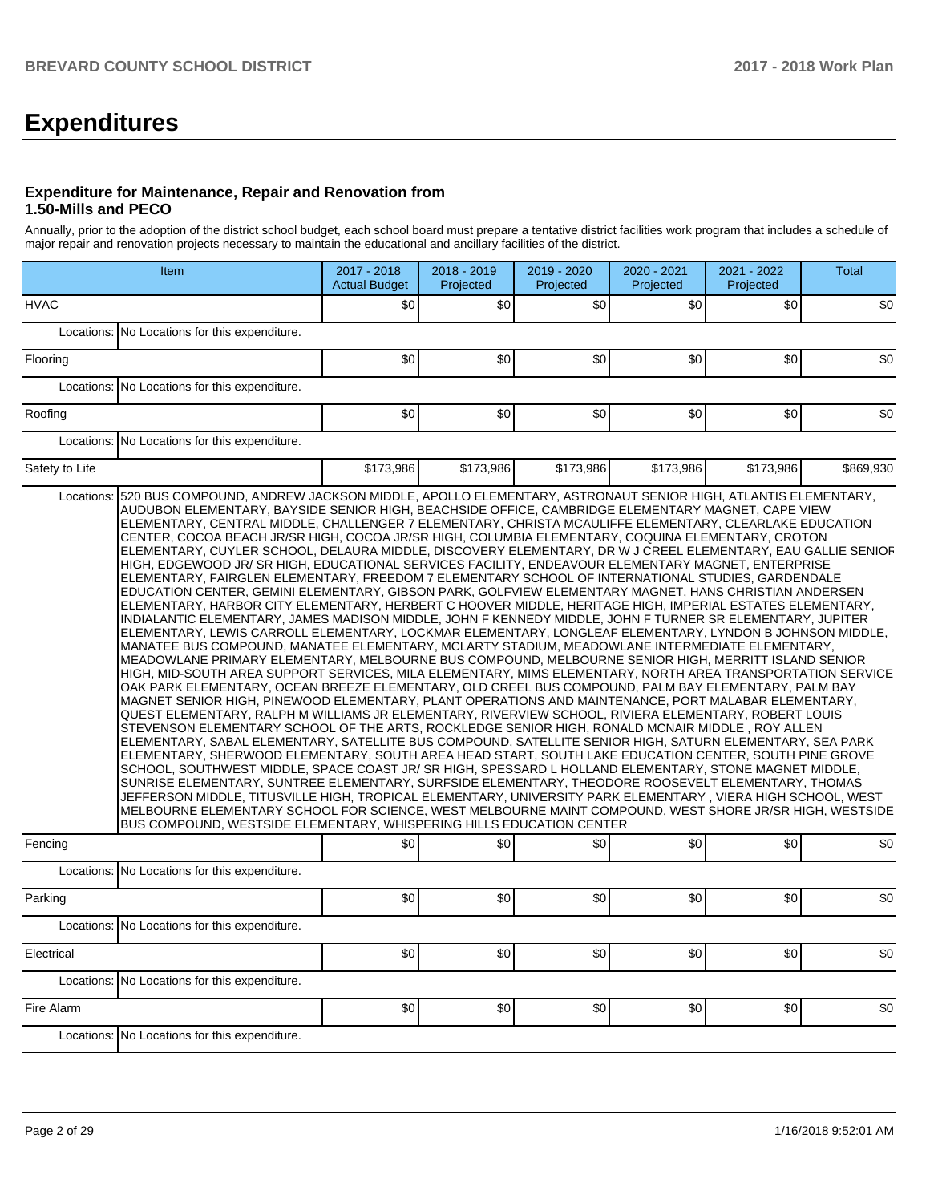# Expenditures

### Expenditure for Maintenance, Repair and Renovation from 1.50-Mills and PECO

Annually, prior to the adoption of the district school budget, each school board must prepare a tentative district facilities work program that includes a schedule of major repair and renovation projects necessary to maintain the educational and ancillary facilities of the district.

| Item | | 2017 - 2018 Actual Budget | 2018 - 2019 Projected | 2019 - 2020 Projected | 2020 - 2021 Projected | 2021 - 2022 Projected | Total |
|---|---|---|---|---|---|---|---|
| HVAC | | $0 | $0 | $0 | $0 | $0 | $0 |
| Locations: | No Locations for this expenditure. | | | | | | |
| Flooring | | $0 | $0 | $0 | $0 | $0 | $0 |
| Locations: | No Locations for this expenditure. | | | | | | |
| Roofing | | $0 | $0 | $0 | $0 | $0 | $0 |
| Locations: | No Locations for this expenditure. | | | | | | |
| Safety to Life | | $173,986 | $173,986 | $173,986 | $173,986 | $173,986 | $869,930 |
| Locations: | 520 BUS COMPOUND, ANDREW JACKSON MIDDLE, APOLLO ELEMENTARY, ASTRONAUT SENIOR HIGH, ATLANTIS ELEMENTARY, AUDUBON ELEMENTARY, BAYSIDE SENIOR HIGH, BEACHSIDE OFFICE, CAMBRIDGE ELEMENTARY MAGNET, CAPE VIEW ELEMENTARY, CENTRAL MIDDLE, CHALLENGER 7 ELEMENTARY, CHRISTA MCAULIFFE ELEMENTARY, CLEARLAKE EDUCATION CENTER, COCOA BEACH JR/SR HIGH, COCOA JR/SR HIGH, COLUMBIA ELEMENTARY, COQUINA ELEMENTARY, CROTON ELEMENTARY, CUYLER SCHOOL, DELAURA MIDDLE, DISCOVERY ELEMENTARY, DR W J CREEL ELEMENTARY, EAU GALLIE SENIOR HIGH, EDGEWOOD JR/ SR HIGH, EDUCATIONAL SERVICES FACILITY, ENDEAVOUR ELEMENTARY MAGNET, ENTERPRISE ELEMENTARY, FAIRGLEN ELEMENTARY, FREEDOM 7 ELEMENTARY SCHOOL OF INTERNATIONAL STUDIES, GARDENDALE EDUCATION CENTER, GEMINI ELEMENTARY, GIBSON PARK, GOLFVIEW ELEMENTARY MAGNET, HANS CHRISTIAN ANDERSEN ELEMENTARY, HARBOR CITY ELEMENTARY, HERBERT C HOOVER MIDDLE, HERITAGE HIGH, IMPERIAL ESTATES ELEMENTARY, INDIALANTIC ELEMENTARY, JAMES MADISON MIDDLE, JOHN F KENNEDY MIDDLE, JOHN F TURNER SR ELEMENTARY, JUPITER ELEMENTARY, LEWIS CARROLL ELEMENTARY, LOCKMAR ELEMENTARY, LONGLEAF ELEMENTARY, LYNDON B JOHNSON MIDDLE, MANATEE BUS COMPOUND, MANATEE ELEMENTARY, MCLARTY STADIUM, MEADOWLANE INTERMEDIATE ELEMENTARY, MEADOWLANE PRIMARY ELEMENTARY, MELBOURNE BUS COMPOUND, MELBOURNE SENIOR HIGH, MERRITT ISLAND SENIOR HIGH, MID-SOUTH AREA SUPPORT SERVICES, MILA ELEMENTARY, MIMS ELEMENTARY, NORTH AREA TRANSPORTATION SERVICE, OAK PARK ELEMENTARY, OCEAN BREEZE ELEMENTARY, OLD CREEL BUS COMPOUND, PALM BAY ELEMENTARY, PALM BAY MAGNET SENIOR HIGH, PINEWOOD ELEMENTARY, PLANT OPERATIONS AND MAINTENANCE, PORT MALABAR ELEMENTARY, QUEST ELEMENTARY, RALPH M WILLIAMS JR ELEMENTARY, RIVERVIEW SCHOOL, RIVIERA ELEMENTARY, ROBERT LOUIS STEVENSON ELEMENTARY SCHOOL OF THE ARTS, ROCKLEDGE SENIOR HIGH, RONALD MCNAIR MIDDLE , ROY ALLEN ELEMENTARY, SABAL ELEMENTARY, SATELLITE BUS COMPOUND, SATELLITE SENIOR HIGH, SATURN ELEMENTARY, SEA PARK ELEMENTARY, SHERWOOD ELEMENTARY, SOUTH AREA HEAD START, SOUTH LAKE EDUCATION CENTER, SOUTH PINE GROVE SCHOOL, SOUTHWEST MIDDLE, SPACE COAST JR/ SR HIGH, SPESSARD L HOLLAND ELEMENTARY, STONE MAGNET MIDDLE, SUNRISE ELEMENTARY, SUNTREE ELEMENTARY, SURFSIDE ELEMENTARY, THEODORE ROOSEVELT ELEMENTARY, THOMAS JEFFERSON MIDDLE, TITUSVILLE HIGH, TROPICAL ELEMENTARY, UNIVERSITY PARK ELEMENTARY , VIERA HIGH SCHOOL, WEST MELBOURNE ELEMENTARY SCHOOL FOR SCIENCE, WEST MELBOURNE MAINT COMPOUND, WEST SHORE JR/SR HIGH, WESTSIDE BUS COMPOUND, WESTSIDE ELEMENTARY, WHISPERING HILLS EDUCATION CENTER | | | | | | |
| Fencing | | $0 | $0 | $0 | $0 | $0 | $0 |
| Locations: | No Locations for this expenditure. | | | | | | |
| Parking | | $0 | $0 | $0 | $0 | $0 | $0 |
| Locations: | No Locations for this expenditure. | | | | | | |
| Electrical | | $0 | $0 | $0 | $0 | $0 | $0 |
| Locations: | No Locations for this expenditure. | | | | | | |
| Fire Alarm | | $0 | $0 | $0 | $0 | $0 | $0 |
| Locations: | No Locations for this expenditure. | | | | | | |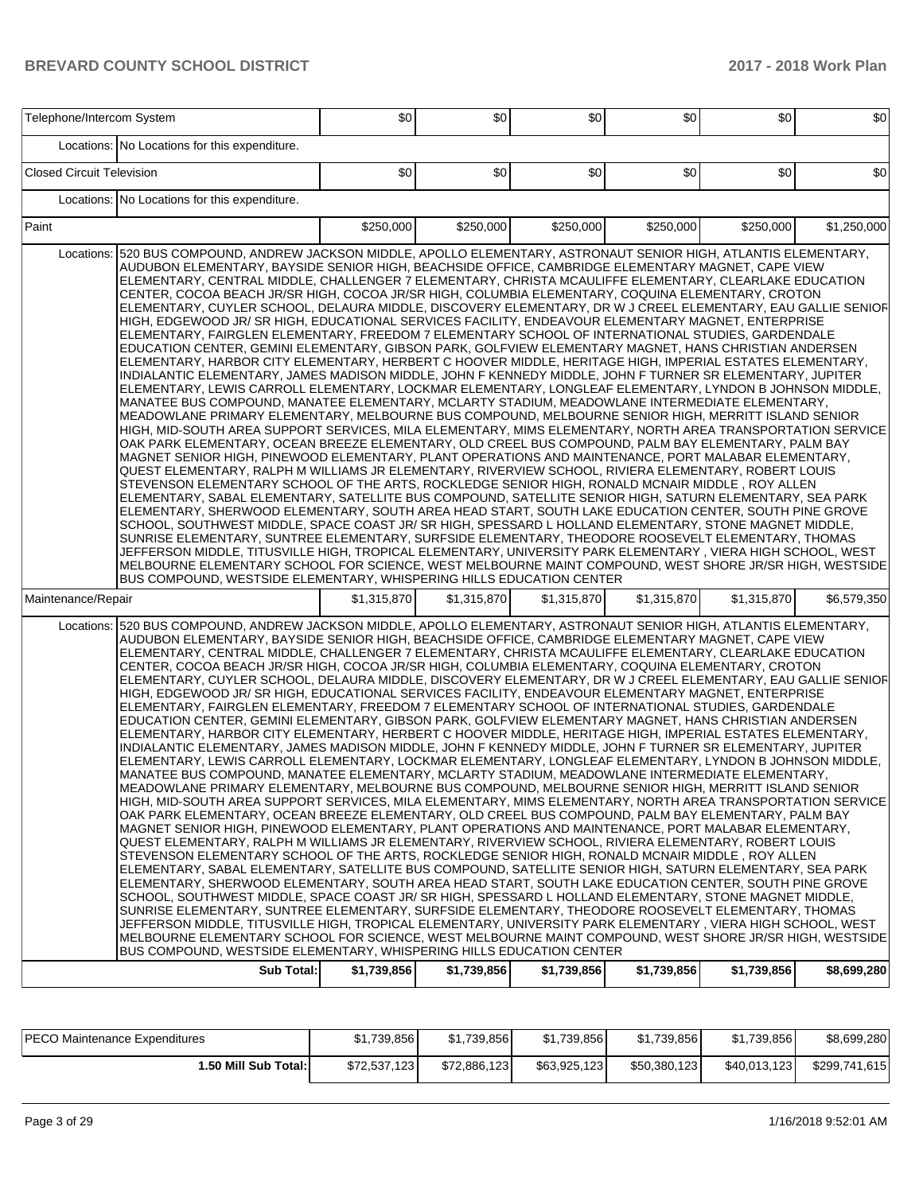| Telephone/Intercom System | | $0 | $0 | $0 | $0 | $0 | $0 |
|---|---|---|---|---|---|---|---|
| | Locations: No Locations for this expenditure. | | | | | | |
| Closed Circuit Television | | $0 | $0 | $0 | $0 | $0 | $0 |
| | Locations: No Locations for this expenditure. | | | | | | |
| Paint | | $250,000 | $250,000 | $250,000 | $250,000 | $250,000 | $1,250,000 |
| | Locations: 520 BUS COMPOUND, ANDREW JACKSON MIDDLE, APOLLO ELEMENTARY, ASTRONAUT SENIOR HIGH, ATLANTIS ELEMENTARY, AUDUBON ELEMENTARY, BAYSIDE SENIOR HIGH, BEACHSIDE OFFICE, CAMBRIDGE ELEMENTARY MAGNET, CAPE VIEW ELEMENTARY, CENTRAL MIDDLE, CHALLENGER 7 ELEMENTARY, CHRISTA MCAULIFFE ELEMENTARY, CLEARLAKE EDUCATION CENTER, COCOA BEACH JR/SR HIGH, COCOA JR/SR HIGH, COLUMBIA ELEMENTARY, COQUINA ELEMENTARY, CROTON ELEMENTARY, CUYLER SCHOOL, DELAURA MIDDLE, DISCOVERY ELEMENTARY, DR W J CREEL ELEMENTARY, EAU GALLIE SENIOR HIGH, EDGEWOOD JR/ SR HIGH, EDUCATIONAL SERVICES FACILITY, ENDEAVOUR ELEMENTARY MAGNET, ENTERPRISE ELEMENTARY, FAIRGLEN ELEMENTARY, FREEDOM 7 ELEMENTARY SCHOOL OF INTERNATIONAL STUDIES, GARDENDALE EDUCATION CENTER, GEMINI ELEMENTARY, GIBSON PARK, GOLFVIEW ELEMENTARY MAGNET, HANS CHRISTIAN ANDERSEN ELEMENTARY, HARBOR CITY ELEMENTARY, HERBERT C HOOVER MIDDLE, HERITAGE HIGH, IMPERIAL ESTATES ELEMENTARY, INDIALANTIC ELEMENTARY, JAMES MADISON MIDDLE, JOHN F KENNEDY MIDDLE, JOHN F TURNER SR ELEMENTARY, JUPITER ELEMENTARY, LEWIS CARROLL ELEMENTARY, LOCKMAR ELEMENTARY, LONGLEAF ELEMENTARY, LYNDON B JOHNSON MIDDLE, MANATEE BUS COMPOUND, MANATEE ELEMENTARY, MCLARTY STADIUM, MEADOWLANE INTERMEDIATE ELEMENTARY, MEADOWLANE PRIMARY ELEMENTARY, MELBOURNE BUS COMPOUND, MELBOURNE SENIOR HIGH, MERRITT ISLAND SENIOR HIGH, MID-SOUTH AREA SUPPORT SERVICES, MILA ELEMENTARY, MIMS ELEMENTARY, NORTH AREA TRANSPORTATION SERVICE, OAK PARK ELEMENTARY, OCEAN BREEZE ELEMENTARY, OLD CREEL BUS COMPOUND, PALM BAY ELEMENTARY, PALM BAY MAGNET SENIOR HIGH, PINEWOOD ELEMENTARY, PLANT OPERATIONS AND MAINTENANCE, PORT MALABAR ELEMENTARY, QUEST ELEMENTARY, RALPH M WILLIAMS JR ELEMENTARY, RIVERVIEW SCHOOL, RIVIERA ELEMENTARY, ROBERT LOUIS STEVENSON ELEMENTARY SCHOOL OF THE ARTS, ROCKLEDGE SENIOR HIGH, RONALD MCNAIR MIDDLE , ROY ALLEN ELEMENTARY, SABAL ELEMENTARY, SATELLITE BUS COMPOUND, SATELLITE SENIOR HIGH, SATURN ELEMENTARY, SEA PARK ELEMENTARY, SHERWOOD ELEMENTARY, SOUTH AREA HEAD START, SOUTH LAKE EDUCATION CENTER, SOUTH PINE GROVE SCHOOL, SOUTHWEST MIDDLE, SPACE COAST JR/ SR HIGH, SPESSARD L HOLLAND ELEMENTARY, STONE MAGNET MIDDLE, SUNRISE ELEMENTARY, SUNTREE ELEMENTARY, SURFSIDE ELEMENTARY, THEODORE ROOSEVELT ELEMENTARY, THOMAS JEFFERSON MIDDLE, TITUSVILLE HIGH, TROPICAL ELEMENTARY, UNIVERSITY PARK ELEMENTARY , VIERA HIGH SCHOOL, WEST MELBOURNE ELEMENTARY SCHOOL FOR SCIENCE, WEST MELBOURNE MAINT COMPOUND, WEST SHORE JR/SR HIGH, WESTSIDE BUS COMPOUND, WESTSIDE ELEMENTARY, WHISPERING HILLS EDUCATION CENTER | | | | | | |
| Maintenance/Repair | | $1,315,870 | $1,315,870 | $1,315,870 | $1,315,870 | $1,315,870 | $6,579,350 |
| | Locations: 520 BUS COMPOUND, ANDREW JACKSON MIDDLE, APOLLO ELEMENTARY, ASTRONAUT SENIOR HIGH, ATLANTIS ELEMENTARY, AUDUBON ELEMENTARY, BAYSIDE SENIOR HIGH, BEACHSIDE OFFICE, CAMBRIDGE ELEMENTARY MAGNET, CAPE VIEW ELEMENTARY, CENTRAL MIDDLE, CHALLENGER 7 ELEMENTARY, CHRISTA MCAULIFFE ELEMENTARY, CLEARLAKE EDUCATION CENTER, COCOA BEACH JR/SR HIGH, COCOA JR/SR HIGH, COLUMBIA ELEMENTARY, COQUINA ELEMENTARY, CROTON ELEMENTARY, CUYLER SCHOOL, DELAURA MIDDLE, DISCOVERY ELEMENTARY, DR W J CREEL ELEMENTARY, EAU GALLIE SENIOR HIGH, EDGEWOOD JR/ SR HIGH, EDUCATIONAL SERVICES FACILITY, ENDEAVOUR ELEMENTARY MAGNET, ENTERPRISE ELEMENTARY, FAIRGLEN ELEMENTARY, FREEDOM 7 ELEMENTARY SCHOOL OF INTERNATIONAL STUDIES, GARDENDALE EDUCATION CENTER, GEMINI ELEMENTARY, GIBSON PARK, GOLFVIEW ELEMENTARY MAGNET, HANS CHRISTIAN ANDERSEN ELEMENTARY, HARBOR CITY ELEMENTARY, HERBERT C HOOVER MIDDLE, HERITAGE HIGH, IMPERIAL ESTATES ELEMENTARY, INDIALANTIC ELEMENTARY, JAMES MADISON MIDDLE, JOHN F KENNEDY MIDDLE, JOHN F TURNER SR ELEMENTARY, JUPITER ELEMENTARY, LEWIS CARROLL ELEMENTARY, LOCKMAR ELEMENTARY, LONGLEAF ELEMENTARY, LYNDON B JOHNSON MIDDLE, MANATEE BUS COMPOUND, MANATEE ELEMENTARY, MCLARTY STADIUM, MEADOWLANE INTERMEDIATE ELEMENTARY, MEADOWLANE PRIMARY ELEMENTARY, MELBOURNE BUS COMPOUND, MELBOURNE SENIOR HIGH, MERRITT ISLAND SENIOR HIGH, MID-SOUTH AREA SUPPORT SERVICES, MILA ELEMENTARY, MIMS ELEMENTARY, NORTH AREA TRANSPORTATION SERVICE, OAK PARK ELEMENTARY, OCEAN BREEZE ELEMENTARY, OLD CREEL BUS COMPOUND, PALM BAY ELEMENTARY, PALM BAY MAGNET SENIOR HIGH, PINEWOOD ELEMENTARY, PLANT OPERATIONS AND MAINTENANCE, PORT MALABAR ELEMENTARY, QUEST ELEMENTARY, RALPH M WILLIAMS JR ELEMENTARY, RIVERVIEW SCHOOL, RIVIERA ELEMENTARY, ROBERT LOUIS STEVENSON ELEMENTARY SCHOOL OF THE ARTS, ROCKLEDGE SENIOR HIGH, RONALD MCNAIR MIDDLE , ROY ALLEN ELEMENTARY, SABAL ELEMENTARY, SATELLITE BUS COMPOUND, SATELLITE SENIOR HIGH, SATURN ELEMENTARY, SEA PARK ELEMENTARY, SHERWOOD ELEMENTARY, SOUTH AREA HEAD START, SOUTH LAKE EDUCATION CENTER, SOUTH PINE GROVE SCHOOL, SOUTHWEST MIDDLE, SPACE COAST JR/ SR HIGH, SPESSARD L HOLLAND ELEMENTARY, STONE MAGNET MIDDLE, SUNRISE ELEMENTARY, SUNTREE ELEMENTARY, SURFSIDE ELEMENTARY, THEODORE ROOSEVELT ELEMENTARY, THOMAS JEFFERSON MIDDLE, TITUSVILLE HIGH, TROPICAL ELEMENTARY, UNIVERSITY PARK ELEMENTARY , VIERA HIGH SCHOOL, WEST MELBOURNE ELEMENTARY SCHOOL FOR SCIENCE, WEST MELBOURNE MAINT COMPOUND, WEST SHORE JR/SR HIGH, WESTSIDE BUS COMPOUND, WESTSIDE ELEMENTARY, WHISPERING HILLS EDUCATION CENTER | | | | | | |
| | **Sub Total:** | **$1,739,856** | **$1,739,856** | **$1,739,856** | **$1,739,856** | **$1,739,856** | **$8,699,280** |

| PECO Maintenance Expenditures | $1,739,856 | $1,739,856 | $1,739,856 | $1,739,856 | $1,739,856 | $8,699,280 |
|---|---|---|---|---|---|---|
| **1.50 Mill Sub Total:** | $72,537,123 | $72,886,123 | $63,925,123 | $50,380,123 | $40,013,123 | $299,741,615 |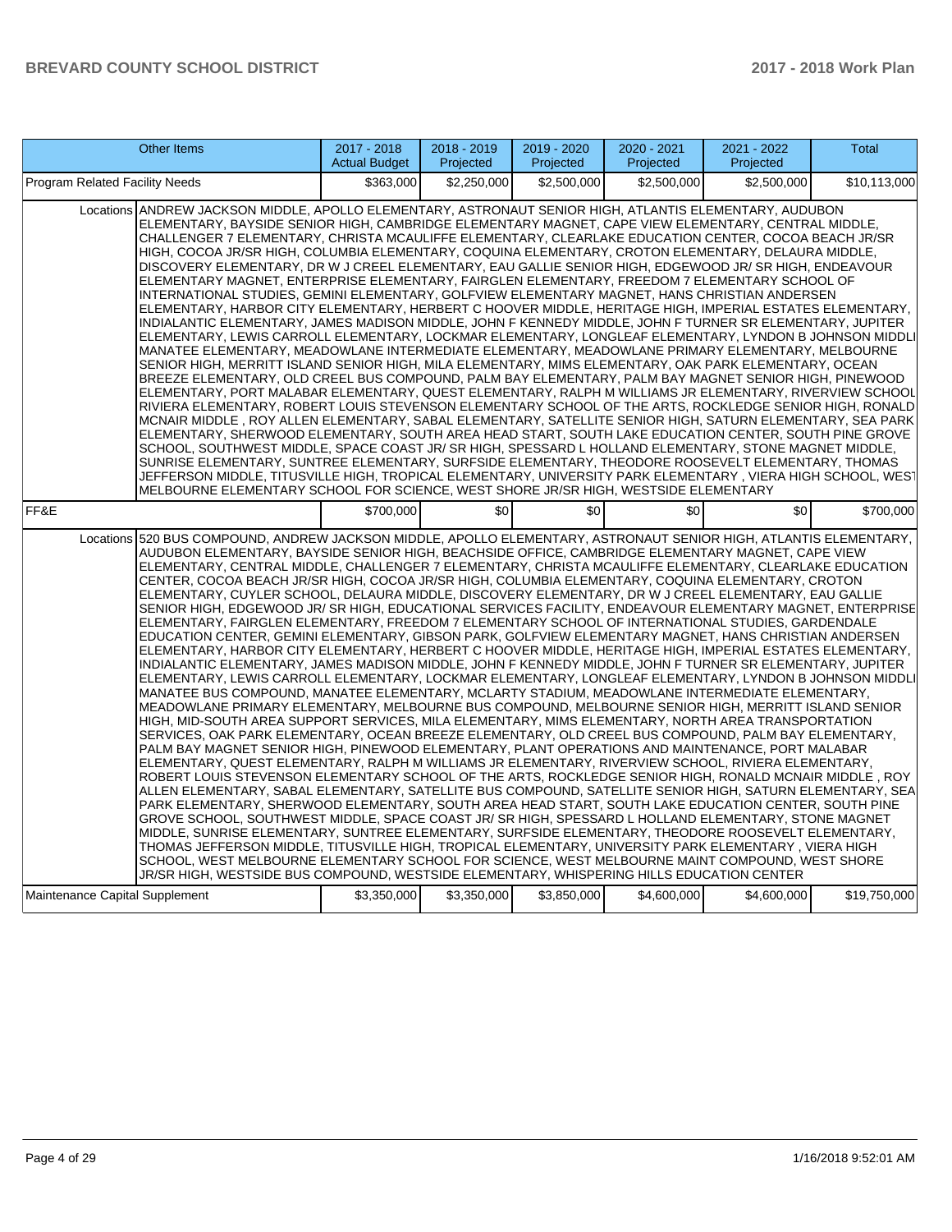| Other Items | 2017 - 2018 Actual Budget | 2018 - 2019 Projected | 2019 - 2020 Projected | 2020 - 2021 Projected | 2021 - 2022 Projected | Total |
|---|---|---|---|---|---|---|
| Program Related Facility Needs | $363,000 | $2,250,000 | $2,500,000 | $2,500,000 | $2,500,000 | $10,113,000 |
| Locations | ANDREW JACKSON MIDDLE, APOLLO ELEMENTARY, ASTRONAUT SENIOR HIGH, ATLANTIS ELEMENTARY, AUDUBON ELEMENTARY, BAYSIDE SENIOR HIGH, CAMBRIDGE ELEMENTARY MAGNET, CAPE VIEW ELEMENTARY, CENTRAL MIDDLE, CHALLENGER 7 ELEMENTARY, CHRISTA MCAULIFFE ELEMENTARY, CLEARLAKE EDUCATION CENTER, COCOA BEACH JR/SR HIGH, COCOA JR/SR HIGH, COLUMBIA ELEMENTARY, COQUINA ELEMENTARY, CROTON ELEMENTARY, DELAURA MIDDLE, DISCOVERY ELEMENTARY, DR W J CREEL ELEMENTARY, EAU GALLIE SENIOR HIGH, EDGEWOOD JR/ SR HIGH, ENDEAVOUR ELEMENTARY MAGNET, ENTERPRISE ELEMENTARY, FAIRGLEN ELEMENTARY, FREEDOM 7 ELEMENTARY SCHOOL OF INTERNATIONAL STUDIES, GEMINI ELEMENTARY, GOLFVIEW ELEMENTARY MAGNET, HANS CHRISTIAN ANDERSEN ELEMENTARY, HARBOR CITY ELEMENTARY, HERBERT C HOOVER MIDDLE, HERITAGE HIGH, IMPERIAL ESTATES ELEMENTARY, INDIALANTIC ELEMENTARY, JAMES MADISON MIDDLE, JOHN F KENNEDY MIDDLE, JOHN F TURNER SR ELEMENTARY, JUPITER ELEMENTARY, LEWIS CARROLL ELEMENTARY, LOCKMAR ELEMENTARY, LONGLEAF ELEMENTARY, LYNDON B JOHNSON MIDDLE, MANATEE ELEMENTARY, MEADOWLANE INTERMEDIATE ELEMENTARY, MEADOWLANE PRIMARY ELEMENTARY, MELBOURNE SENIOR HIGH, MERRITT ISLAND SENIOR HIGH, MILA ELEMENTARY, MIMS ELEMENTARY, OAK PARK ELEMENTARY, OCEAN BREEZE ELEMENTARY, OLD CREEL BUS COMPOUND, PALM BAY ELEMENTARY, PALM BAY MAGNET SENIOR HIGH, PINEWOOD ELEMENTARY, PORT MALABAR ELEMENTARY, QUEST ELEMENTARY, RALPH M WILLIAMS JR ELEMENTARY, RIVERVIEW SCHOOL, RIVIERA ELEMENTARY, ROBERT LOUIS STEVENSON ELEMENTARY SCHOOL OF THE ARTS, ROCKLEDGE SENIOR HIGH, RONALD MCNAIR MIDDLE , ROY ALLEN ELEMENTARY, SABAL ELEMENTARY, SATELLITE SENIOR HIGH, SATURN ELEMENTARY, SEA PARK ELEMENTARY, SHERWOOD ELEMENTARY, SOUTH AREA HEAD START, SOUTH LAKE EDUCATION CENTER, SOUTH PINE GROVE SCHOOL, SOUTHWEST MIDDLE, SPACE COAST JR/ SR HIGH, SPESSARD L HOLLAND ELEMENTARY, STONE MAGNET MIDDLE, SUNRISE ELEMENTARY, SUNTREE ELEMENTARY, SURFSIDE ELEMENTARY, THEODORE ROOSEVELT ELEMENTARY, THOMAS JEFFERSON MIDDLE, TITUSVILLE HIGH, TROPICAL ELEMENTARY, UNIVERSITY PARK ELEMENTARY , VIERA HIGH SCHOOL, WEST MELBOURNE ELEMENTARY SCHOOL FOR SCIENCE, WEST SHORE JR/SR HIGH, WESTSIDE ELEMENTARY | | | | | |
| FF&E | $700,000 | $0 | $0 | $0 | $0 | $700,000 |
| Locations | 520 BUS COMPOUND, ANDREW JACKSON MIDDLE, APOLLO ELEMENTARY, ASTRONAUT SENIOR HIGH, ATLANTIS ELEMENTARY, AUDUBON ELEMENTARY, BAYSIDE SENIOR HIGH, BEACHSIDE OFFICE, CAMBRIDGE ELEMENTARY MAGNET, CAPE VIEW ELEMENTARY, CENTRAL MIDDLE, CHALLENGER 7 ELEMENTARY, CHRISTA MCAULIFFE ELEMENTARY, CLEARLAKE EDUCATION CENTER, COCOA BEACH JR/SR HIGH, COCOA JR/SR HIGH, COLUMBIA ELEMENTARY, COQUINA ELEMENTARY, CROTON ELEMENTARY, CUYLER SCHOOL, DELAURA MIDDLE, DISCOVERY ELEMENTARY, DR W J CREEL ELEMENTARY, EAU GALLIE SENIOR HIGH, EDGEWOOD JR/ SR HIGH, EDUCATIONAL SERVICES FACILITY, ENDEAVOUR ELEMENTARY MAGNET, ENTERPRISE ELEMENTARY, FAIRGLEN ELEMENTARY, FREEDOM 7 ELEMENTARY SCHOOL OF INTERNATIONAL STUDIES, GARDENDALE EDUCATION CENTER, GEMINI ELEMENTARY, GIBSON PARK, GOLFVIEW ELEMENTARY MAGNET, HANS CHRISTIAN ANDERSEN ELEMENTARY, HARBOR CITY ELEMENTARY, HERBERT C HOOVER MIDDLE, HERITAGE HIGH, IMPERIAL ESTATES ELEMENTARY, INDIALANTIC ELEMENTARY, JAMES MADISON MIDDLE, JOHN F KENNEDY MIDDLE, JOHN F TURNER SR ELEMENTARY, JUPITER ELEMENTARY, LEWIS CARROLL ELEMENTARY, LOCKMAR ELEMENTARY, LONGLEAF ELEMENTARY, LYNDON B JOHNSON MIDDLE, MANATEE BUS COMPOUND, MANATEE ELEMENTARY, MCLARTY STADIUM, MEADOWLANE INTERMEDIATE ELEMENTARY, MEADOWLANE PRIMARY ELEMENTARY, MELBOURNE BUS COMPOUND, MELBOURNE SENIOR HIGH, MERRITT ISLAND SENIOR HIGH, MID-SOUTH AREA SUPPORT SERVICES, MILA ELEMENTARY, MIMS ELEMENTARY, NORTH AREA TRANSPORTATION SERVICES, OAK PARK ELEMENTARY, OCEAN BREEZE ELEMENTARY, OLD CREEL BUS COMPOUND, PALM BAY ELEMENTARY, PALM BAY MAGNET SENIOR HIGH, PINEWOOD ELEMENTARY, PLANT OPERATIONS AND MAINTENANCE, PORT MALABAR ELEMENTARY, QUEST ELEMENTARY, RALPH M WILLIAMS JR ELEMENTARY, RIVERVIEW SCHOOL, RIVIERA ELEMENTARY, ROBERT LOUIS STEVENSON ELEMENTARY SCHOOL OF THE ARTS, ROCKLEDGE SENIOR HIGH, RONALD MCNAIR MIDDLE , ROY ALLEN ELEMENTARY, SABAL ELEMENTARY, SATELLITE BUS COMPOUND, SATELLITE SENIOR HIGH, SATURN ELEMENTARY, SEA PARK ELEMENTARY, SHERWOOD ELEMENTARY, SOUTH AREA HEAD START, SOUTH LAKE EDUCATION CENTER, SOUTH PINE GROVE SCHOOL, SOUTHWEST MIDDLE, SPACE COAST JR/ SR HIGH, SPESSARD L HOLLAND ELEMENTARY, STONE MAGNET MIDDLE, SUNRISE ELEMENTARY, SUNTREE ELEMENTARY, SURFSIDE ELEMENTARY, THEODORE ROOSEVELT ELEMENTARY, THOMAS JEFFERSON MIDDLE, TITUSVILLE HIGH, TROPICAL ELEMENTARY, UNIVERSITY PARK ELEMENTARY , VIERA HIGH SCHOOL, WEST MELBOURNE ELEMENTARY SCHOOL FOR SCIENCE, WEST MELBOURNE MAINT COMPOUND, WEST SHORE JR/SR HIGH, WESTSIDE BUS COMPOUND, WESTSIDE ELEMENTARY, WHISPERING HILLS EDUCATION CENTER | | | | | |
| Maintenance Capital Supplement | $3,350,000 | $3,350,000 | $3,850,000 | $4,600,000 | $4,600,000 | $19,750,000 |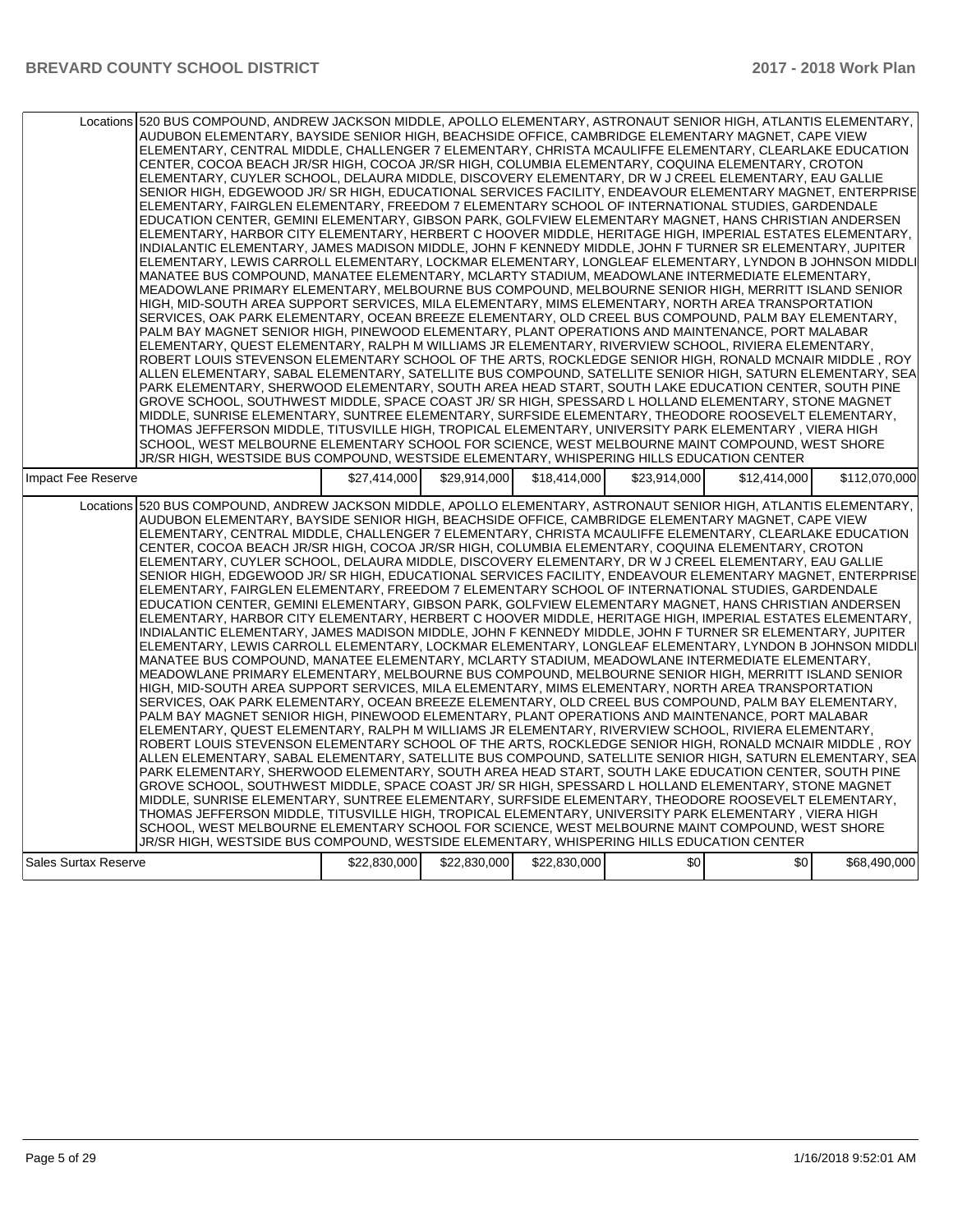| | | | | | | |
|---|---|---|---|---|---|---|
| Locations | 520 BUS COMPOUND, ANDREW JACKSON MIDDLE, APOLLO ELEMENTARY, ASTRONAUT SENIOR HIGH, ATLANTIS ELEMENTARY, AUDUBON ELEMENTARY, BAYSIDE SENIOR HIGH, BEACHSIDE OFFICE, CAMBRIDGE ELEMENTARY MAGNET, CAPE VIEW ELEMENTARY, CENTRAL MIDDLE, CHALLENGER 7 ELEMENTARY, CHRISTA MCAULIFFE ELEMENTARY, CLEARLAKE EDUCATION CENTER, COCOA BEACH JR/SR HIGH, COCOA JR/SR HIGH, COLUMBIA ELEMENTARY, COQUINA ELEMENTARY, CROTON ELEMENTARY, CUYLER SCHOOL, DELAURA MIDDLE, DISCOVERY ELEMENTARY, DR W J CREEL ELEMENTARY, EAU GALLIE SENIOR HIGH, EDGEWOOD JR/ SR HIGH, EDUCATIONAL SERVICES FACILITY, ENDEAVOUR ELEMENTARY MAGNET, ENTERPRISE ELEMENTARY, FAIRGLEN ELEMENTARY, FREEDOM 7 ELEMENTARY SCHOOL OF INTERNATIONAL STUDIES, GARDENDALE EDUCATION CENTER, GEMINI ELEMENTARY, GIBSON PARK, GOLFVIEW ELEMENTARY MAGNET, HANS CHRISTIAN ANDERSEN ELEMENTARY, HARBOR CITY ELEMENTARY, HERBERT C HOOVER MIDDLE, HERITAGE HIGH, IMPERIAL ESTATES ELEMENTARY, INDIALANTIC ELEMENTARY, JAMES MADISON MIDDLE, JOHN F KENNEDY MIDDLE, JOHN F TURNER SR ELEMENTARY, JUPITER ELEMENTARY, LEWIS CARROLL ELEMENTARY, LOCKMAR ELEMENTARY, LONGLEAF ELEMENTARY, LYNDON B JOHNSON MIDDLE, MANATEE BUS COMPOUND, MANATEE ELEMENTARY, MCLARTY STADIUM, MEADOWLANE INTERMEDIATE ELEMENTARY, MEADOWLANE PRIMARY ELEMENTARY, MELBOURNE BUS COMPOUND, MELBOURNE SENIOR HIGH, MERRITT ISLAND SENIOR HIGH, MID-SOUTH AREA SUPPORT SERVICES, MILA ELEMENTARY, MIMS ELEMENTARY, NORTH AREA TRANSPORTATION SERVICES, OAK PARK ELEMENTARY, OCEAN BREEZE ELEMENTARY, OLD CREEL BUS COMPOUND, PALM BAY ELEMENTARY, PALM BAY MAGNET SENIOR HIGH, PINEWOOD ELEMENTARY, PLANT OPERATIONS AND MAINTENANCE, PORT MALABAR ELEMENTARY, QUEST ELEMENTARY, RALPH M WILLIAMS JR ELEMENTARY, RIVERVIEW SCHOOL, RIVIERA ELEMENTARY, ROBERT LOUIS STEVENSON ELEMENTARY SCHOOL OF THE ARTS, ROCKLEDGE SENIOR HIGH, RONALD MCNAIR MIDDLE , ROY ALLEN ELEMENTARY, SABAL ELEMENTARY, SATELLITE BUS COMPOUND, SATELLITE SENIOR HIGH, SATURN ELEMENTARY, SEA PARK ELEMENTARY, SHERWOOD ELEMENTARY, SOUTH AREA HEAD START, SOUTH LAKE EDUCATION CENTER, SOUTH PINE GROVE SCHOOL, SOUTHWEST MIDDLE, SPACE COAST JR/ SR HIGH, SPESSARD L HOLLAND ELEMENTARY, STONE MAGNET MIDDLE, SUNRISE ELEMENTARY, SUNTREE ELEMENTARY, SURFSIDE ELEMENTARY, THEODORE ROOSEVELT ELEMENTARY, THOMAS JEFFERSON MIDDLE, TITUSVILLE HIGH, TROPICAL ELEMENTARY, UNIVERSITY PARK ELEMENTARY , VIERA HIGH SCHOOL, WEST MELBOURNE ELEMENTARY SCHOOL FOR SCIENCE, WEST MELBOURNE MAINT COMPOUND, WEST SHORE JR/SR HIGH, WESTSIDE BUS COMPOUND, WESTSIDE ELEMENTARY, WHISPERING HILLS EDUCATION CENTER | | | | | |
| Impact Fee Reserve | $27,414,000 | $29,914,000 | $18,414,000 | $23,914,000 | $12,414,000 | $112,070,000 |
| Locations | 520 BUS COMPOUND, ANDREW JACKSON MIDDLE, APOLLO ELEMENTARY, ASTRONAUT SENIOR HIGH, ATLANTIS ELEMENTARY, AUDUBON ELEMENTARY, BAYSIDE SENIOR HIGH, BEACHSIDE OFFICE, CAMBRIDGE ELEMENTARY MAGNET, CAPE VIEW ELEMENTARY, CENTRAL MIDDLE, CHALLENGER 7 ELEMENTARY, CHRISTA MCAULIFFE ELEMENTARY, CLEARLAKE EDUCATION CENTER, COCOA BEACH JR/SR HIGH, COCOA JR/SR HIGH, COLUMBIA ELEMENTARY, COQUINA ELEMENTARY, CROTON ELEMENTARY, CUYLER SCHOOL, DELAURA MIDDLE, DISCOVERY ELEMENTARY, DR W J CREEL ELEMENTARY, EAU GALLIE SENIOR HIGH, EDGEWOOD JR/ SR HIGH, EDUCATIONAL SERVICES FACILITY, ENDEAVOUR ELEMENTARY MAGNET, ENTERPRISE ELEMENTARY, FAIRGLEN ELEMENTARY, FREEDOM 7 ELEMENTARY SCHOOL OF INTERNATIONAL STUDIES, GARDENDALE EDUCATION CENTER, GEMINI ELEMENTARY, GIBSON PARK, GOLFVIEW ELEMENTARY MAGNET, HANS CHRISTIAN ANDERSEN ELEMENTARY, HARBOR CITY ELEMENTARY, HERBERT C HOOVER MIDDLE, HERITAGE HIGH, IMPERIAL ESTATES ELEMENTARY, INDIALANTIC ELEMENTARY, JAMES MADISON MIDDLE, JOHN F KENNEDY MIDDLE, JOHN F TURNER SR ELEMENTARY, JUPITER ELEMENTARY, LEWIS CARROLL ELEMENTARY, LOCKMAR ELEMENTARY, LONGLEAF ELEMENTARY, LYNDON B JOHNSON MIDDLE, MANATEE BUS COMPOUND, MANATEE ELEMENTARY, MCLARTY STADIUM, MEADOWLANE INTERMEDIATE ELEMENTARY, MEADOWLANE PRIMARY ELEMENTARY, MELBOURNE BUS COMPOUND, MELBOURNE SENIOR HIGH, MERRITT ISLAND SENIOR HIGH, MID-SOUTH AREA SUPPORT SERVICES, MILA ELEMENTARY, MIMS ELEMENTARY, NORTH AREA TRANSPORTATION SERVICES, OAK PARK ELEMENTARY, OCEAN BREEZE ELEMENTARY, OLD CREEL BUS COMPOUND, PALM BAY ELEMENTARY, PALM BAY MAGNET SENIOR HIGH, PINEWOOD ELEMENTARY, PLANT OPERATIONS AND MAINTENANCE, PORT MALABAR ELEMENTARY, QUEST ELEMENTARY, RALPH M WILLIAMS JR ELEMENTARY, RIVERVIEW SCHOOL, RIVIERA ELEMENTARY, ROBERT LOUIS STEVENSON ELEMENTARY SCHOOL OF THE ARTS, ROCKLEDGE SENIOR HIGH, RONALD MCNAIR MIDDLE , ROY ALLEN ELEMENTARY, SABAL ELEMENTARY, SATELLITE BUS COMPOUND, SATELLITE SENIOR HIGH, SATURN ELEMENTARY, SEA PARK ELEMENTARY, SHERWOOD ELEMENTARY, SOUTH AREA HEAD START, SOUTH LAKE EDUCATION CENTER, SOUTH PINE GROVE SCHOOL, SOUTHWEST MIDDLE, SPACE COAST JR/ SR HIGH, SPESSARD L HOLLAND ELEMENTARY, STONE MAGNET MIDDLE, SUNRISE ELEMENTARY, SUNTREE ELEMENTARY, SURFSIDE ELEMENTARY, THEODORE ROOSEVELT ELEMENTARY, THOMAS JEFFERSON MIDDLE, TITUSVILLE HIGH, TROPICAL ELEMENTARY, UNIVERSITY PARK ELEMENTARY , VIERA HIGH SCHOOL, WEST MELBOURNE ELEMENTARY SCHOOL FOR SCIENCE, WEST MELBOURNE MAINT COMPOUND, WEST SHORE JR/SR HIGH, WESTSIDE BUS COMPOUND, WESTSIDE ELEMENTARY, WHISPERING HILLS EDUCATION CENTER | | | | | |
| Sales Surtax Reserve | $22,830,000 | $22,830,000 | $22,830,000 | $0 | $0 | $68,490,000 |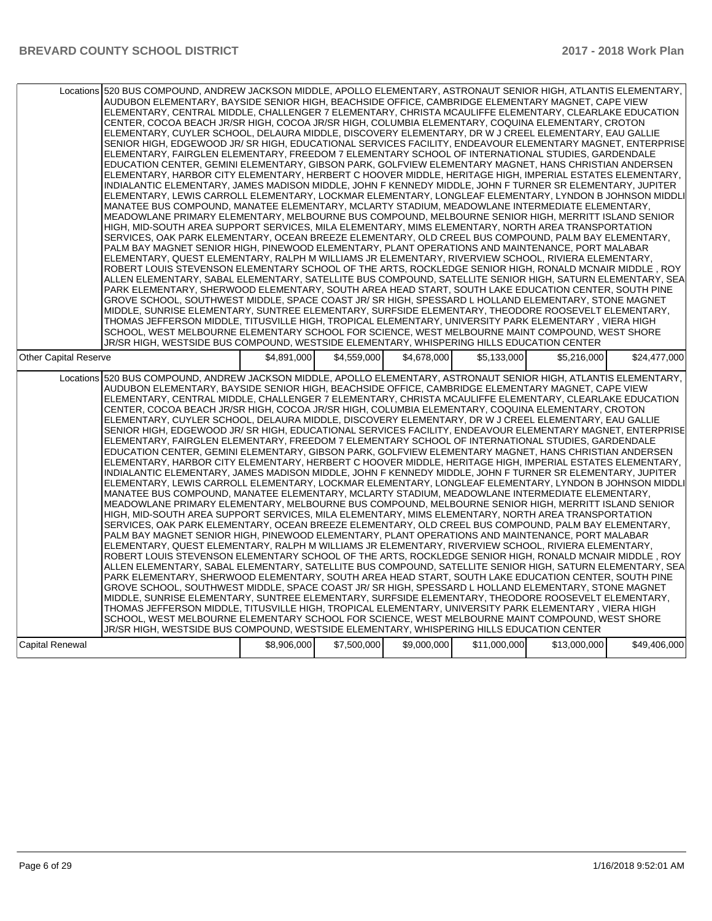| | | | | | | |
|---|---|---|---|---|---|---|
| Locations | 520 BUS COMPOUND, ANDREW JACKSON MIDDLE, APOLLO ELEMENTARY, ASTRONAUT SENIOR HIGH, ATLANTIS ELEMENTARY, AUDUBON ELEMENTARY, BAYSIDE SENIOR HIGH, BEACHSIDE OFFICE, CAMBRIDGE ELEMENTARY MAGNET, CAPE VIEW ELEMENTARY, CENTRAL MIDDLE, CHALLENGER 7 ELEMENTARY, CHRISTA MCAULIFFE ELEMENTARY, CLEARLAKE EDUCATION CENTER, COCOA BEACH JR/SR HIGH, COCOA JR/SR HIGH, COLUMBIA ELEMENTARY, COQUINA ELEMENTARY, CROTON ELEMENTARY, CUYLER SCHOOL, DELAURA MIDDLE, DISCOVERY ELEMENTARY, DR W J CREEL ELEMENTARY, EAU GALLIE SENIOR HIGH, EDGEWOOD JR/ SR HIGH, EDUCATIONAL SERVICES FACILITY, ENDEAVOUR ELEMENTARY MAGNET, ENTERPRISE ELEMENTARY, FAIRGLEN ELEMENTARY, FREEDOM 7 ELEMENTARY SCHOOL OF INTERNATIONAL STUDIES, GARDENDALE EDUCATION CENTER, GEMINI ELEMENTARY, GIBSON PARK, GOLFVIEW ELEMENTARY MAGNET, HANS CHRISTIAN ANDERSEN ELEMENTARY, HARBOR CITY ELEMENTARY, HERBERT C HOOVER MIDDLE, HERITAGE HIGH, IMPERIAL ESTATES ELEMENTARY, INDIALANTIC ELEMENTARY, JAMES MADISON MIDDLE, JOHN F KENNEDY MIDDLE, JOHN F TURNER SR ELEMENTARY, JUPITER ELEMENTARY, LEWIS CARROLL ELEMENTARY, LOCKMAR ELEMENTARY, LONGLEAF ELEMENTARY, LYNDON B JOHNSON MIDDLE, MANATEE BUS COMPOUND, MANATEE ELEMENTARY, MCLARTY STADIUM, MEADOWLANE INTERMEDIATE ELEMENTARY, MEADOWLANE PRIMARY ELEMENTARY, MELBOURNE BUS COMPOUND, MELBOURNE SENIOR HIGH, MERRITT ISLAND SENIOR HIGH, MID-SOUTH AREA SUPPORT SERVICES, MILA ELEMENTARY, MIMS ELEMENTARY, NORTH AREA TRANSPORTATION SERVICES, OAK PARK ELEMENTARY, OCEAN BREEZE ELEMENTARY, OLD CREEL BUS COMPOUND, PALM BAY ELEMENTARY, PALM BAY MAGNET SENIOR HIGH, PINEWOOD ELEMENTARY, PLANT OPERATIONS AND MAINTENANCE, PORT MALABAR ELEMENTARY, QUEST ELEMENTARY, RALPH M WILLIAMS JR ELEMENTARY, RIVERVIEW SCHOOL, RIVIERA ELEMENTARY, ROBERT LOUIS STEVENSON ELEMENTARY SCHOOL OF THE ARTS, ROCKLEDGE SENIOR HIGH, RONALD MCNAIR MIDDLE , ROY ALLEN ELEMENTARY, SABAL ELEMENTARY, SATELLITE BUS COMPOUND, SATELLITE SENIOR HIGH, SATURN ELEMENTARY, SEA PARK ELEMENTARY, SHERWOOD ELEMENTARY, SOUTH AREA HEAD START, SOUTH LAKE EDUCATION CENTER, SOUTH PINE GROVE SCHOOL, SOUTHWEST MIDDLE, SPACE COAST JR/ SR HIGH, SPESSARD L HOLLAND ELEMENTARY, STONE MAGNET MIDDLE, SUNRISE ELEMENTARY, SUNTREE ELEMENTARY, SURFSIDE ELEMENTARY, THEODORE ROOSEVELT ELEMENTARY, THOMAS JEFFERSON MIDDLE, TITUSVILLE HIGH, TROPICAL ELEMENTARY, UNIVERSITY PARK ELEMENTARY , VIERA HIGH SCHOOL, WEST MELBOURNE ELEMENTARY SCHOOL FOR SCIENCE, WEST MELBOURNE MAINT COMPOUND, WEST SHORE JR/SR HIGH, WESTSIDE BUS COMPOUND, WESTSIDE ELEMENTARY, WHISPERING HILLS EDUCATION CENTER | | | | | |
| Other Capital Reserve | $4,891,000 | $4,559,000 | $4,678,000 | $5,133,000 | $5,216,000 | $24,477,000 |
| Locations | 520 BUS COMPOUND, ANDREW JACKSON MIDDLE, APOLLO ELEMENTARY, ASTRONAUT SENIOR HIGH, ATLANTIS ELEMENTARY, AUDUBON ELEMENTARY, BAYSIDE SENIOR HIGH, BEACHSIDE OFFICE, CAMBRIDGE ELEMENTARY MAGNET, CAPE VIEW ELEMENTARY, CENTRAL MIDDLE, CHALLENGER 7 ELEMENTARY, CHRISTA MCAULIFFE ELEMENTARY, CLEARLAKE EDUCATION CENTER, COCOA BEACH JR/SR HIGH, COCOA JR/SR HIGH, COLUMBIA ELEMENTARY, COQUINA ELEMENTARY, CROTON ELEMENTARY, CUYLER SCHOOL, DELAURA MIDDLE, DISCOVERY ELEMENTARY, DR W J CREEL ELEMENTARY, EAU GALLIE SENIOR HIGH, EDGEWOOD JR/ SR HIGH, EDUCATIONAL SERVICES FACILITY, ENDEAVOUR ELEMENTARY MAGNET, ENTERPRISE ELEMENTARY, FAIRGLEN ELEMENTARY, FREEDOM 7 ELEMENTARY SCHOOL OF INTERNATIONAL STUDIES, GARDENDALE EDUCATION CENTER, GEMINI ELEMENTARY, GIBSON PARK, GOLFVIEW ELEMENTARY MAGNET, HANS CHRISTIAN ANDERSEN ELEMENTARY, HARBOR CITY ELEMENTARY, HERBERT C HOOVER MIDDLE, HERITAGE HIGH, IMPERIAL ESTATES ELEMENTARY, INDIALANTIC ELEMENTARY, JAMES MADISON MIDDLE, JOHN F KENNEDY MIDDLE, JOHN F TURNER SR ELEMENTARY, JUPITER ELEMENTARY, LEWIS CARROLL ELEMENTARY, LOCKMAR ELEMENTARY, LONGLEAF ELEMENTARY, LYNDON B JOHNSON MIDDLE, MANATEE BUS COMPOUND, MANATEE ELEMENTARY, MCLARTY STADIUM, MEADOWLANE INTERMEDIATE ELEMENTARY, MEADOWLANE PRIMARY ELEMENTARY, MELBOURNE BUS COMPOUND, MELBOURNE SENIOR HIGH, MERRITT ISLAND SENIOR HIGH, MID-SOUTH AREA SUPPORT SERVICES, MILA ELEMENTARY, MIMS ELEMENTARY, NORTH AREA TRANSPORTATION SERVICES, OAK PARK ELEMENTARY, OCEAN BREEZE ELEMENTARY, OLD CREEL BUS COMPOUND, PALM BAY ELEMENTARY, PALM BAY MAGNET SENIOR HIGH, PINEWOOD ELEMENTARY, PLANT OPERATIONS AND MAINTENANCE, PORT MALABAR ELEMENTARY, QUEST ELEMENTARY, RALPH M WILLIAMS JR ELEMENTARY, RIVERVIEW SCHOOL, RIVIERA ELEMENTARY, ROBERT LOUIS STEVENSON ELEMENTARY SCHOOL OF THE ARTS, ROCKLEDGE SENIOR HIGH, RONALD MCNAIR MIDDLE , ROY ALLEN ELEMENTARY, SABAL ELEMENTARY, SATELLITE BUS COMPOUND, SATELLITE SENIOR HIGH, SATURN ELEMENTARY, SEA PARK ELEMENTARY, SHERWOOD ELEMENTARY, SOUTH AREA HEAD START, SOUTH LAKE EDUCATION CENTER, SOUTH PINE GROVE SCHOOL, SOUTHWEST MIDDLE, SPACE COAST JR/ SR HIGH, SPESSARD L HOLLAND ELEMENTARY, STONE MAGNET MIDDLE, SUNRISE ELEMENTARY, SUNTREE ELEMENTARY, SURFSIDE ELEMENTARY, THEODORE ROOSEVELT ELEMENTARY, THOMAS JEFFERSON MIDDLE, TITUSVILLE HIGH, TROPICAL ELEMENTARY, UNIVERSITY PARK ELEMENTARY , VIERA HIGH SCHOOL, WEST MELBOURNE ELEMENTARY SCHOOL FOR SCIENCE, WEST MELBOURNE MAINT COMPOUND, WEST SHORE JR/SR HIGH, WESTSIDE BUS COMPOUND, WESTSIDE ELEMENTARY, WHISPERING HILLS EDUCATION CENTER | | | | | |
| Capital Renewal | $8,906,000 | $7,500,000 | $9,000,000 | $11,000,000 | $13,000,000 | $49,406,000 |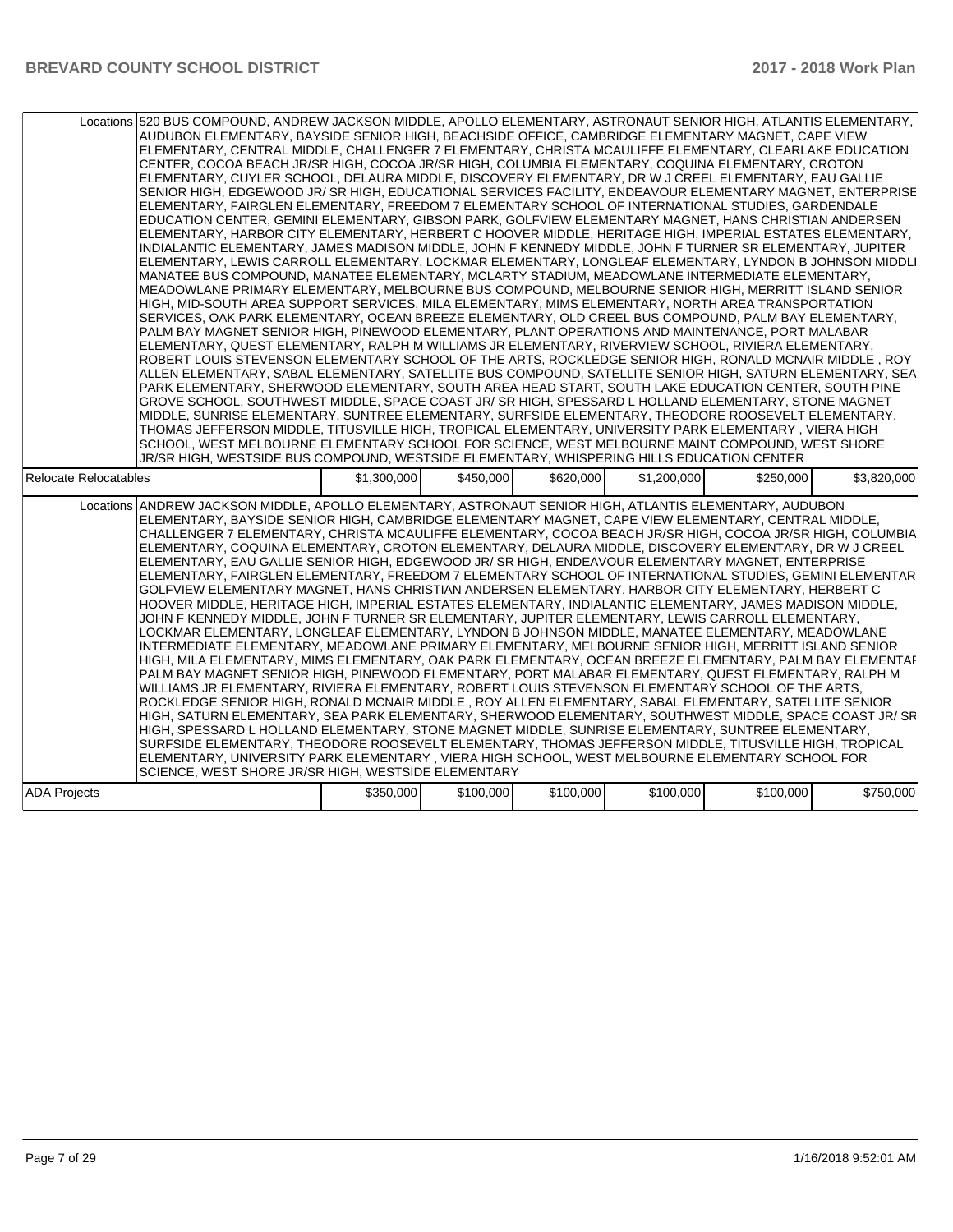| | | | | | | |
|---|---|---|---|---|---|---|
| Locations | 520 BUS COMPOUND, ANDREW JACKSON MIDDLE, APOLLO ELEMENTARY, ASTRONAUT SENIOR HIGH, ATLANTIS ELEMENTARY, AUDUBON ELEMENTARY, BAYSIDE SENIOR HIGH, BEACHSIDE OFFICE, CAMBRIDGE ELEMENTARY MAGNET, CAPE VIEW ELEMENTARY, CENTRAL MIDDLE, CHALLENGER 7 ELEMENTARY, CHRISTA MCAULIFFE ELEMENTARY, CLEARLAKE EDUCATION CENTER, COCOA BEACH JR/SR HIGH, COCOA JR/SR HIGH, COLUMBIA ELEMENTARY, COQUINA ELEMENTARY, CROTON ELEMENTARY, CUYLER SCHOOL, DELAURA MIDDLE, DISCOVERY ELEMENTARY, DR W J CREEL ELEMENTARY, EAU GALLIE SENIOR HIGH, EDGEWOOD JR/ SR HIGH, EDUCATIONAL SERVICES FACILITY, ENDEAVOUR ELEMENTARY MAGNET, ENTERPRISE ELEMENTARY, FAIRGLEN ELEMENTARY, FREEDOM 7 ELEMENTARY SCHOOL OF INTERNATIONAL STUDIES, GARDENDALE EDUCATION CENTER, GEMINI ELEMENTARY, GIBSON PARK, GOLFVIEW ELEMENTARY MAGNET, HANS CHRISTIAN ANDERSEN ELEMENTARY, HARBOR CITY ELEMENTARY, HERBERT C HOOVER MIDDLE, HERITAGE HIGH, IMPERIAL ESTATES ELEMENTARY, INDIALANTIC ELEMENTARY, JAMES MADISON MIDDLE, JOHN F KENNEDY MIDDLE, JOHN F TURNER SR ELEMENTARY, JUPITER ELEMENTARY, LEWIS CARROLL ELEMENTARY, LOCKMAR ELEMENTARY, LONGLEAF ELEMENTARY, LYNDON B JOHNSON MIDDLE, MANATEE BUS COMPOUND, MANATEE ELEMENTARY, MCLARTY STADIUM, MEADOWLANE INTERMEDIATE ELEMENTARY, MEADOWLANE PRIMARY ELEMENTARY, MELBOURNE BUS COMPOUND, MELBOURNE SENIOR HIGH, MERRITT ISLAND SENIOR HIGH, MID-SOUTH AREA SUPPORT SERVICES, MILA ELEMENTARY, MIMS ELEMENTARY, NORTH AREA TRANSPORTATION SERVICES, OAK PARK ELEMENTARY, OCEAN BREEZE ELEMENTARY, OLD CREEL BUS COMPOUND, PALM BAY ELEMENTARY, PALM BAY MAGNET SENIOR HIGH, PINEWOOD ELEMENTARY, PLANT OPERATIONS AND MAINTENANCE, PORT MALABAR ELEMENTARY, QUEST ELEMENTARY, RALPH M WILLIAMS JR ELEMENTARY, RIVERVIEW SCHOOL, RIVIERA ELEMENTARY, ROBERT LOUIS STEVENSON ELEMENTARY SCHOOL OF THE ARTS, ROCKLEDGE SENIOR HIGH, RONALD MCNAIR MIDDLE , ROY ALLEN ELEMENTARY, SABAL ELEMENTARY, SATELLITE BUS COMPOUND, SATELLITE SENIOR HIGH, SATURN ELEMENTARY, SEA PARK ELEMENTARY, SHERWOOD ELEMENTARY, SOUTH AREA HEAD START, SOUTH LAKE EDUCATION CENTER, SOUTH PINE GROVE SCHOOL, SOUTHWEST MIDDLE, SPACE COAST JR/ SR HIGH, SPESSARD L HOLLAND ELEMENTARY, STONE MAGNET MIDDLE, SUNRISE ELEMENTARY, SUNTREE ELEMENTARY, SURFSIDE ELEMENTARY, THEODORE ROOSEVELT ELEMENTARY, THOMAS JEFFERSON MIDDLE, TITUSVILLE HIGH, TROPICAL ELEMENTARY, UNIVERSITY PARK ELEMENTARY , VIERA HIGH SCHOOL, WEST MELBOURNE ELEMENTARY SCHOOL FOR SCIENCE, WEST MELBOURNE MAINT COMPOUND, WEST SHORE JR/SR HIGH, WESTSIDE BUS COMPOUND, WESTSIDE ELEMENTARY, WHISPERING HILLS EDUCATION CENTER | | | | | |
| Relocate Relocatables | | $1,300,000 | $450,000 | $620,000 | $1,200,000 | $250,000 | $3,820,000 |
| Locations | ANDREW JACKSON MIDDLE, APOLLO ELEMENTARY, ASTRONAUT SENIOR HIGH, ATLANTIS ELEMENTARY, AUDUBON ELEMENTARY, BAYSIDE SENIOR HIGH, CAMBRIDGE ELEMENTARY MAGNET, CAPE VIEW ELEMENTARY, CENTRAL MIDDLE, CHALLENGER 7 ELEMENTARY, CHRISTA MCAULIFFE ELEMENTARY, COCOA BEACH JR/SR HIGH, COCOA JR/SR HIGH, COLUMBIA ELEMENTARY, COQUINA ELEMENTARY, CROTON ELEMENTARY, DELAURA MIDDLE, DISCOVERY ELEMENTARY, DR W J CREEL ELEMENTARY, EAU GALLIE SENIOR HIGH, EDGEWOOD JR/ SR HIGH, ENDEAVOUR ELEMENTARY MAGNET, ENTERPRISE ELEMENTARY, FAIRGLEN ELEMENTARY, FREEDOM 7 ELEMENTARY SCHOOL OF INTERNATIONAL STUDIES, GEMINI ELEMENTAR GOLFVIEW ELEMENTARY MAGNET, HANS CHRISTIAN ANDERSEN ELEMENTARY, HARBOR CITY ELEMENTARY, HERBERT C HOOVER MIDDLE, HERITAGE HIGH, IMPERIAL ESTATES ELEMENTARY, INDIALANTIC ELEMENTARY, JAMES MADISON MIDDLE, JOHN F KENNEDY MIDDLE, JOHN F TURNER SR ELEMENTARY, JUPITER ELEMENTARY, LEWIS CARROLL ELEMENTARY, LOCKMAR ELEMENTARY, LONGLEAF ELEMENTARY, LYNDON B JOHNSON MIDDLE, MANATEE ELEMENTARY, MEADOWLANE INTERMEDIATE ELEMENTARY, MEADOWLANE PRIMARY ELEMENTARY, MELBOURNE SENIOR HIGH, MERRITT ISLAND SENIOR HIGH, MILA ELEMENTARY, MIMS ELEMENTARY, OAK PARK ELEMENTARY, OCEAN BREEZE ELEMENTARY, PALM BAY ELEMENTAI PALM BAY MAGNET SENIOR HIGH, PINEWOOD ELEMENTARY, PORT MALABAR ELEMENTARY, QUEST ELEMENTARY, RALPH M WILLIAMS JR ELEMENTARY, RIVIERA ELEMENTARY, ROBERT LOUIS STEVENSON ELEMENTARY SCHOOL OF THE ARTS, ROCKLEDGE SENIOR HIGH, RONALD MCNAIR MIDDLE , ROY ALLEN ELEMENTARY, SABAL ELEMENTARY, SATELLITE SENIOR HIGH, SATURN ELEMENTARY, SEA PARK ELEMENTARY, SHERWOOD ELEMENTARY, SOUTHWEST MIDDLE, SPACE COAST JR/ SR HIGH, SPESSARD L HOLLAND ELEMENTARY, STONE MAGNET MIDDLE, SUNRISE ELEMENTARY, SUNTREE ELEMENTARY, SURFSIDE ELEMENTARY, THEODORE ROOSEVELT ELEMENTARY, THOMAS JEFFERSON MIDDLE, TITUSVILLE HIGH, TROPICAL ELEMENTARY, UNIVERSITY PARK ELEMENTARY , VIERA HIGH SCHOOL, WEST MELBOURNE ELEMENTARY SCHOOL FOR SCIENCE, WEST SHORE JR/SR HIGH, WESTSIDE ELEMENTARY | | | | | |
| ADA Projects | | $350,000 | $100,000 | $100,000 | $100,000 | $100,000 | $750,000 |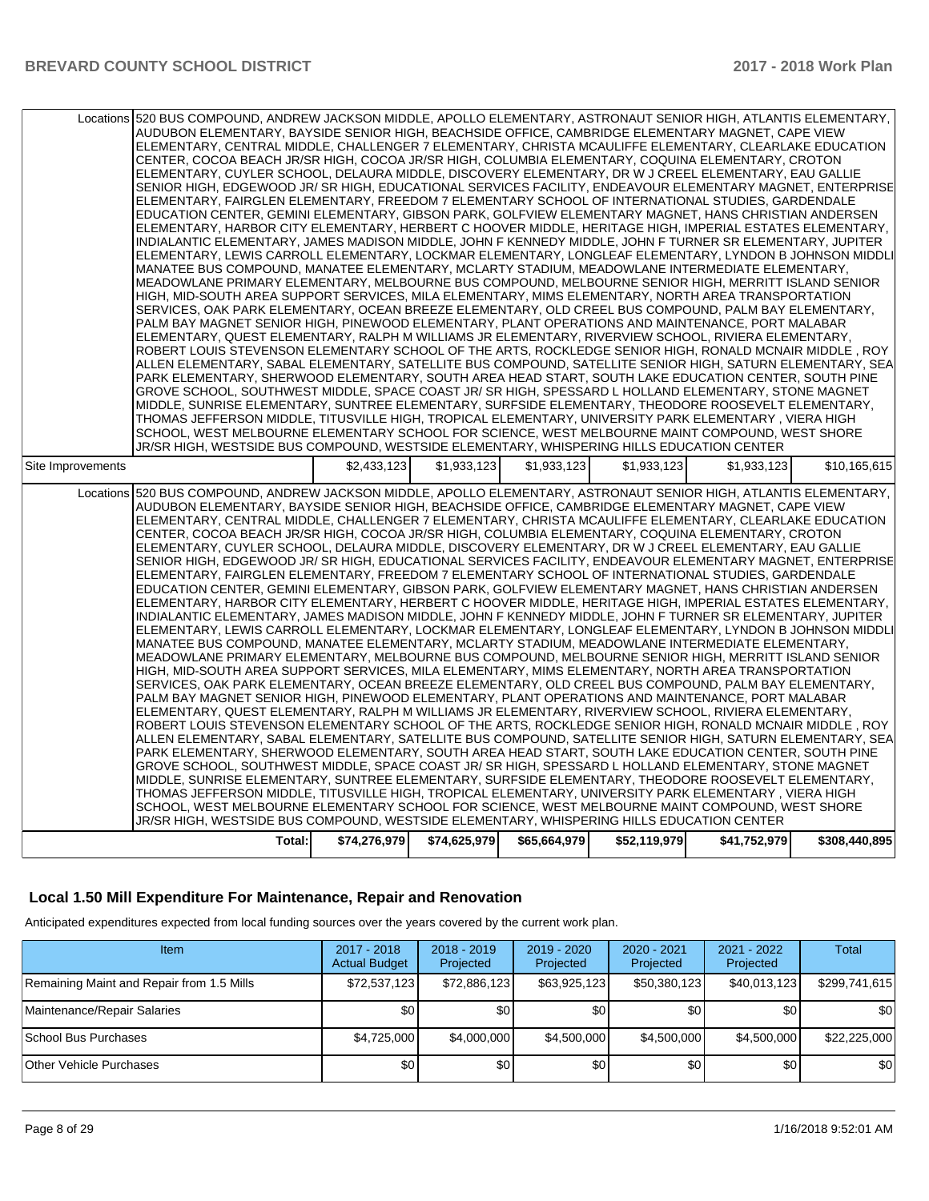| | | | | | | | |
|---|---|---|---|---|---|---|---|
| | Locations | 520 BUS COMPOUND, ANDREW JACKSON MIDDLE, APOLLO ELEMENTARY, ASTRONAUT SENIOR HIGH, ATLANTIS ELEMENTARY, AUDUBON ELEMENTARY, BAYSIDE SENIOR HIGH, BEACHSIDE OFFICE, CAMBRIDGE ELEMENTARY MAGNET, CAPE VIEW ELEMENTARY, CENTRAL MIDDLE, CHALLENGER 7 ELEMENTARY, CHRISTA MCAULIFFE ELEMENTARY, CLEARLAKE EDUCATION CENTER, COCOA BEACH JR/SR HIGH, COCOA JR/SR HIGH, COLUMBIA ELEMENTARY, COQUINA ELEMENTARY, CROTON ELEMENTARY, CUYLER SCHOOL, DELAURA MIDDLE, DISCOVERY ELEMENTARY, DR W J CREEL ELEMENTARY, EAU GALLIE SENIOR HIGH, EDGEWOOD JR/ SR HIGH, EDUCATIONAL SERVICES FACILITY, ENDEAVOUR ELEMENTARY MAGNET, ENTERPRISE ELEMENTARY, FAIRGLEN ELEMENTARY, FREEDOM 7 ELEMENTARY SCHOOL OF INTERNATIONAL STUDIES, GARDENDALE EDUCATION CENTER, GEMINI ELEMENTARY, GIBSON PARK, GOLFVIEW ELEMENTARY MAGNET, HANS CHRISTIAN ANDERSEN ELEMENTARY, HARBOR CITY ELEMENTARY, HERBERT C HOOVER MIDDLE, HERITAGE HIGH, IMPERIAL ESTATES ELEMENTARY, INDIALANTIC ELEMENTARY, JAMES MADISON MIDDLE, JOHN F KENNEDY MIDDLE, JOHN F TURNER SR ELEMENTARY, JUPITER ELEMENTARY, LEWIS CARROLL ELEMENTARY, LOCKMAR ELEMENTARY, LONGLEAF ELEMENTARY, LYNDON B JOHNSON MIDDLE, MANATEE BUS COMPOUND, MANATEE ELEMENTARY, MCLARTY STADIUM, MEADOWLANE INTERMEDIATE ELEMENTARY, MEADOWLANE PRIMARY ELEMENTARY, MELBOURNE BUS COMPOUND, MELBOURNE SENIOR HIGH, MERRITT ISLAND SENIOR HIGH, MID-SOUTH AREA SUPPORT SERVICES, MILA ELEMENTARY, MIMS ELEMENTARY, NORTH AREA TRANSPORTATION SERVICES, OAK PARK ELEMENTARY, OCEAN BREEZE ELEMENTARY, OLD CREEL BUS COMPOUND, PALM BAY ELEMENTARY, PALM BAY MAGNET SENIOR HIGH, PINEWOOD ELEMENTARY, PLANT OPERATIONS AND MAINTENANCE, PORT MALABAR ELEMENTARY, QUEST ELEMENTARY, RALPH M WILLIAMS JR ELEMENTARY, RIVERVIEW SCHOOL, RIVIERA ELEMENTARY, ROBERT LOUIS STEVENSON ELEMENTARY SCHOOL OF THE ARTS, ROCKLEDGE SENIOR HIGH, RONALD MCNAIR MIDDLE , ROY ALLEN ELEMENTARY, SABAL ELEMENTARY, SATELLITE BUS COMPOUND, SATELLITE SENIOR HIGH, SATURN ELEMENTARY, SEA PARK ELEMENTARY, SHERWOOD ELEMENTARY, SOUTH AREA HEAD START, SOUTH LAKE EDUCATION CENTER, SOUTH PINE GROVE SCHOOL, SOUTHWEST MIDDLE, SPACE COAST JR/ SR HIGH, SPESSARD L HOLLAND ELEMENTARY, STONE MAGNET MIDDLE, SUNRISE ELEMENTARY, SUNTREE ELEMENTARY, SURFSIDE ELEMENTARY, THEODORE ROOSEVELT ELEMENTARY, THOMAS JEFFERSON MIDDLE, TITUSVILLE HIGH, TROPICAL ELEMENTARY, UNIVERSITY PARK ELEMENTARY , VIERA HIGH SCHOOL, WEST MELBOURNE ELEMENTARY SCHOOL FOR SCIENCE, WEST MELBOURNE MAINT COMPOUND, WEST SHORE JR/SR HIGH, WESTSIDE BUS COMPOUND, WESTSIDE ELEMENTARY, WHISPERING HILLS EDUCATION CENTER | | | | | |
| Site Improvements | | $2,433,123 | $1,933,123 | $1,933,123 | $1,933,123 | $1,933,123 | $10,165,615 |
| | Locations | 520 BUS COMPOUND, ANDREW JACKSON MIDDLE, APOLLO ELEMENTARY, ASTRONAUT SENIOR HIGH, ATLANTIS ELEMENTARY, AUDUBON ELEMENTARY, BAYSIDE SENIOR HIGH, BEACHSIDE OFFICE, CAMBRIDGE ELEMENTARY MAGNET, CAPE VIEW ELEMENTARY, CENTRAL MIDDLE, CHALLENGER 7 ELEMENTARY, CHRISTA MCAULIFFE ELEMENTARY, CLEARLAKE EDUCATION CENTER, COCOA BEACH JR/SR HIGH, COCOA JR/SR HIGH, COLUMBIA ELEMENTARY, COQUINA ELEMENTARY, CROTON ELEMENTARY, CUYLER SCHOOL, DELAURA MIDDLE, DISCOVERY ELEMENTARY, DR W J CREEL ELEMENTARY, EAU GALLIE SENIOR HIGH, EDGEWOOD JR/ SR HIGH, EDUCATIONAL SERVICES FACILITY, ENDEAVOUR ELEMENTARY MAGNET, ENTERPRISE ELEMENTARY, FAIRGLEN ELEMENTARY, FREEDOM 7 ELEMENTARY SCHOOL OF INTERNATIONAL STUDIES, GARDENDALE EDUCATION CENTER, GEMINI ELEMENTARY, GIBSON PARK, GOLFVIEW ELEMENTARY MAGNET, HANS CHRISTIAN ANDERSEN ELEMENTARY, HARBOR CITY ELEMENTARY, HERBERT C HOOVER MIDDLE, HERITAGE HIGH, IMPERIAL ESTATES ELEMENTARY, INDIALANTIC ELEMENTARY, JAMES MADISON MIDDLE, JOHN F KENNEDY MIDDLE, JOHN F TURNER SR ELEMENTARY, JUPITER ELEMENTARY, LEWIS CARROLL ELEMENTARY, LOCKMAR ELEMENTARY, LONGLEAF ELEMENTARY, LYNDON B JOHNSON MIDDLE, MANATEE BUS COMPOUND, MANATEE ELEMENTARY, MCLARTY STADIUM, MEADOWLANE INTERMEDIATE ELEMENTARY, MEADOWLANE PRIMARY ELEMENTARY, MELBOURNE BUS COMPOUND, MELBOURNE SENIOR HIGH, MERRITT ISLAND SENIOR HIGH, MID-SOUTH AREA SUPPORT SERVICES, MILA ELEMENTARY, MIMS ELEMENTARY, NORTH AREA TRANSPORTATION SERVICES, OAK PARK ELEMENTARY, OCEAN BREEZE ELEMENTARY, OLD CREEL BUS COMPOUND, PALM BAY ELEMENTARY, PALM BAY MAGNET SENIOR HIGH, PINEWOOD ELEMENTARY, PLANT OPERATIONS AND MAINTENANCE, PORT MALABAR ELEMENTARY, QUEST ELEMENTARY, RALPH M WILLIAMS JR ELEMENTARY, RIVERVIEW SCHOOL, RIVIERA ELEMENTARY, ROBERT LOUIS STEVENSON ELEMENTARY SCHOOL OF THE ARTS, ROCKLEDGE SENIOR HIGH, RONALD MCNAIR MIDDLE , ROY ALLEN ELEMENTARY, SABAL ELEMENTARY, SATELLITE BUS COMPOUND, SATELLITE SENIOR HIGH, SATURN ELEMENTARY, SEA PARK ELEMENTARY, SHERWOOD ELEMENTARY, SOUTH AREA HEAD START, SOUTH LAKE EDUCATION CENTER, SOUTH PINE GROVE SCHOOL, SOUTHWEST MIDDLE, SPACE COAST JR/ SR HIGH, SPESSARD L HOLLAND ELEMENTARY, STONE MAGNET MIDDLE, SUNRISE ELEMENTARY, SUNTREE ELEMENTARY, SURFSIDE ELEMENTARY, THEODORE ROOSEVELT ELEMENTARY, THOMAS JEFFERSON MIDDLE, TITUSVILLE HIGH, TROPICAL ELEMENTARY, UNIVERSITY PARK ELEMENTARY , VIERA HIGH SCHOOL, WEST MELBOURNE ELEMENTARY SCHOOL FOR SCIENCE, WEST MELBOURNE MAINT COMPOUND, WEST SHORE JR/SR HIGH, WESTSIDE BUS COMPOUND, WESTSIDE ELEMENTARY, WHISPERING HILLS EDUCATION CENTER | | | | | |
| | Total: | $74,276,979 | $74,625,979 | $65,664,979 | $52,119,979 | $41,752,979 | $308,440,895 |

## Local 1.50 Mill Expenditure For Maintenance, Repair and Renovation

Anticipated expenditures expected from local funding sources over the years covered by the current work plan.

| Item | 2017 - 2018 Actual Budget | 2018 - 2019 Projected | 2019 - 2020 Projected | 2020 - 2021 Projected | 2021 - 2022 Projected | Total |
|---|---|---|---|---|---|---|
| Remaining Maint and Repair from 1.5 Mills | $72,537,123 | $72,886,123 | $63,925,123 | $50,380,123 | $40,013,123 | $299,741,615 |
| Maintenance/Repair Salaries | $0 | $0 | $0 | $0 | $0 | $0 |
| School Bus Purchases | $4,725,000 | $4,000,000 | $4,500,000 | $4,500,000 | $4,500,000 | $22,225,000 |
| Other Vehicle Purchases | $0 | $0 | $0 | $0 | $0 | $0 |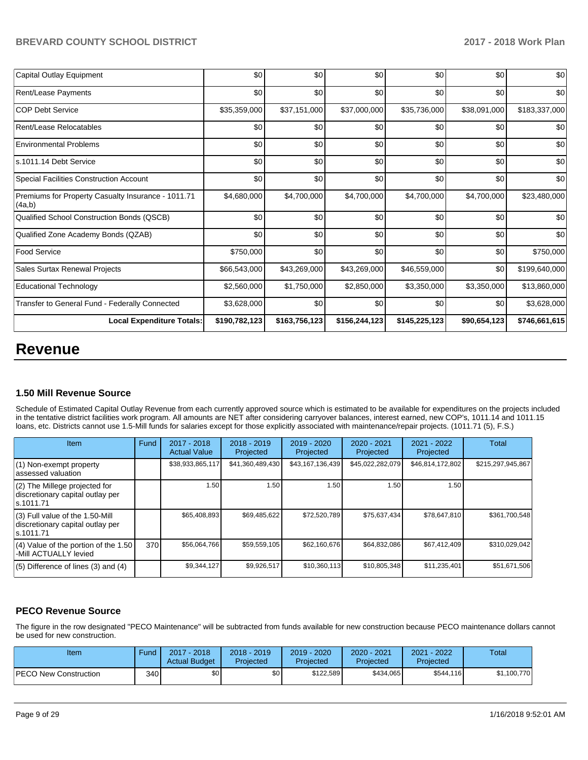| | | | | | | |
|---|---|---|---|---|---|---|
| Capital Outlay Equipment | $0 | $0 | $0 | $0 | $0 | $0 |
| Rent/Lease Payments | $0 | $0 | $0 | $0 | $0 | $0 |
| COP Debt Service | $35,359,000 | $37,151,000 | $37,000,000 | $35,736,000 | $38,091,000 | $183,337,000 |
| Rent/Lease Relocatables | $0 | $0 | $0 | $0 | $0 | $0 |
| Environmental Problems | $0 | $0 | $0 | $0 | $0 | $0 |
| s.1011.14 Debt Service | $0 | $0 | $0 | $0 | $0 | $0 |
| Special Facilities Construction Account | $0 | $0 | $0 | $0 | $0 | $0 |
| Premiums for Property Casualty Insurance - 1011.71 (4a,b) | $4,680,000 | $4,700,000 | $4,700,000 | $4,700,000 | $4,700,000 | $23,480,000 |
| Qualified School Construction Bonds (QSCB) | $0 | $0 | $0 | $0 | $0 | $0 |
| Qualified Zone Academy Bonds (QZAB) | $0 | $0 | $0 | $0 | $0 | $0 |
| Food Service | $750,000 | $0 | $0 | $0 | $0 | $750,000 |
| Sales Surtax Renewal Projects | $66,543,000 | $43,269,000 | $43,269,000 | $46,559,000 | $0 | $199,640,000 |
| Educational Technology | $2,560,000 | $1,750,000 | $2,850,000 | $3,350,000 | $3,350,000 | $13,860,000 |
| Transfer to General Fund - Federally Connected | $3,628,000 | $0 | $0 | $0 | $0 | $3,628,000 |
| **Local Expenditure Totals:** | **$190,782,123** | **$163,756,123** | **$156,244,123** | **$145,225,123** | **$90,654,123** | **$746,661,615** |

# Revenue

### 1.50 Mill Revenue Source

Schedule of Estimated Capital Outlay Revenue from each currently approved source which is estimated to be available for expenditures on the projects included in the tentative district facilities work program. All amounts are NET after considering carryover balances, interest earned, new COP's, 1011.14 and 1011.15 loans, etc. Districts cannot use 1.5-Mill funds for salaries except for those explicitly associated with maintenance/repair projects. (1011.71 (5), F.S.)

| Item | Fund | 2017 - 2018 Actual Value | 2018 - 2019 Projected | 2019 - 2020 Projected | 2020 - 2021 Projected | 2021 - 2022 Projected | Total |
|---|---|---|---|---|---|---|---|
| (1) Non-exempt property assessed valuation | | $38,933,865,117 | $41,360,489,430 | $43,167,136,439 | $45,022,282,079 | $46,814,172,802 | $215,297,945,867 |
| (2) The Millege projected for discretionary capital outlay per s.1011.71 | | 1.50 | 1.50 | 1.50 | 1.50 | 1.50 | |
| (3) Full value of the 1.50-Mill discretionary capital outlay per s.1011.71 | | $65,408,893 | $69,485,622 | $72,520,789 | $75,637,434 | $78,647,810 | $361,700,548 |
| (4) Value of the portion of the 1.50 -Mill ACTUALLY levied | 370 | $56,064,766 | $59,559,105 | $62,160,676 | $64,832,086 | $67,412,409 | $310,029,042 |
| (5) Difference of lines (3) and (4) | | $9,344,127 | $9,926,517 | $10,360,113 | $10,805,348 | $11,235,401 | $51,671,506 |

### PECO Revenue Source

The figure in the row designated "PECO Maintenance" will be subtracted from funds available for new construction because PECO maintenance dollars cannot be used for new construction.

| Item | Fund | 2017 - 2018 Actual Budget | 2018 - 2019 Projected | 2019 - 2020 Projected | 2020 - 2021 Projected | 2021 - 2022 Projected | Total |
|---|---|---|---|---|---|---|---|
| PECO New Construction | 340 | $0 | $0 | $122,589 | $434,065 | $544,116 | $1,100,770 |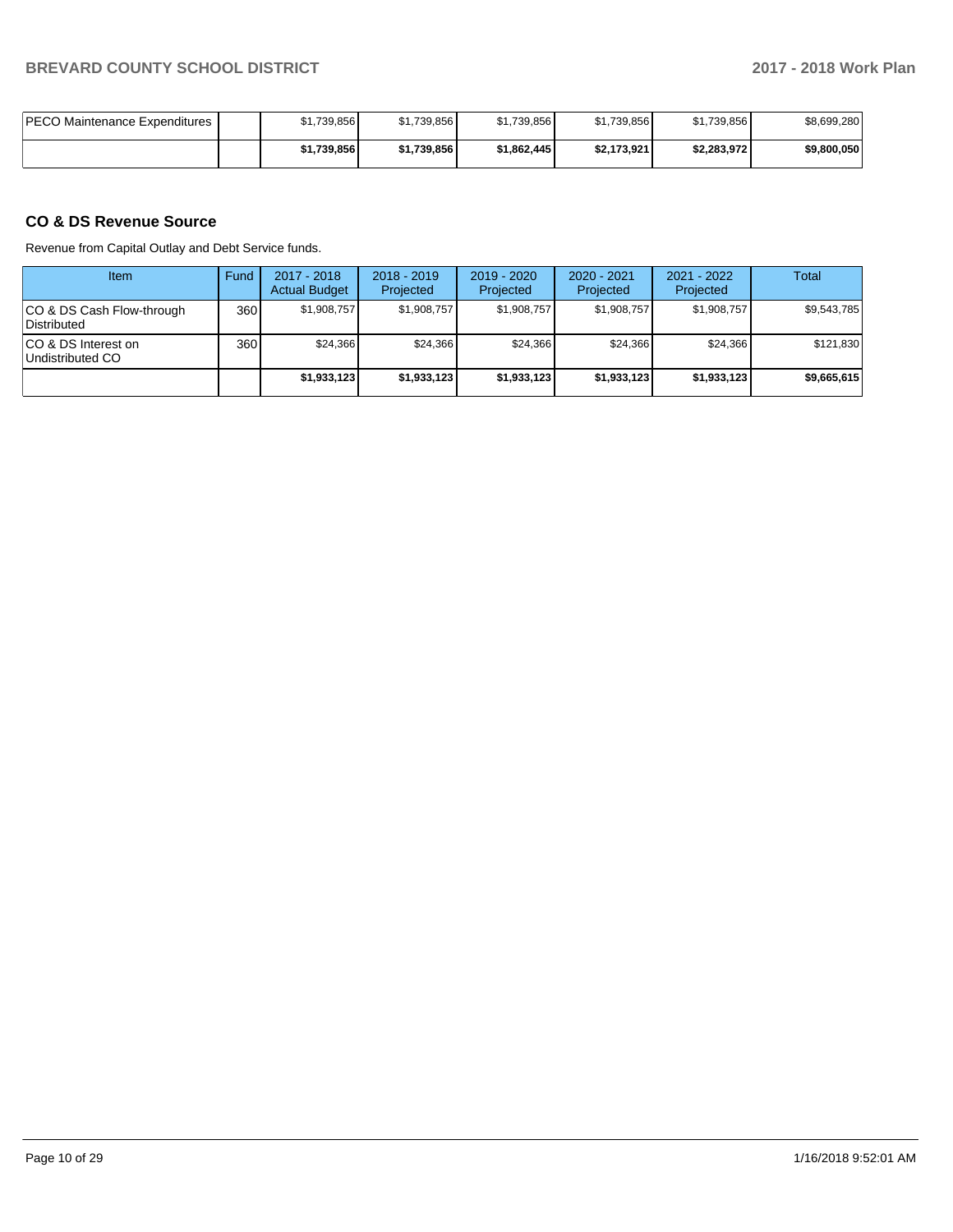| | | | | | | | |
|---|---|---|---|---|---|---|---|
| PECO Maintenance Expenditures | | $1,739,856 | $1,739,856 | $1,739,856 | $1,739,856 | $1,739,856 | $8,699,280 |
| | | **$1,739,856** | **$1,739,856** | **$1,862,445** | **$2,173,921** | **$2,283,972** | **$9,800,050** |

## CO & DS Revenue Source

Revenue from Capital Outlay and Debt Service funds.

| Item | Fund | 2017 - 2018 Actual Budget | 2018 - 2019 Projected | 2019 - 2020 Projected | 2020 - 2021 Projected | 2021 - 2022 Projected | Total |
|---|---|---|---|---|---|---|---|
| CO & DS Cash Flow-through Distributed | 360 | $1,908,757 | $1,908,757 | $1,908,757 | $1,908,757 | $1,908,757 | $9,543,785 |
| CO & DS Interest on Undistributed CO | 360 | $24,366 | $24,366 | $24,366 | $24,366 | $24,366 | $121,830 |
| | | **$1,933,123** | **$1,933,123** | **$1,933,123** | **$1,933,123** | **$1,933,123** | **$9,665,615** |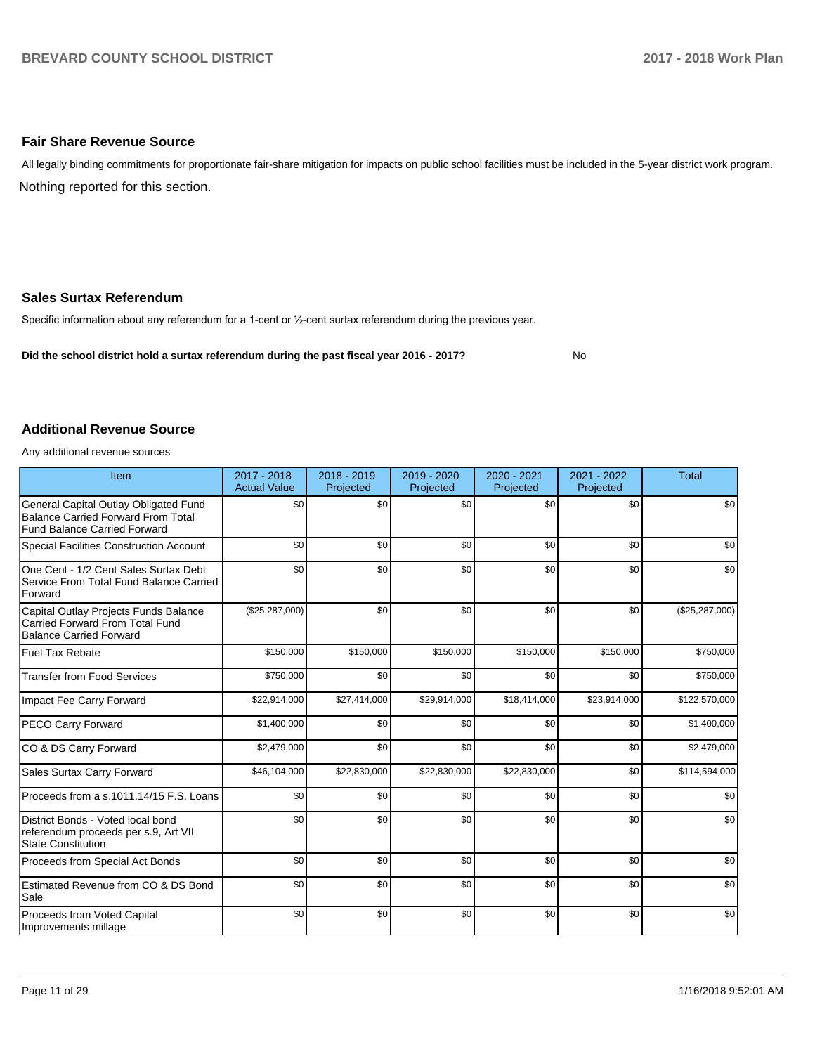## Fair Share Revenue Source

All legally binding commitments for proportionate fair-share mitigation for impacts on public school facilities must be included in the 5-year district work program.

Nothing reported for this section.

## Sales Surtax Referendum

Specific information about any referendum for a 1-cent or ½-cent surtax referendum during the previous year.

**Did the school district hold a surtax referendum during the past fiscal year 2016 - 2017?** No

## Additional Revenue Source

Any additional revenue sources

| Item | 2017 - 2018 Actual Value | 2018 - 2019 Projected | 2019 - 2020 Projected | 2020 - 2021 Projected | 2021 - 2022 Projected | Total |
|---|---|---|---|---|---|---|
| General Capital Outlay Obligated Fund Balance Carried Forward From Total Fund Balance Carried Forward | $0 | $0 | $0 | $0 | $0 | $0 |
| Special Facilities Construction Account | $0 | $0 | $0 | $0 | $0 | $0 |
| One Cent - 1/2 Cent Sales Surtax Debt Service From Total Fund Balance Carried Forward | $0 | $0 | $0 | $0 | $0 | $0 |
| Capital Outlay Projects Funds Balance Carried Forward From Total Fund Balance Carried Forward | ($25,287,000) | $0 | $0 | $0 | $0 | ($25,287,000) |
| Fuel Tax Rebate | $150,000 | $150,000 | $150,000 | $150,000 | $150,000 | $750,000 |
| Transfer from Food Services | $750,000 | $0 | $0 | $0 | $0 | $750,000 |
| Impact Fee Carry Forward | $22,914,000 | $27,414,000 | $29,914,000 | $18,414,000 | $23,914,000 | $122,570,000 |
| PECO Carry Forward | $1,400,000 | $0 | $0 | $0 | $0 | $1,400,000 |
| CO & DS Carry Forward | $2,479,000 | $0 | $0 | $0 | $0 | $2,479,000 |
| Sales Surtax Carry Forward | $46,104,000 | $22,830,000 | $22,830,000 | $22,830,000 | $0 | $114,594,000 |
| Proceeds from a s.1011.14/15 F.S. Loans | $0 | $0 | $0 | $0 | $0 | $0 |
| District Bonds - Voted local bond referendum proceeds per s.9, Art VII State Constitution | $0 | $0 | $0 | $0 | $0 | $0 |
| Proceeds from Special Act Bonds | $0 | $0 | $0 | $0 | $0 | $0 |
| Estimated Revenue from CO & DS Bond Sale | $0 | $0 | $0 | $0 | $0 | $0 |
| Proceeds from Voted Capital Improvements millage | $0 | $0 | $0 | $0 | $0 | $0 |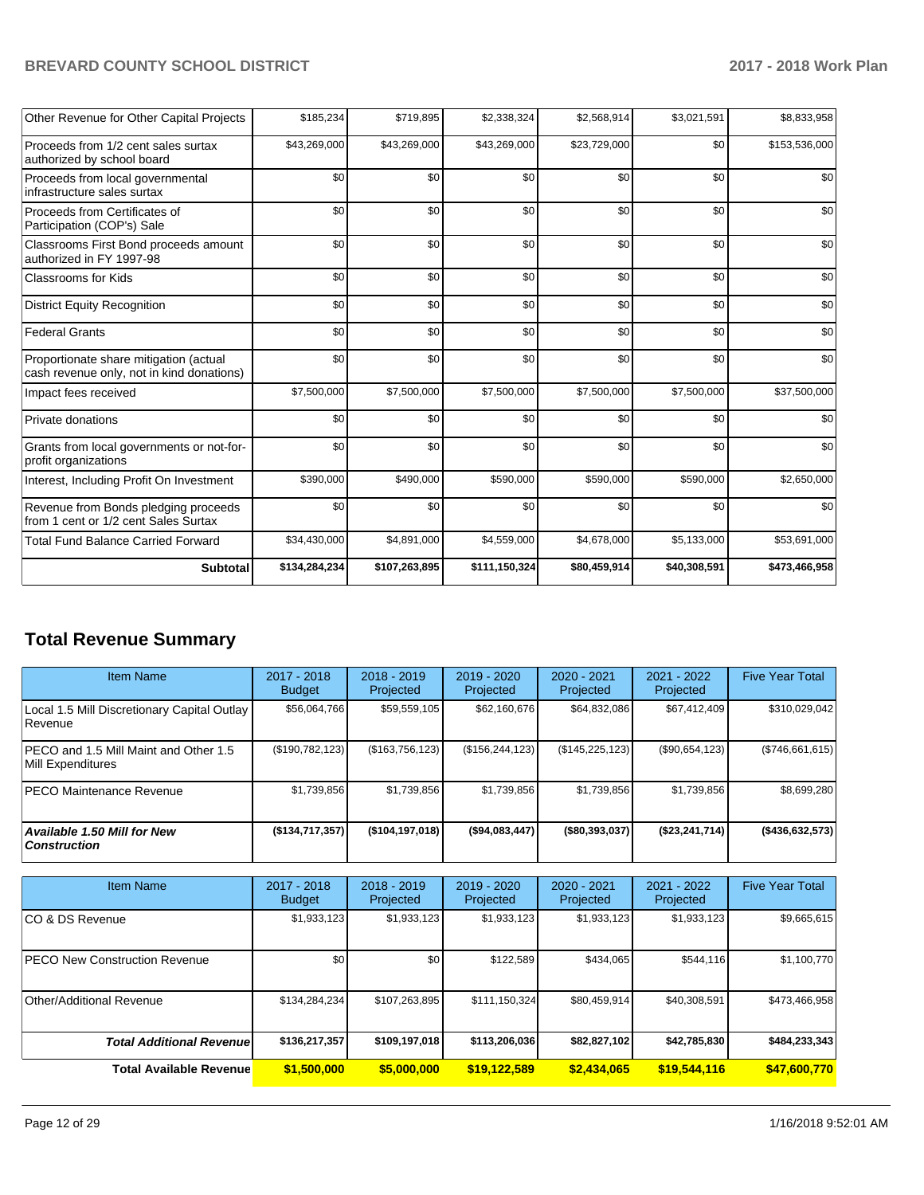| | | | | | | |
|---|---|---|---|---|---|---|
| Other Revenue for Other Capital Projects | $185,234 | $719,895 | $2,338,324 | $2,568,914 | $3,021,591 | $8,833,958 |
| Proceeds from 1/2 cent sales surtax authorized by school board | $43,269,000 | $43,269,000 | $43,269,000 | $23,729,000 | $0 | $153,536,000 |
| Proceeds from local governmental infrastructure sales surtax | $0 | $0 | $0 | $0 | $0 | $0 |
| Proceeds from Certificates of Participation (COP's) Sale | $0 | $0 | $0 | $0 | $0 | $0 |
| Classrooms First Bond proceeds amount authorized in FY 1997-98 | $0 | $0 | $0 | $0 | $0 | $0 |
| Classrooms for Kids | $0 | $0 | $0 | $0 | $0 | $0 |
| District Equity Recognition | $0 | $0 | $0 | $0 | $0 | $0 |
| Federal Grants | $0 | $0 | $0 | $0 | $0 | $0 |
| Proportionate share mitigation (actual cash revenue only, not in kind donations) | $0 | $0 | $0 | $0 | $0 | $0 |
| Impact fees received | $7,500,000 | $7,500,000 | $7,500,000 | $7,500,000 | $7,500,000 | $37,500,000 |
| Private donations | $0 | $0 | $0 | $0 | $0 | $0 |
| Grants from local governments or not-for-profit organizations | $0 | $0 | $0 | $0 | $0 | $0 |
| Interest, Including Profit On Investment | $390,000 | $490,000 | $590,000 | $590,000 | $590,000 | $2,650,000 |
| Revenue from Bonds pledging proceeds from 1 cent or 1/2 cent Sales Surtax | $0 | $0 | $0 | $0 | $0 | $0 |
| Total Fund Balance Carried Forward | $34,430,000 | $4,891,000 | $4,559,000 | $4,678,000 | $5,133,000 | $53,691,000 |
| **Subtotal** | **$134,284,234** | **$107,263,895** | **$111,150,324** | **$80,459,914** | **$40,308,591** | **$473,466,958** |

## Total Revenue Summary

| Item Name | 2017 - 2018 Budget | 2018 - 2019 Projected | 2019 - 2020 Projected | 2020 - 2021 Projected | 2021 - 2022 Projected | Five Year Total |
|---|---|---|---|---|---|---|
| Local 1.5 Mill Discretionary Capital Outlay Revenue | $56,064,766 | $59,559,105 | $62,160,676 | $64,832,086 | $67,412,409 | $310,029,042 |
| PECO and 1.5 Mill Maint and Other 1.5 Mill Expenditures | ($190,782,123) | ($163,756,123) | ($156,244,123) | ($145,225,123) | ($90,654,123) | ($746,661,615) |
| PECO Maintenance Revenue | $1,739,856 | $1,739,856 | $1,739,856 | $1,739,856 | $1,739,856 | $8,699,280 |
| ***Available 1.50 Mill for New Construction*** | **($134,717,357)** | **($104,197,018)** | **($94,083,447)** | **($80,393,037)** | **($23,241,714)** | **($436,632,573)** |

| Item Name | 2017 - 2018 Budget | 2018 - 2019 Projected | 2019 - 2020 Projected | 2020 - 2021 Projected | 2021 - 2022 Projected | Five Year Total |
|---|---|---|---|---|---|---|
| CO & DS Revenue | $1,933,123 | $1,933,123 | $1,933,123 | $1,933,123 | $1,933,123 | $9,665,615 |
| PECO New Construction Revenue | $0 | $0 | $122,589 | $434,065 | $544,116 | $1,100,770 |
| Other/Additional Revenue | $134,284,234 | $107,263,895 | $111,150,324 | $80,459,914 | $40,308,591 | $473,466,958 |
| ***Total Additional Revenue*** | **$136,217,357** | **$109,197,018** | **$113,206,036** | **$82,827,102** | **$42,785,830** | **$484,233,343** |
| **Total Available Revenue** | **$1,500,000** | **$5,000,000** | **$19,122,589** | **$2,434,065** | **$19,544,116** | **$47,600,770** |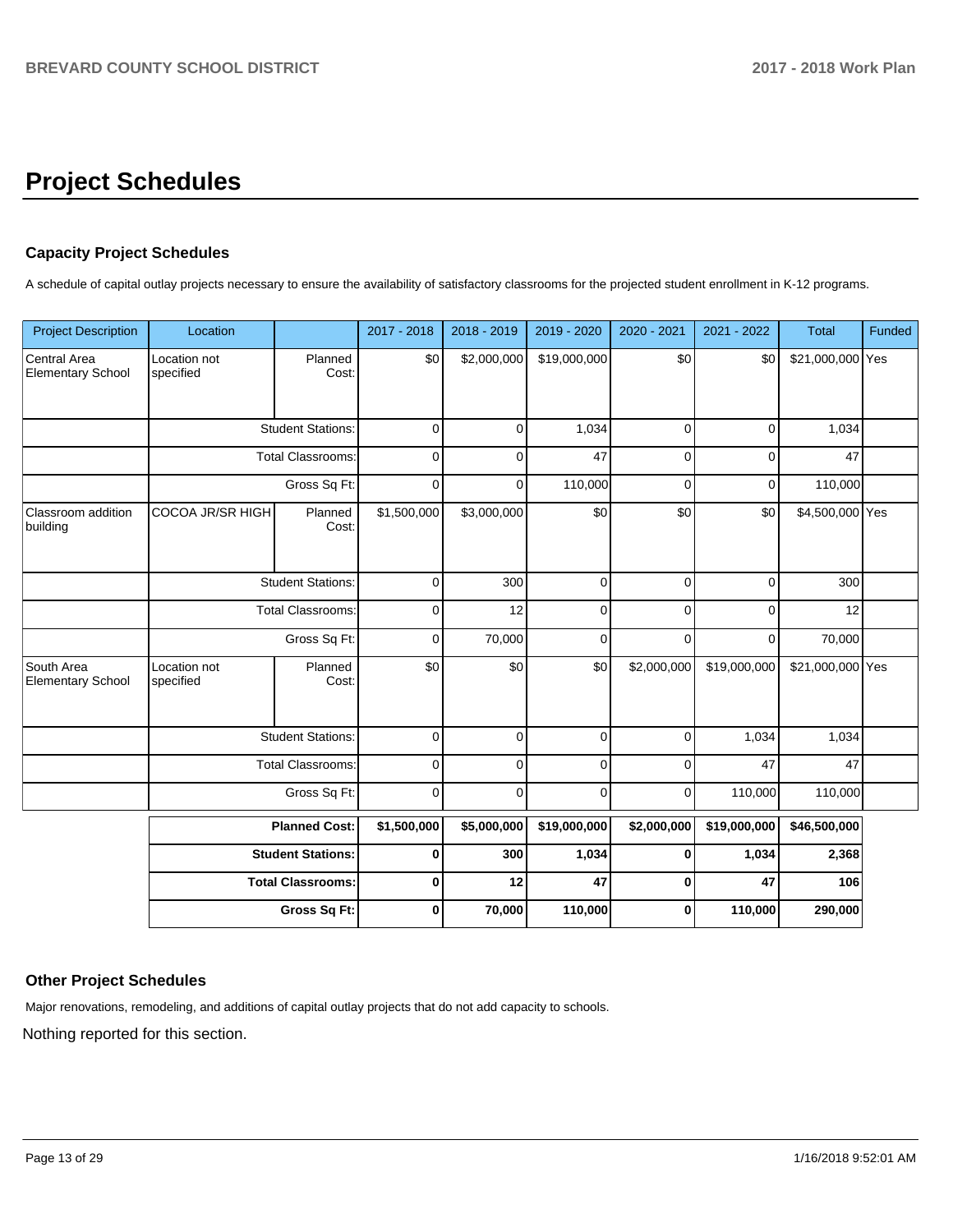# Project Schedules

## Capacity Project Schedules

A schedule of capital outlay projects necessary to ensure the availability of satisfactory classrooms for the projected student enrollment in K-12 programs.

| Project Description | Location | | 2017 - 2018 | 2018 - 2019 | 2019 - 2020 | 2020 - 2021 | 2021 - 2022 | Total | Funded |
|---|---|---|---|---|---|---|---|---|---|
| Central Area Elementary School | Location not specified | Planned Cost: | $0 | $2,000,000 | $19,000,000 | $0 | $0 | $21,000,000 | Yes |
| | | Student Stations: | 0 | 0 | 1,034 | 0 | 0 | 1,034 | |
| | | Total Classrooms: | 0 | 0 | 47 | 0 | 0 | 47 | |
| | | Gross Sq Ft: | 0 | 0 | 110,000 | 0 | 0 | 110,000 | |
| Classroom addition building | COCOA JR/SR HIGH | Planned Cost: | $1,500,000 | $3,000,000 | $0 | $0 | $0 | $4,500,000 | Yes |
| | | Student Stations: | 0 | 300 | 0 | 0 | 0 | 300 | |
| | | Total Classrooms: | 0 | 12 | 0 | 0 | 0 | 12 | |
| | | Gross Sq Ft: | 0 | 70,000 | 0 | 0 | 0 | 70,000 | |
| South Area Elementary School | Location not specified | Planned Cost: | $0 | $0 | $0 | $2,000,000 | $19,000,000 | $21,000,000 | Yes |
| | | Student Stations: | 0 | 0 | 0 | 0 | 1,034 | 1,034 | |
| | | Total Classrooms: | 0 | 0 | 0 | 0 | 47 | 47 | |
| | | Gross Sq Ft: | 0 | 0 | 0 | 0 | 110,000 | 110,000 | |
| | | **Planned Cost:** | **$1,500,000** | **$5,000,000** | **$19,000,000** | **$2,000,000** | **$19,000,000** | **$46,500,000** | |
| | | **Student Stations:** | **0** | **300** | **1,034** | **0** | **1,034** | **2,368** | |
| | | **Total Classrooms:** | **0** | **12** | **47** | **0** | **47** | **106** | |
| | | **Gross Sq Ft:** | **0** | **70,000** | **110,000** | **0** | **110,000** | **290,000** | |

## Other Project Schedules

Major renovations, remodeling, and additions of capital outlay projects that do not add capacity to schools.

Nothing reported for this section.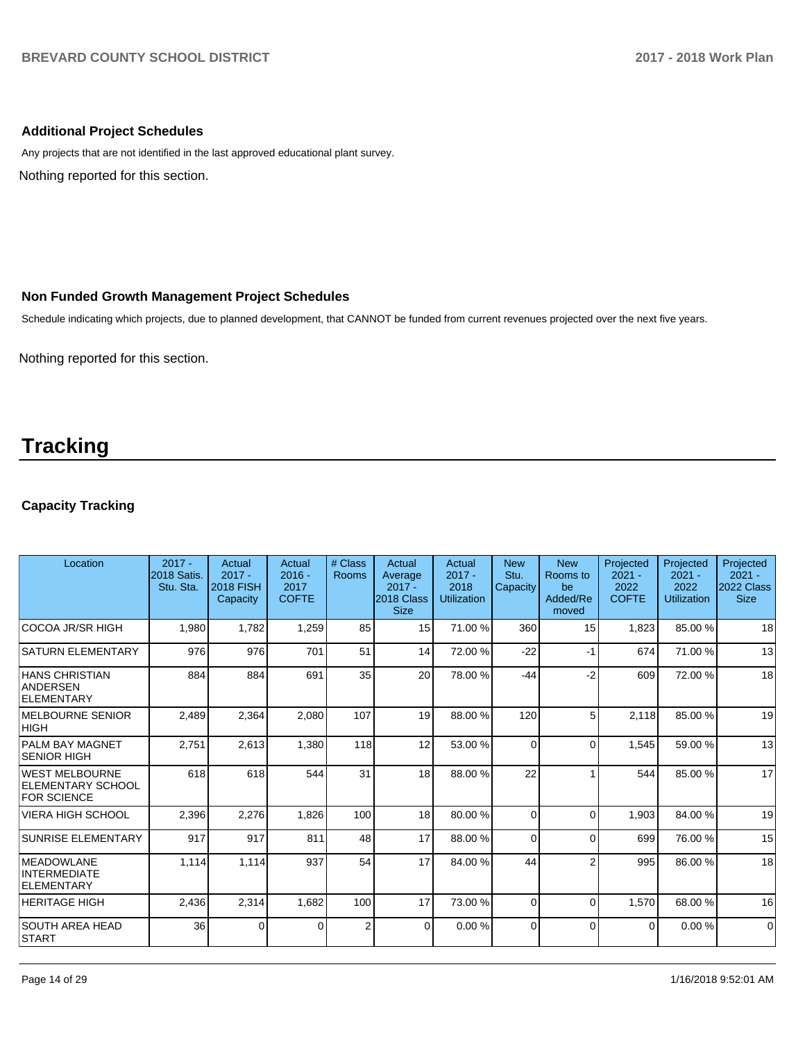### Additional Project Schedules

Any projects that are not identified in the last approved educational plant survey.

Nothing reported for this section.

### Non Funded Growth Management Project Schedules

Schedule indicating which projects, due to planned development, that CANNOT be funded from current revenues projected over the next five years.

Nothing reported for this section.

# Tracking

### Capacity Tracking

| Location | 2017 - 2018 Satis. Stu. Sta. | Actual 2017 - 2018 FISH Capacity | Actual 2016 - 2017 COFTE | # Class Rooms | Actual Average 2017 - 2018 Class Size | Actual 2017 - 2018 Utilization | New Stu. Capacity | New Rooms to be Added/Removed | Projected 2021 - 2022 COFTE | Projected 2021 - 2022 Utilization | Projected 2021 - 2022 Class Size |
|---|---|---|---|---|---|---|---|---|---|---|---|
| COCOA JR/SR HIGH | 1,980 | 1,782 | 1,259 | 85 | 15 | 71.00 % | 360 | 15 | 1,823 | 85.00 % | 18 |
| SATURN ELEMENTARY | 976 | 976 | 701 | 51 | 14 | 72.00 % | -22 | -1 | 674 | 71.00 % | 13 |
| HANS CHRISTIAN ANDERSEN ELEMENTARY | 884 | 884 | 691 | 35 | 20 | 78.00 % | -44 | -2 | 609 | 72.00 % | 18 |
| MELBOURNE SENIOR HIGH | 2,489 | 2,364 | 2,080 | 107 | 19 | 88.00 % | 120 | 5 | 2,118 | 85.00 % | 19 |
| PALM BAY MAGNET SENIOR HIGH | 2,751 | 2,613 | 1,380 | 118 | 12 | 53.00 % | 0 | 0 | 1,545 | 59.00 % | 13 |
| WEST MELBOURNE ELEMENTARY SCHOOL FOR SCIENCE | 618 | 618 | 544 | 31 | 18 | 88.00 % | 22 | 1 | 544 | 85.00 % | 17 |
| VIERA HIGH SCHOOL | 2,396 | 2,276 | 1,826 | 100 | 18 | 80.00 % | 0 | 0 | 1,903 | 84.00 % | 19 |
| SUNRISE ELEMENTARY | 917 | 917 | 811 | 48 | 17 | 88.00 % | 0 | 0 | 699 | 76.00 % | 15 |
| MEADOWLANE INTERMEDIATE ELEMENTARY | 1,114 | 1,114 | 937 | 54 | 17 | 84.00 % | 44 | 2 | 995 | 86.00 % | 18 |
| HERITAGE HIGH | 2,436 | 2,314 | 1,682 | 100 | 17 | 73.00 % | 0 | 0 | 1,570 | 68.00 % | 16 |
| SOUTH AREA HEAD START | 36 | 0 | 0 | 2 | 0 | 0.00 % | 0 | 0 | 0 | 0.00 % | 0 |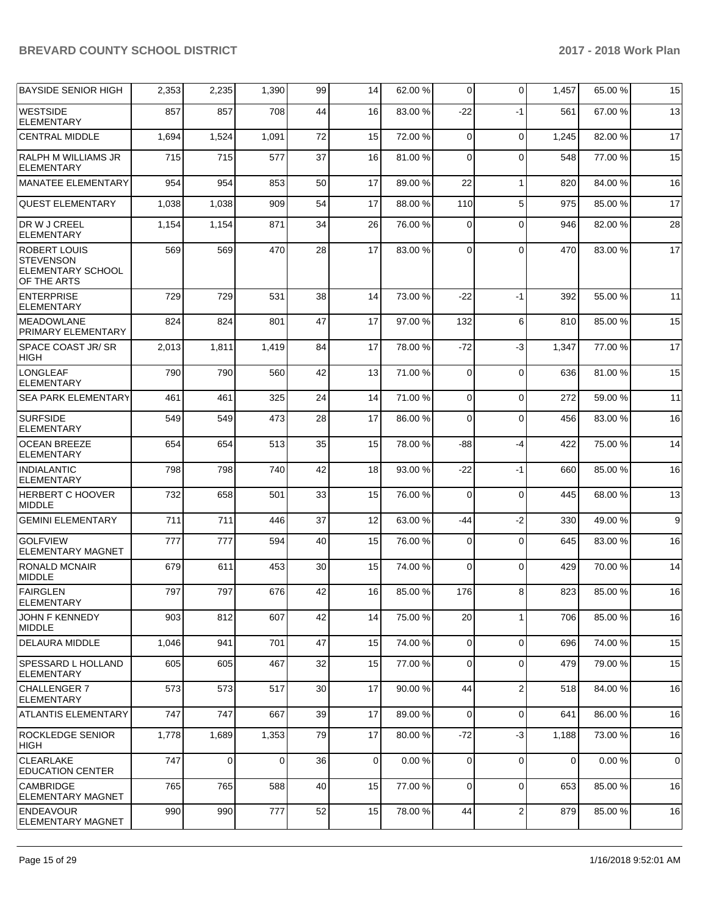| | | | | | | | | | | |
|---|---|---|---|---|---|---|---|---|---|---|
| BAYSIDE SENIOR HIGH | 2,353 | 2,235 | 1,390 | 99 | 14 | 62.00 % | 0 | 0 | 1,457 | 65.00 % | 15 |
| WESTSIDE ELEMENTARY | 857 | 857 | 708 | 44 | 16 | 83.00 % | -22 | -1 | 561 | 67.00 % | 13 |
| CENTRAL MIDDLE | 1,694 | 1,524 | 1,091 | 72 | 15 | 72.00 % | 0 | 0 | 1,245 | 82.00 % | 17 |
| RALPH M WILLIAMS JR ELEMENTARY | 715 | 715 | 577 | 37 | 16 | 81.00 % | 0 | 0 | 548 | 77.00 % | 15 |
| MANATEE ELEMENTARY | 954 | 954 | 853 | 50 | 17 | 89.00 % | 22 | 1 | 820 | 84.00 % | 16 |
| QUEST ELEMENTARY | 1,038 | 1,038 | 909 | 54 | 17 | 88.00 % | 110 | 5 | 975 | 85.00 % | 17 |
| DR W J CREEL ELEMENTARY | 1,154 | 1,154 | 871 | 34 | 26 | 76.00 % | 0 | 0 | 946 | 82.00 % | 28 |
| ROBERT LOUIS STEVENSON ELEMENTARY SCHOOL OF THE ARTS | 569 | 569 | 470 | 28 | 17 | 83.00 % | 0 | 0 | 470 | 83.00 % | 17 |
| ENTERPRISE ELEMENTARY | 729 | 729 | 531 | 38 | 14 | 73.00 % | -22 | -1 | 392 | 55.00 % | 11 |
| MEADOWLANE PRIMARY ELEMENTARY | 824 | 824 | 801 | 47 | 17 | 97.00 % | 132 | 6 | 810 | 85.00 % | 15 |
| SPACE COAST JR/ SR HIGH | 2,013 | 1,811 | 1,419 | 84 | 17 | 78.00 % | -72 | -3 | 1,347 | 77.00 % | 17 |
| LONGLEAF ELEMENTARY | 790 | 790 | 560 | 42 | 13 | 71.00 % | 0 | 0 | 636 | 81.00 % | 15 |
| SEA PARK ELEMENTARY | 461 | 461 | 325 | 24 | 14 | 71.00 % | 0 | 0 | 272 | 59.00 % | 11 |
| SURFSIDE ELEMENTARY | 549 | 549 | 473 | 28 | 17 | 86.00 % | 0 | 0 | 456 | 83.00 % | 16 |
| OCEAN BREEZE ELEMENTARY | 654 | 654 | 513 | 35 | 15 | 78.00 % | -88 | -4 | 422 | 75.00 % | 14 |
| INDIALANTIC ELEMENTARY | 798 | 798 | 740 | 42 | 18 | 93.00 % | -22 | -1 | 660 | 85.00 % | 16 |
| HERBERT C HOOVER MIDDLE | 732 | 658 | 501 | 33 | 15 | 76.00 % | 0 | 0 | 445 | 68.00 % | 13 |
| GEMINI ELEMENTARY | 711 | 711 | 446 | 37 | 12 | 63.00 % | -44 | -2 | 330 | 49.00 % | 9 |
| GOLFVIEW ELEMENTARY MAGNET | 777 | 777 | 594 | 40 | 15 | 76.00 % | 0 | 0 | 645 | 83.00 % | 16 |
| RONALD MCNAIR MIDDLE | 679 | 611 | 453 | 30 | 15 | 74.00 % | 0 | 0 | 429 | 70.00 % | 14 |
| FAIRGLEN ELEMENTARY | 797 | 797 | 676 | 42 | 16 | 85.00 % | 176 | 8 | 823 | 85.00 % | 16 |
| JOHN F KENNEDY MIDDLE | 903 | 812 | 607 | 42 | 14 | 75.00 % | 20 | 1 | 706 | 85.00 % | 16 |
| DELAURA MIDDLE | 1,046 | 941 | 701 | 47 | 15 | 74.00 % | 0 | 0 | 696 | 74.00 % | 15 |
| SPESSARD L HOLLAND ELEMENTARY | 605 | 605 | 467 | 32 | 15 | 77.00 % | 0 | 0 | 479 | 79.00 % | 15 |
| CHALLENGER 7 ELEMENTARY | 573 | 573 | 517 | 30 | 17 | 90.00 % | 44 | 2 | 518 | 84.00 % | 16 |
| ATLANTIS ELEMENTARY | 747 | 747 | 667 | 39 | 17 | 89.00 % | 0 | 0 | 641 | 86.00 % | 16 |
| ROCKLEDGE SENIOR HIGH | 1,778 | 1,689 | 1,353 | 79 | 17 | 80.00 % | -72 | -3 | 1,188 | 73.00 % | 16 |
| CLEARLAKE EDUCATION CENTER | 747 | 0 | 0 | 36 | 0 | 0.00 % | 0 | 0 | 0 | 0.00 % | 0 |
| CAMBRIDGE ELEMENTARY MAGNET | 765 | 765 | 588 | 40 | 15 | 77.00 % | 0 | 0 | 653 | 85.00 % | 16 |
| ENDEAVOUR ELEMENTARY MAGNET | 990 | 990 | 777 | 52 | 15 | 78.00 % | 44 | 2 | 879 | 85.00 % | 16 |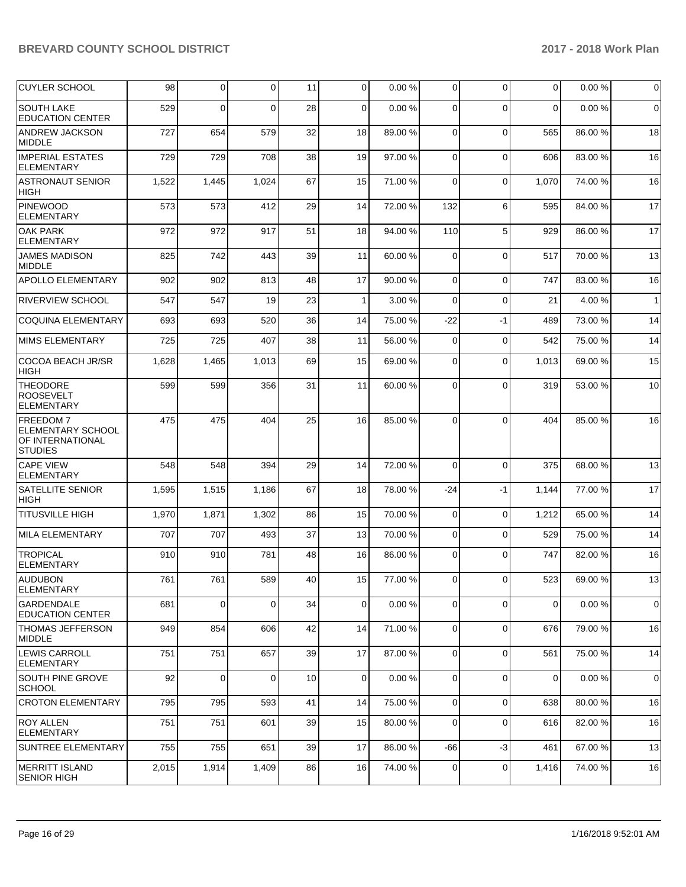| | | | | | | | | | | |
|---|---|---|---|---|---|---|---|---|---|---|
| CUYLER SCHOOL | 98 | 0 | 0 | 11 | 0 | 0.00 % | 0 | 0 | 0 | 0.00 % | 0 |
| SOUTH LAKE EDUCATION CENTER | 529 | 0 | 0 | 28 | 0 | 0.00 % | 0 | 0 | 0 | 0.00 % | 0 |
| ANDREW JACKSON MIDDLE | 727 | 654 | 579 | 32 | 18 | 89.00 % | 0 | 0 | 565 | 86.00 % | 18 |
| IMPERIAL ESTATES ELEMENTARY | 729 | 729 | 708 | 38 | 19 | 97.00 % | 0 | 0 | 606 | 83.00 % | 16 |
| ASTRONAUT SENIOR HIGH | 1,522 | 1,445 | 1,024 | 67 | 15 | 71.00 % | 0 | 0 | 1,070 | 74.00 % | 16 |
| PINEWOOD ELEMENTARY | 573 | 573 | 412 | 29 | 14 | 72.00 % | 132 | 6 | 595 | 84.00 % | 17 |
| OAK PARK ELEMENTARY | 972 | 972 | 917 | 51 | 18 | 94.00 % | 110 | 5 | 929 | 86.00 % | 17 |
| JAMES MADISON MIDDLE | 825 | 742 | 443 | 39 | 11 | 60.00 % | 0 | 0 | 517 | 70.00 % | 13 |
| APOLLO ELEMENTARY | 902 | 902 | 813 | 48 | 17 | 90.00 % | 0 | 0 | 747 | 83.00 % | 16 |
| RIVERVIEW SCHOOL | 547 | 547 | 19 | 23 | 1 | 3.00 % | 0 | 0 | 21 | 4.00 % | 1 |
| COQUINA ELEMENTARY | 693 | 693 | 520 | 36 | 14 | 75.00 % | -22 | -1 | 489 | 73.00 % | 14 |
| MIMS ELEMENTARY | 725 | 725 | 407 | 38 | 11 | 56.00 % | 0 | 0 | 542 | 75.00 % | 14 |
| COCOA BEACH JR/SR HIGH | 1,628 | 1,465 | 1,013 | 69 | 15 | 69.00 % | 0 | 0 | 1,013 | 69.00 % | 15 |
| THEODORE ROOSEVELT ELEMENTARY | 599 | 599 | 356 | 31 | 11 | 60.00 % | 0 | 0 | 319 | 53.00 % | 10 |
| FREEDOM 7 ELEMENTARY SCHOOL OF INTERNATIONAL STUDIES | 475 | 475 | 404 | 25 | 16 | 85.00 % | 0 | 0 | 404 | 85.00 % | 16 |
| CAPE VIEW ELEMENTARY | 548 | 548 | 394 | 29 | 14 | 72.00 % | 0 | 0 | 375 | 68.00 % | 13 |
| SATELLITE SENIOR HIGH | 1,595 | 1,515 | 1,186 | 67 | 18 | 78.00 % | -24 | -1 | 1,144 | 77.00 % | 17 |
| TITUSVILLE HIGH | 1,970 | 1,871 | 1,302 | 86 | 15 | 70.00 % | 0 | 0 | 1,212 | 65.00 % | 14 |
| MILA ELEMENTARY | 707 | 707 | 493 | 37 | 13 | 70.00 % | 0 | 0 | 529 | 75.00 % | 14 |
| TROPICAL ELEMENTARY | 910 | 910 | 781 | 48 | 16 | 86.00 % | 0 | 0 | 747 | 82.00 % | 16 |
| AUDUBON ELEMENTARY | 761 | 761 | 589 | 40 | 15 | 77.00 % | 0 | 0 | 523 | 69.00 % | 13 |
| GARDENDALE EDUCATION CENTER | 681 | 0 | 0 | 34 | 0 | 0.00 % | 0 | 0 | 0 | 0.00 % | 0 |
| THOMAS JEFFERSON MIDDLE | 949 | 854 | 606 | 42 | 14 | 71.00 % | 0 | 0 | 676 | 79.00 % | 16 |
| LEWIS CARROLL ELEMENTARY | 751 | 751 | 657 | 39 | 17 | 87.00 % | 0 | 0 | 561 | 75.00 % | 14 |
| SOUTH PINE GROVE SCHOOL | 92 | 0 | 0 | 10 | 0 | 0.00 % | 0 | 0 | 0 | 0.00 % | 0 |
| CROTON ELEMENTARY | 795 | 795 | 593 | 41 | 14 | 75.00 % | 0 | 0 | 638 | 80.00 % | 16 |
| ROY ALLEN ELEMENTARY | 751 | 751 | 601 | 39 | 15 | 80.00 % | 0 | 0 | 616 | 82.00 % | 16 |
| SUNTREE ELEMENTARY | 755 | 755 | 651 | 39 | 17 | 86.00 % | -66 | -3 | 461 | 67.00 % | 13 |
| MERRITT ISLAND SENIOR HIGH | 2,015 | 1,914 | 1,409 | 86 | 16 | 74.00 % | 0 | 0 | 1,416 | 74.00 % | 16 |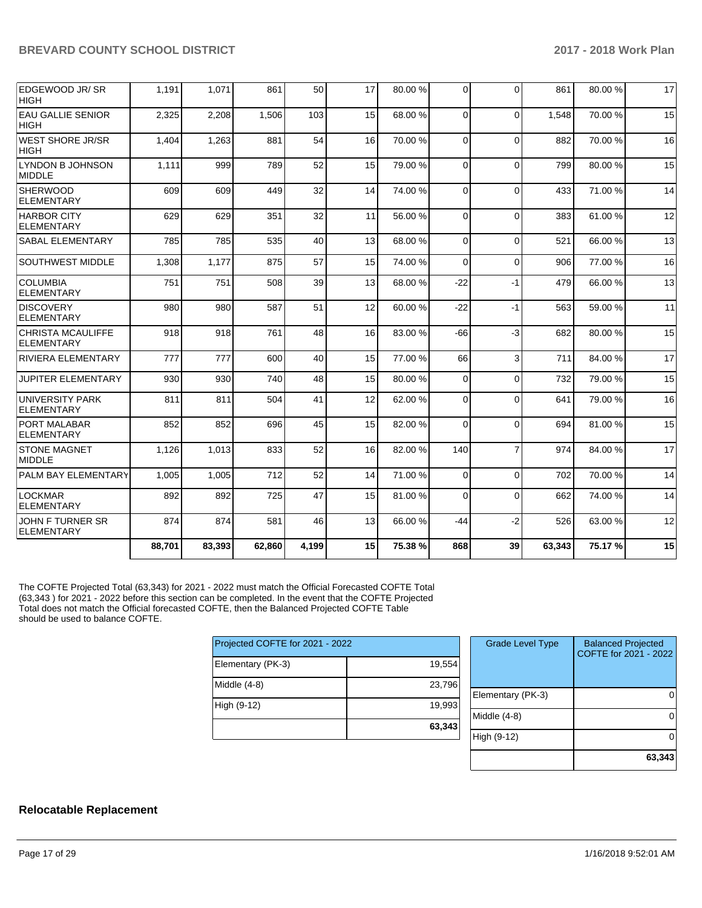| | | | | | | | | | | |
|---|---|---|---|---|---|---|---|---|---|---|
| EDGEWOOD JR/ SR HIGH | 1,191 | 1,071 | 861 | 50 | 17 | 80.00 % | 0 | 0 | 861 | 80.00 % | 17 |
| EAU GALLIE SENIOR HIGH | 2,325 | 2,208 | 1,506 | 103 | 15 | 68.00 % | 0 | 0 | 1,548 | 70.00 % | 15 |
| WEST SHORE JR/SR HIGH | 1,404 | 1,263 | 881 | 54 | 16 | 70.00 % | 0 | 0 | 882 | 70.00 % | 16 |
| LYNDON B JOHNSON MIDDLE | 1,111 | 999 | 789 | 52 | 15 | 79.00 % | 0 | 0 | 799 | 80.00 % | 15 |
| SHERWOOD ELEMENTARY | 609 | 609 | 449 | 32 | 14 | 74.00 % | 0 | 0 | 433 | 71.00 % | 14 |
| HARBOR CITY ELEMENTARY | 629 | 629 | 351 | 32 | 11 | 56.00 % | 0 | 0 | 383 | 61.00 % | 12 |
| SABAL ELEMENTARY | 785 | 785 | 535 | 40 | 13 | 68.00 % | 0 | 0 | 521 | 66.00 % | 13 |
| SOUTHWEST MIDDLE | 1,308 | 1,177 | 875 | 57 | 15 | 74.00 % | 0 | 0 | 906 | 77.00 % | 16 |
| COLUMBIA ELEMENTARY | 751 | 751 | 508 | 39 | 13 | 68.00 % | -22 | -1 | 479 | 66.00 % | 13 |
| DISCOVERY ELEMENTARY | 980 | 980 | 587 | 51 | 12 | 60.00 % | -22 | -1 | 563 | 59.00 % | 11 |
| CHRISTA MCAULIFFE ELEMENTARY | 918 | 918 | 761 | 48 | 16 | 83.00 % | -66 | -3 | 682 | 80.00 % | 15 |
| RIVIERA ELEMENTARY | 777 | 777 | 600 | 40 | 15 | 77.00 % | 66 | 3 | 711 | 84.00 % | 17 |
| JUPITER ELEMENTARY | 930 | 930 | 740 | 48 | 15 | 80.00 % | 0 | 0 | 732 | 79.00 % | 15 |
| UNIVERSITY PARK ELEMENTARY | 811 | 811 | 504 | 41 | 12 | 62.00 % | 0 | 0 | 641 | 79.00 % | 16 |
| PORT MALABAR ELEMENTARY | 852 | 852 | 696 | 45 | 15 | 82.00 % | 0 | 0 | 694 | 81.00 % | 15 |
| STONE MAGNET MIDDLE | 1,126 | 1,013 | 833 | 52 | 16 | 82.00 % | 140 | 7 | 974 | 84.00 % | 17 |
| PALM BAY ELEMENTARY | 1,005 | 1,005 | 712 | 52 | 14 | 71.00 % | 0 | 0 | 702 | 70.00 % | 14 |
| LOCKMAR ELEMENTARY | 892 | 892 | 725 | 47 | 15 | 81.00 % | 0 | 0 | 662 | 74.00 % | 14 |
| JOHN F TURNER SR ELEMENTARY | 874 | 874 | 581 | 46 | 13 | 66.00 % | -44 | -2 | 526 | 63.00 % | 12 |
| | **88,701** | **83,393** | **62,860** | **4,199** | **15** | **75.38 %** | **868** | **39** | **63,343** | **75.17 %** | **15** |

The COFTE Projected Total (63,343) for 2021 - 2022 must match the Official Forecasted COFTE Total (63,343 ) for 2021 - 2022 before this section can be completed. In the event that the COFTE Projected Total does not match the Official forecasted COFTE, then the Balanced Projected COFTE Table should be used to balance COFTE.

| Projected COFTE for 2021 - 2022 | |
|---|---|
| Elementary (PK-3) | 19,554 |
| Middle (4-8) | 23,796 |
| High (9-12) | 19,993 |
| | **63,343** |

| Grade Level Type | Balanced Projected COFTE for 2021 - 2022 |
|---|---|
| Elementary (PK-3) | 0 |
| Middle (4-8) | 0 |
| High (9-12) | 0 |
| | **63,343** |

## Relocatable Replacement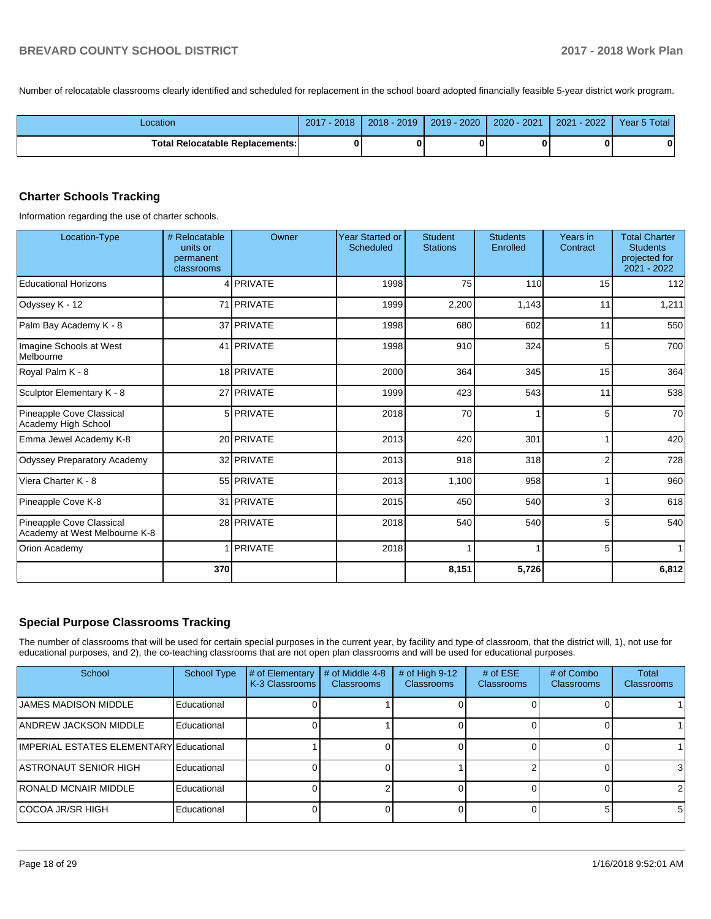Number of relocatable classrooms clearly identified and scheduled for replacement in the school board adopted financially feasible 5-year district work program.

| Location | 2017 - 2018 | 2018 - 2019 | 2019 - 2020 | 2020 - 2021 | 2021 - 2022 | Year 5 Total |
|---|---|---|---|---|---|---|
| **Total Relocatable Replacements:** | **0** | **0** | **0** | **0** | **0** | **0** |

## Charter Schools Tracking

Information regarding the use of charter schools.

| Location-Type | # Relocatable units or permanent classrooms | Owner | Year Started or Scheduled | Student Stations | Students Enrolled | Years in Contract | Total Charter Students projected for 2021 - 2022 |
|---|---|---|---|---|---|---|---|
| Educational Horizons | 4 | PRIVATE | 1998 | 75 | 110 | 15 | 112 |
| Odyssey K - 12 | 71 | PRIVATE | 1999 | 2,200 | 1,143 | 11 | 1,211 |
| Palm Bay Academy K - 8 | 37 | PRIVATE | 1998 | 680 | 602 | 11 | 550 |
| Imagine Schools at West Melbourne | 41 | PRIVATE | 1998 | 910 | 324 | 5 | 700 |
| Royal Palm K - 8 | 18 | PRIVATE | 2000 | 364 | 345 | 15 | 364 |
| Sculptor Elementary K - 8 | 27 | PRIVATE | 1999 | 423 | 543 | 11 | 538 |
| Pineapple Cove Classical Academy High School | 5 | PRIVATE | 2018 | 70 | 1 | 5 | 70 |
| Emma Jewel Academy K-8 | 20 | PRIVATE | 2013 | 420 | 301 | 1 | 420 |
| Odyssey Preparatory Academy | 32 | PRIVATE | 2013 | 918 | 318 | 2 | 728 |
| Viera Charter K - 8 | 55 | PRIVATE | 2013 | 1,100 | 958 | 1 | 960 |
| Pineapple Cove K-8 | 31 | PRIVATE | 2015 | 450 | 540 | 3 | 618 |
| Pineapple Cove Classical Academy at West Melbourne K-8 | 28 | PRIVATE | 2018 | 540 | 540 | 5 | 540 |
| Orion Academy | 1 | PRIVATE | 2018 | 1 | 1 | 5 | 1 |
| | **370** | | | **8,151** | **5,726** | | **6,812** |

## Special Purpose Classrooms Tracking

The number of classrooms that will be used for certain special purposes in the current year, by facility and type of classroom, that the district will, 1), not use for educational purposes, and 2), the co-teaching classrooms that are not open plan classrooms and will be used for educational purposes.

| School | School Type | # of Elementary K-3 Classrooms | # of Middle 4-8 Classrooms | # of High 9-12 Classrooms | # of ESE Classrooms | # of Combo Classrooms | Total Classrooms |
|---|---|---|---|---|---|---|---|
| JAMES MADISON MIDDLE | Educational | 0 | 1 | 0 | 0 | 0 | 1 |
| ANDREW JACKSON MIDDLE | Educational | 0 | 1 | 0 | 0 | 0 | 1 |
| IMPERIAL ESTATES ELEMENTARY | Educational | 1 | 0 | 0 | 0 | 0 | 1 |
| ASTRONAUT SENIOR HIGH | Educational | 0 | 0 | 1 | 2 | 0 | 3 |
| RONALD MCNAIR MIDDLE | Educational | 0 | 2 | 0 | 0 | 0 | 2 |
| COCOA JR/SR HIGH | Educational | 0 | 0 | 0 | 0 | 5 | 5 |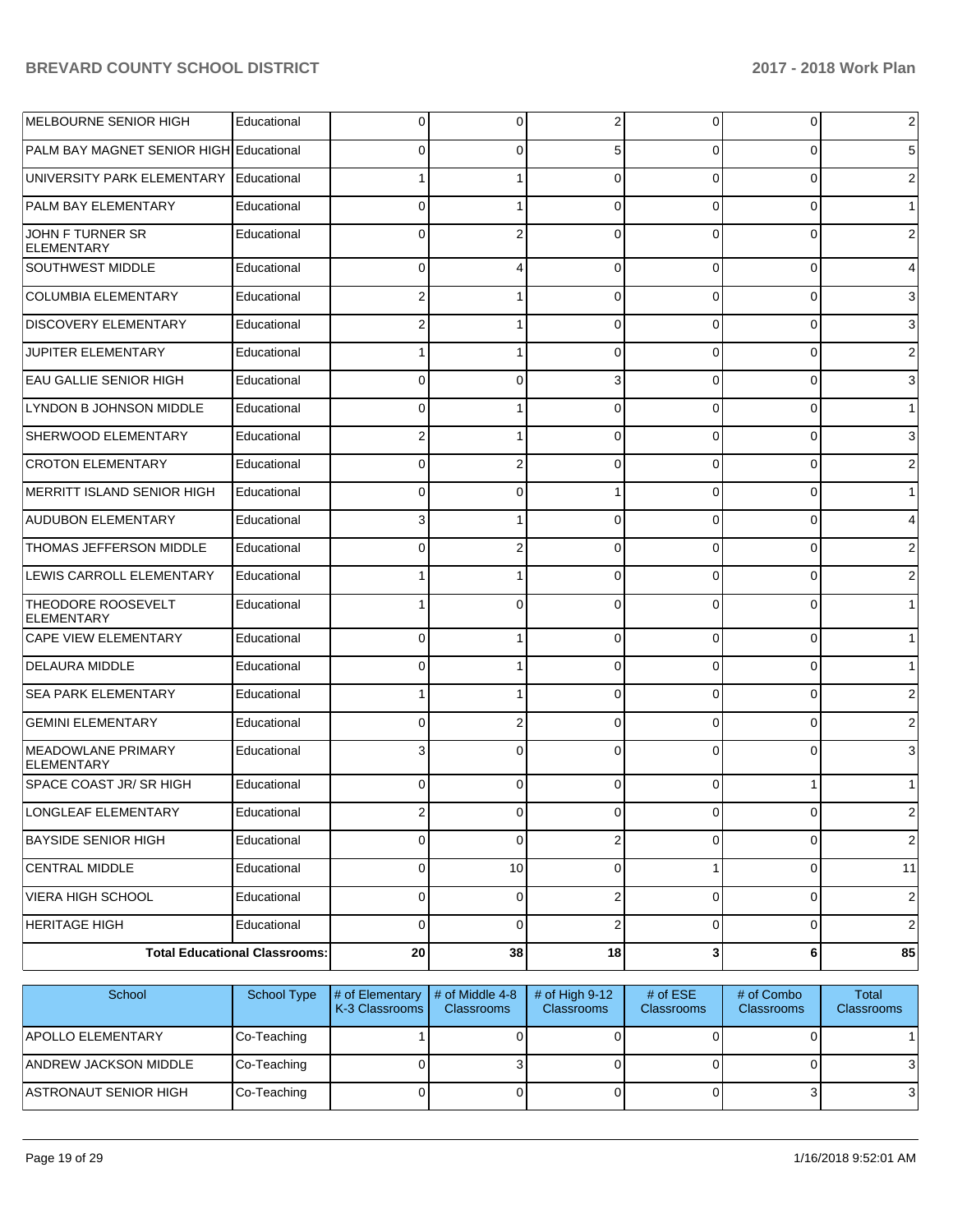| | | | | | | | |
|---|---|---|---|---|---|---|---|
| MELBOURNE SENIOR HIGH | Educational | 0 | 0 | 2 | 0 | 0 | 2 |
| PALM BAY MAGNET SENIOR HIGH | Educational | 0 | 0 | 5 | 0 | 0 | 5 |
| UNIVERSITY PARK ELEMENTARY | Educational | 1 | 1 | 0 | 0 | 0 | 2 |
| PALM BAY ELEMENTARY | Educational | 0 | 1 | 0 | 0 | 0 | 1 |
| JOHN F TURNER SR ELEMENTARY | Educational | 0 | 2 | 0 | 0 | 0 | 2 |
| SOUTHWEST MIDDLE | Educational | 0 | 4 | 0 | 0 | 0 | 4 |
| COLUMBIA ELEMENTARY | Educational | 2 | 1 | 0 | 0 | 0 | 3 |
| DISCOVERY ELEMENTARY | Educational | 2 | 1 | 0 | 0 | 0 | 3 |
| JUPITER ELEMENTARY | Educational | 1 | 1 | 0 | 0 | 0 | 2 |
| EAU GALLIE SENIOR HIGH | Educational | 0 | 0 | 3 | 0 | 0 | 3 |
| LYNDON B JOHNSON MIDDLE | Educational | 0 | 1 | 0 | 0 | 0 | 1 |
| SHERWOOD ELEMENTARY | Educational | 2 | 1 | 0 | 0 | 0 | 3 |
| CROTON ELEMENTARY | Educational | 0 | 2 | 0 | 0 | 0 | 2 |
| MERRITT ISLAND SENIOR HIGH | Educational | 0 | 0 | 1 | 0 | 0 | 1 |
| AUDUBON ELEMENTARY | Educational | 3 | 1 | 0 | 0 | 0 | 4 |
| THOMAS JEFFERSON MIDDLE | Educational | 0 | 2 | 0 | 0 | 0 | 2 |
| LEWIS CARROLL ELEMENTARY | Educational | 1 | 1 | 0 | 0 | 0 | 2 |
| THEODORE ROOSEVELT ELEMENTARY | Educational | 1 | 0 | 0 | 0 | 0 | 1 |
| CAPE VIEW ELEMENTARY | Educational | 0 | 1 | 0 | 0 | 0 | 1 |
| DELAURA MIDDLE | Educational | 0 | 1 | 0 | 0 | 0 | 1 |
| SEA PARK ELEMENTARY | Educational | 1 | 1 | 0 | 0 | 0 | 2 |
| GEMINI ELEMENTARY | Educational | 0 | 2 | 0 | 0 | 0 | 2 |
| MEADOWLANE PRIMARY ELEMENTARY | Educational | 3 | 0 | 0 | 0 | 0 | 3 |
| SPACE COAST JR/ SR HIGH | Educational | 0 | 0 | 0 | 0 | 1 | 1 |
| LONGLEAF ELEMENTARY | Educational | 2 | 0 | 0 | 0 | 0 | 2 |
| BAYSIDE SENIOR HIGH | Educational | 0 | 0 | 2 | 0 | 0 | 2 |
| CENTRAL MIDDLE | Educational | 0 | 10 | 0 | 1 | 0 | 11 |
| VIERA HIGH SCHOOL | Educational | 0 | 0 | 2 | 0 | 0 | 2 |
| HERITAGE HIGH | Educational | 0 | 0 | 2 | 0 | 0 | 2 |
| | Total Educational Classrooms: | 20 | 38 | 18 | 3 | 6 | 85 |

| School | School Type | # of Elementary K-3 Classrooms | # of Middle 4-8 Classrooms | # of High 9-12 Classrooms | # of ESE Classrooms | # of Combo Classrooms | Total Classrooms |
|---|---|---|---|---|---|---|---|
| APOLLO ELEMENTARY | Co-Teaching | 1 | 0 | 0 | 0 | 0 | 1 |
| ANDREW JACKSON MIDDLE | Co-Teaching | 0 | 3 | 0 | 0 | 0 | 3 |
| ASTRONAUT SENIOR HIGH | Co-Teaching | 0 | 0 | 0 | 0 | 3 | 3 |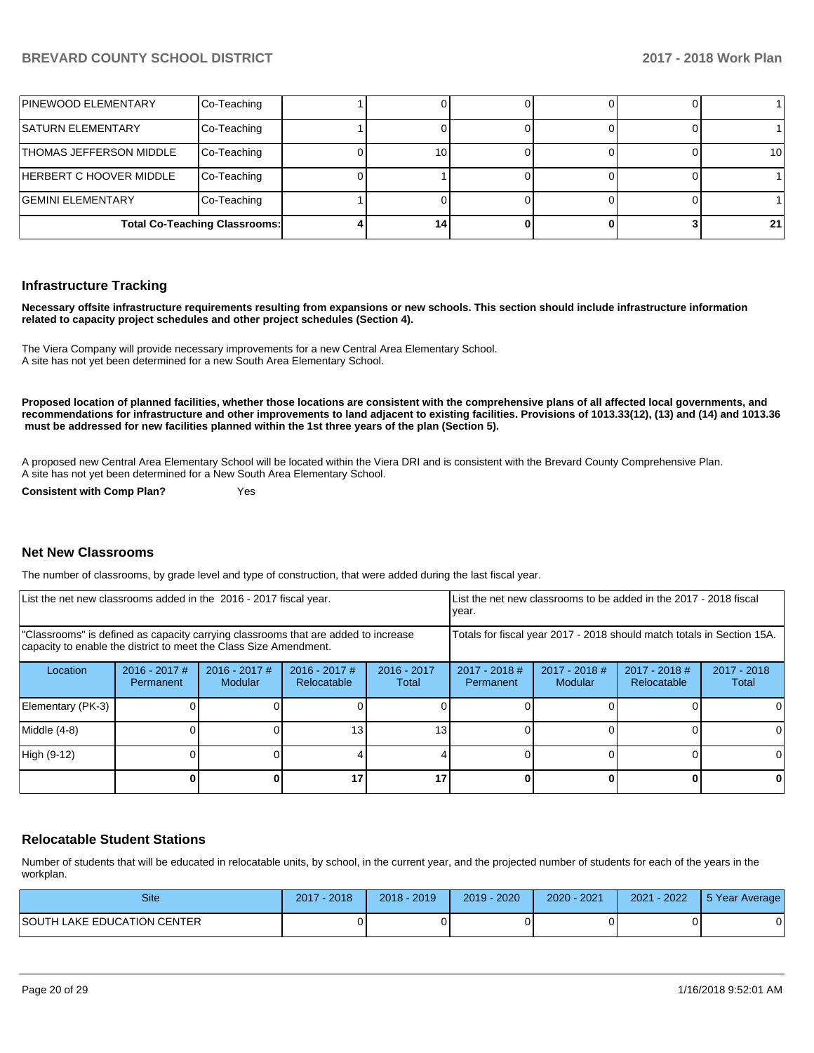| | | | | | | | |
|---|---|---|---|---|---|---|---|
| PINEWOOD ELEMENTARY | Co-Teaching | 1 | 0 | 0 | 0 | 0 | 1 |
| SATURN ELEMENTARY | Co-Teaching | 1 | 0 | 0 | 0 | 0 | 1 |
| THOMAS JEFFERSON MIDDLE | Co-Teaching | 0 | 10 | 0 | 0 | 0 | 10 |
| HERBERT C HOOVER MIDDLE | Co-Teaching | 0 | 1 | 0 | 0 | 0 | 1 |
| GEMINI ELEMENTARY | Co-Teaching | 1 | 0 | 0 | 0 | 0 | 1 |
| Total Co-Teaching Classrooms: | | 4 | 14 | 0 | 0 | 3 | 21 |

## Infrastructure Tracking

**Necessary offsite infrastructure requirements resulting from expansions or new schools. This section should include infrastructure information related to capacity project schedules and other project schedules (Section 4).**

The Viera Company will provide necessary improvements for a new Central Area Elementary School.
A site has not yet been determined for a new South Area Elementary School.

**Proposed location of planned facilities, whether those locations are consistent with the comprehensive plans of all affected local governments, and recommendations for infrastructure and other improvements to land adjacent to existing facilities. Provisions of 1013.33(12), (13) and (14) and 1013.36 must be addressed for new facilities planned within the 1st three years of the plan (Section 5).**

A proposed new Central Area Elementary School will be located within the Viera DRI and is consistent with the Brevard County Comprehensive Plan.
A site has not yet been determined for a New South Area Elementary School.

**Consistent with Comp Plan?** Yes

## Net New Classrooms

The number of classrooms, by grade level and type of construction, that were added during the last fiscal year.

| List the net new classrooms added in the 2016 - 2017 fiscal year. | | | | | List the net new classrooms to be added in the 2017 - 2018 fiscal year. | | | |
|---|---|---|---|---|---|---|---|---|
| "Classrooms" is defined as capacity carrying classrooms that are added to increase capacity to enable the district to meet the Class Size Amendment. | | | | | Totals for fiscal year 2017 - 2018 should match totals in Section 15A. | | | |
| Location | 2016 - 2017 # Permanent | 2016 - 2017 # Modular | 2016 - 2017 # Relocatable | 2016 - 2017 Total | 2017 - 2018 # Permanent | 2017 - 2018 # Modular | 2017 - 2018 # Relocatable | 2017 - 2018 Total |
| Elementary (PK-3) | 0 | 0 | 0 | 0 | 0 | 0 | 0 | 0 |
| Middle (4-8) | 0 | 0 | 13 | 13 | 0 | 0 | 0 | 0 |
| High (9-12) | 0 | 0 | 4 | 4 | 0 | 0 | 0 | 0 |
| | 0 | 0 | 17 | 17 | 0 | 0 | 0 | 0 |

## Relocatable Student Stations

Number of students that will be educated in relocatable units, by school, in the current year, and the projected number of students for each of the years in the workplan.

| Site | 2017 - 2018 | 2018 - 2019 | 2019 - 2020 | 2020 - 2021 | 2021 - 2022 | 5 Year Average |
|---|---|---|---|---|---|---|
| SOUTH LAKE EDUCATION CENTER | 0 | 0 | 0 | 0 | 0 | 0 |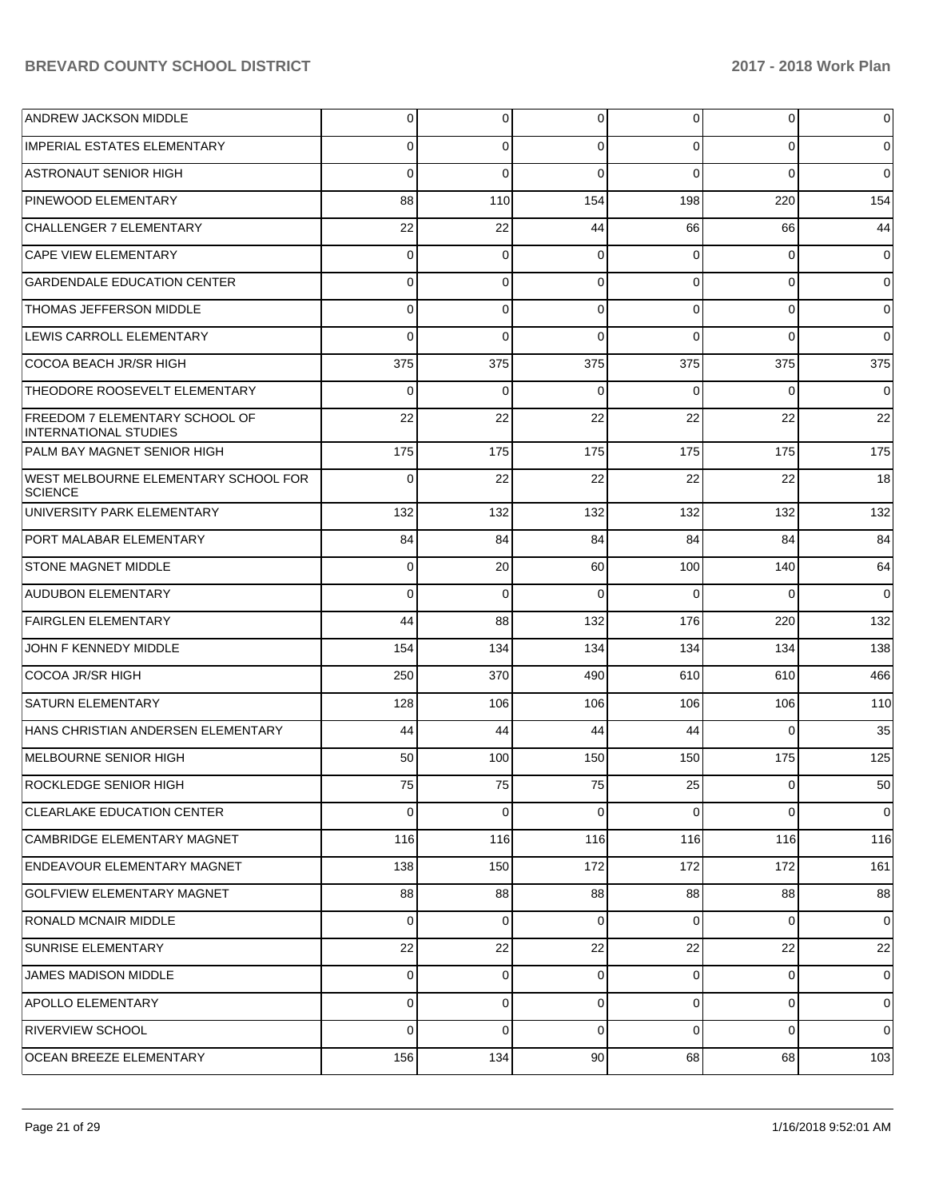| | | | | | | |
|---|---|---|---|---|---|---|
| ANDREW JACKSON MIDDLE | 0 | 0 | 0 | 0 | 0 | 0 |
| IMPERIAL ESTATES ELEMENTARY | 0 | 0 | 0 | 0 | 0 | 0 |
| ASTRONAUT SENIOR HIGH | 0 | 0 | 0 | 0 | 0 | 0 |
| PINEWOOD ELEMENTARY | 88 | 110 | 154 | 198 | 220 | 154 |
| CHALLENGER 7 ELEMENTARY | 22 | 22 | 44 | 66 | 66 | 44 |
| CAPE VIEW ELEMENTARY | 0 | 0 | 0 | 0 | 0 | 0 |
| GARDENDALE EDUCATION CENTER | 0 | 0 | 0 | 0 | 0 | 0 |
| THOMAS JEFFERSON MIDDLE | 0 | 0 | 0 | 0 | 0 | 0 |
| LEWIS CARROLL ELEMENTARY | 0 | 0 | 0 | 0 | 0 | 0 |
| COCOA BEACH JR/SR HIGH | 375 | 375 | 375 | 375 | 375 | 375 |
| THEODORE ROOSEVELT ELEMENTARY | 0 | 0 | 0 | 0 | 0 | 0 |
| FREEDOM 7 ELEMENTARY SCHOOL OF INTERNATIONAL STUDIES | 22 | 22 | 22 | 22 | 22 | 22 |
| PALM BAY MAGNET SENIOR HIGH | 175 | 175 | 175 | 175 | 175 | 175 |
| WEST MELBOURNE ELEMENTARY SCHOOL FOR SCIENCE | 0 | 22 | 22 | 22 | 22 | 18 |
| UNIVERSITY PARK ELEMENTARY | 132 | 132 | 132 | 132 | 132 | 132 |
| PORT MALABAR ELEMENTARY | 84 | 84 | 84 | 84 | 84 | 84 |
| STONE MAGNET MIDDLE | 0 | 20 | 60 | 100 | 140 | 64 |
| AUDUBON ELEMENTARY | 0 | 0 | 0 | 0 | 0 | 0 |
| FAIRGLEN ELEMENTARY | 44 | 88 | 132 | 176 | 220 | 132 |
| JOHN F KENNEDY MIDDLE | 154 | 134 | 134 | 134 | 134 | 138 |
| COCOA JR/SR HIGH | 250 | 370 | 490 | 610 | 610 | 466 |
| SATURN ELEMENTARY | 128 | 106 | 106 | 106 | 106 | 110 |
| HANS CHRISTIAN ANDERSEN ELEMENTARY | 44 | 44 | 44 | 44 | 0 | 35 |
| MELBOURNE SENIOR HIGH | 50 | 100 | 150 | 150 | 175 | 125 |
| ROCKLEDGE SENIOR HIGH | 75 | 75 | 75 | 25 | 0 | 50 |
| CLEARLAKE EDUCATION CENTER | 0 | 0 | 0 | 0 | 0 | 0 |
| CAMBRIDGE ELEMENTARY MAGNET | 116 | 116 | 116 | 116 | 116 | 116 |
| ENDEAVOUR ELEMENTARY MAGNET | 138 | 150 | 172 | 172 | 172 | 161 |
| GOLFVIEW ELEMENTARY MAGNET | 88 | 88 | 88 | 88 | 88 | 88 |
| RONALD MCNAIR MIDDLE | 0 | 0 | 0 | 0 | 0 | 0 |
| SUNRISE ELEMENTARY | 22 | 22 | 22 | 22 | 22 | 22 |
| JAMES MADISON MIDDLE | 0 | 0 | 0 | 0 | 0 | 0 |
| APOLLO ELEMENTARY | 0 | 0 | 0 | 0 | 0 | 0 |
| RIVERVIEW SCHOOL | 0 | 0 | 0 | 0 | 0 | 0 |
| OCEAN BREEZE ELEMENTARY | 156 | 134 | 90 | 68 | 68 | 103 |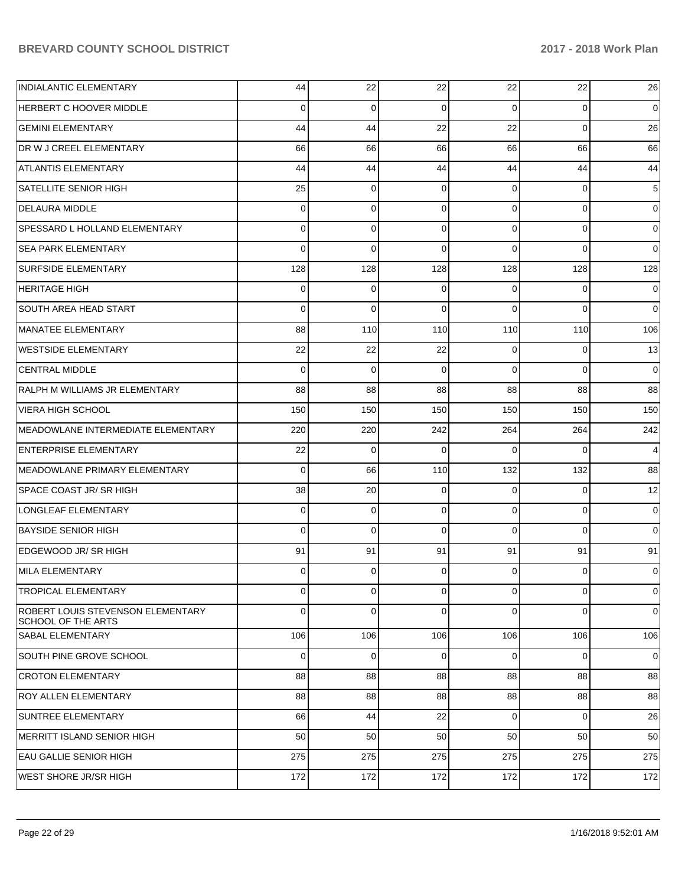| | | | | | | |
|---|---|---|---|---|---|---|
| INDIALANTIC ELEMENTARY | 44 | 22 | 22 | 22 | 22 | 26 |
| HERBERT C HOOVER MIDDLE | 0 | 0 | 0 | 0 | 0 | 0 |
| GEMINI ELEMENTARY | 44 | 44 | 22 | 22 | 0 | 26 |
| DR W J CREEL ELEMENTARY | 66 | 66 | 66 | 66 | 66 | 66 |
| ATLANTIS ELEMENTARY | 44 | 44 | 44 | 44 | 44 | 44 |
| SATELLITE SENIOR HIGH | 25 | 0 | 0 | 0 | 0 | 5 |
| DELAURA MIDDLE | 0 | 0 | 0 | 0 | 0 | 0 |
| SPESSARD L HOLLAND ELEMENTARY | 0 | 0 | 0 | 0 | 0 | 0 |
| SEA PARK ELEMENTARY | 0 | 0 | 0 | 0 | 0 | 0 |
| SURFSIDE ELEMENTARY | 128 | 128 | 128 | 128 | 128 | 128 |
| HERITAGE HIGH | 0 | 0 | 0 | 0 | 0 | 0 |
| SOUTH AREA HEAD START | 0 | 0 | 0 | 0 | 0 | 0 |
| MANATEE ELEMENTARY | 88 | 110 | 110 | 110 | 110 | 106 |
| WESTSIDE ELEMENTARY | 22 | 22 | 22 | 0 | 0 | 13 |
| CENTRAL MIDDLE | 0 | 0 | 0 | 0 | 0 | 0 |
| RALPH M WILLIAMS JR ELEMENTARY | 88 | 88 | 88 | 88 | 88 | 88 |
| VIERA HIGH SCHOOL | 150 | 150 | 150 | 150 | 150 | 150 |
| MEADOWLANE INTERMEDIATE ELEMENTARY | 220 | 220 | 242 | 264 | 264 | 242 |
| ENTERPRISE ELEMENTARY | 22 | 0 | 0 | 0 | 0 | 4 |
| MEADOWLANE PRIMARY ELEMENTARY | 0 | 66 | 110 | 132 | 132 | 88 |
| SPACE COAST JR/ SR HIGH | 38 | 20 | 0 | 0 | 0 | 12 |
| LONGLEAF ELEMENTARY | 0 | 0 | 0 | 0 | 0 | 0 |
| BAYSIDE SENIOR HIGH | 0 | 0 | 0 | 0 | 0 | 0 |
| EDGEWOOD JR/ SR HIGH | 91 | 91 | 91 | 91 | 91 | 91 |
| MILA ELEMENTARY | 0 | 0 | 0 | 0 | 0 | 0 |
| TROPICAL ELEMENTARY | 0 | 0 | 0 | 0 | 0 | 0 |
| ROBERT LOUIS STEVENSON ELEMENTARY SCHOOL OF THE ARTS | 0 | 0 | 0 | 0 | 0 | 0 |
| SABAL ELEMENTARY | 106 | 106 | 106 | 106 | 106 | 106 |
| SOUTH PINE GROVE SCHOOL | 0 | 0 | 0 | 0 | 0 | 0 |
| CROTON ELEMENTARY | 88 | 88 | 88 | 88 | 88 | 88 |
| ROY ALLEN ELEMENTARY | 88 | 88 | 88 | 88 | 88 | 88 |
| SUNTREE ELEMENTARY | 66 | 44 | 22 | 0 | 0 | 26 |
| MERRITT ISLAND SENIOR HIGH | 50 | 50 | 50 | 50 | 50 | 50 |
| EAU GALLIE SENIOR HIGH | 275 | 275 | 275 | 275 | 275 | 275 |
| WEST SHORE JR/SR HIGH | 172 | 172 | 172 | 172 | 172 | 172 |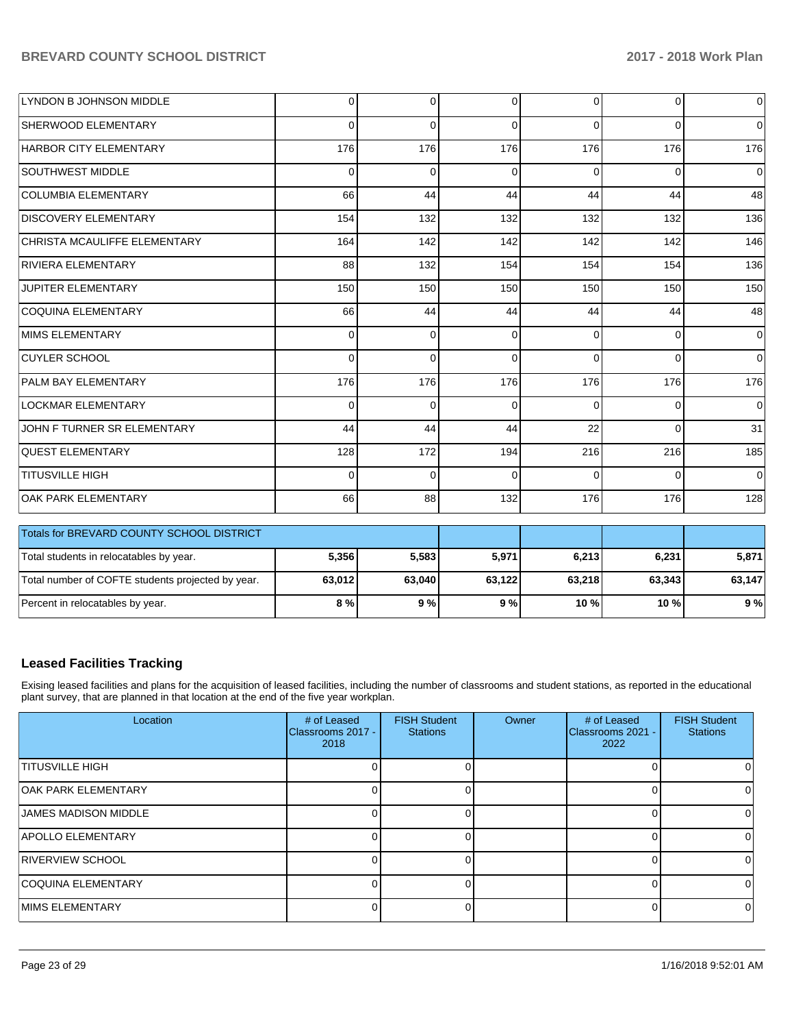| | | | | | | |
|---|---|---|---|---|---|---|
| LYNDON B JOHNSON MIDDLE | 0 | 0 | 0 | 0 | 0 | 0 |
| SHERWOOD ELEMENTARY | 0 | 0 | 0 | 0 | 0 | 0 |
| HARBOR CITY ELEMENTARY | 176 | 176 | 176 | 176 | 176 | 176 |
| SOUTHWEST MIDDLE | 0 | 0 | 0 | 0 | 0 | 0 |
| COLUMBIA ELEMENTARY | 66 | 44 | 44 | 44 | 44 | 48 |
| DISCOVERY ELEMENTARY | 154 | 132 | 132 | 132 | 132 | 136 |
| CHRISTA MCAULIFFE ELEMENTARY | 164 | 142 | 142 | 142 | 142 | 146 |
| RIVIERA ELEMENTARY | 88 | 132 | 154 | 154 | 154 | 136 |
| JUPITER ELEMENTARY | 150 | 150 | 150 | 150 | 150 | 150 |
| COQUINA ELEMENTARY | 66 | 44 | 44 | 44 | 44 | 48 |
| MIMS ELEMENTARY | 0 | 0 | 0 | 0 | 0 | 0 |
| CUYLER SCHOOL | 0 | 0 | 0 | 0 | 0 | 0 |
| PALM BAY ELEMENTARY | 176 | 176 | 176 | 176 | 176 | 176 |
| LOCKMAR ELEMENTARY | 0 | 0 | 0 | 0 | 0 | 0 |
| JOHN F TURNER SR ELEMENTARY | 44 | 44 | 44 | 22 | 0 | 31 |
| QUEST ELEMENTARY | 128 | 172 | 194 | 216 | 216 | 185 |
| TITUSVILLE HIGH | 0 | 0 | 0 | 0 | 0 | 0 |
| OAK PARK ELEMENTARY | 66 | 88 | 132 | 176 | 176 | 128 |

| Totals for BREVARD COUNTY SCHOOL DISTRICT | | | | | | |
|---|---|---|---|---|---|---|
| Total students in relocatables by year. | **5,356** | **5,583** | **5,971** | **6,213** | **6,231** | **5,871** |
| Total number of COFTE students projected by year. | **63,012** | **63,040** | **63,122** | **63,218** | **63,343** | **63,147** |
| Percent in relocatables by year. | **8 %** | **9 %** | **9 %** | **10 %** | **10 %** | **9 %** |

## Leased Facilities Tracking

Exising leased facilities and plans for the acquisition of leased facilities, including the number of classrooms and student stations, as reported in the educational plant survey, that are planned in that location at the end of the five year workplan.

| Location | # of Leased Classrooms 2017 - 2018 | FISH Student Stations | Owner | # of Leased Classrooms 2021 - 2022 | FISH Student Stations |
|---|---|---|---|---|---|
| TITUSVILLE HIGH | 0 | 0 | | 0 | 0 |
| OAK PARK ELEMENTARY | 0 | 0 | | 0 | 0 |
| JAMES MADISON MIDDLE | 0 | 0 | | 0 | 0 |
| APOLLO ELEMENTARY | 0 | 0 | | 0 | 0 |
| RIVERVIEW SCHOOL | 0 | 0 | | 0 | 0 |
| COQUINA ELEMENTARY | 0 | 0 | | 0 | 0 |
| MIMS ELEMENTARY | 0 | 0 | | 0 | 0 |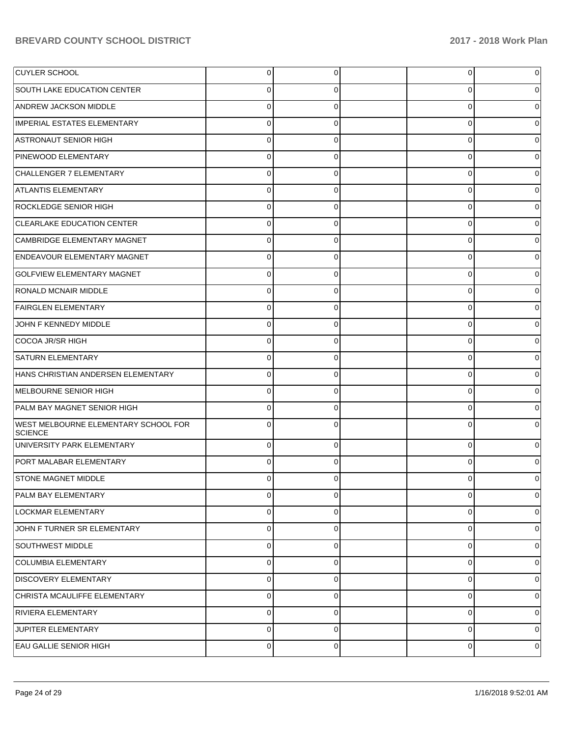| | | | | | |
|---|---|---|---|---|---|
| CUYLER SCHOOL | 0 | 0 | | 0 | 0 |
| SOUTH LAKE EDUCATION CENTER | 0 | 0 | | 0 | 0 |
| ANDREW JACKSON MIDDLE | 0 | 0 | | 0 | 0 |
| IMPERIAL ESTATES ELEMENTARY | 0 | 0 | | 0 | 0 |
| ASTRONAUT SENIOR HIGH | 0 | 0 | | 0 | 0 |
| PINEWOOD ELEMENTARY | 0 | 0 | | 0 | 0 |
| CHALLENGER 7 ELEMENTARY | 0 | 0 | | 0 | 0 |
| ATLANTIS ELEMENTARY | 0 | 0 | | 0 | 0 |
| ROCKLEDGE SENIOR HIGH | 0 | 0 | | 0 | 0 |
| CLEARLAKE EDUCATION CENTER | 0 | 0 | | 0 | 0 |
| CAMBRIDGE ELEMENTARY MAGNET | 0 | 0 | | 0 | 0 |
| ENDEAVOUR ELEMENTARY MAGNET | 0 | 0 | | 0 | 0 |
| GOLFVIEW ELEMENTARY MAGNET | 0 | 0 | | 0 | 0 |
| RONALD MCNAIR MIDDLE | 0 | 0 | | 0 | 0 |
| FAIRGLEN ELEMENTARY | 0 | 0 | | 0 | 0 |
| JOHN F KENNEDY MIDDLE | 0 | 0 | | 0 | 0 |
| COCOA JR/SR HIGH | 0 | 0 | | 0 | 0 |
| SATURN ELEMENTARY | 0 | 0 | | 0 | 0 |
| HANS CHRISTIAN ANDERSEN ELEMENTARY | 0 | 0 | | 0 | 0 |
| MELBOURNE SENIOR HIGH | 0 | 0 | | 0 | 0 |
| PALM BAY MAGNET SENIOR HIGH | 0 | 0 | | 0 | 0 |
| WEST MELBOURNE ELEMENTARY SCHOOL FOR SCIENCE | 0 | 0 | | 0 | 0 |
| UNIVERSITY PARK ELEMENTARY | 0 | 0 | | 0 | 0 |
| PORT MALABAR ELEMENTARY | 0 | 0 | | 0 | 0 |
| STONE MAGNET MIDDLE | 0 | 0 | | 0 | 0 |
| PALM BAY ELEMENTARY | 0 | 0 | | 0 | 0 |
| LOCKMAR ELEMENTARY | 0 | 0 | | 0 | 0 |
| JOHN F TURNER SR ELEMENTARY | 0 | 0 | | 0 | 0 |
| SOUTHWEST MIDDLE | 0 | 0 | | 0 | 0 |
| COLUMBIA ELEMENTARY | 0 | 0 | | 0 | 0 |
| DISCOVERY ELEMENTARY | 0 | 0 | | 0 | 0 |
| CHRISTA MCAULIFFE ELEMENTARY | 0 | 0 | | 0 | 0 |
| RIVIERA ELEMENTARY | 0 | 0 | | 0 | 0 |
| JUPITER ELEMENTARY | 0 | 0 | | 0 | 0 |
| EAU GALLIE SENIOR HIGH | 0 | 0 | | 0 | 0 |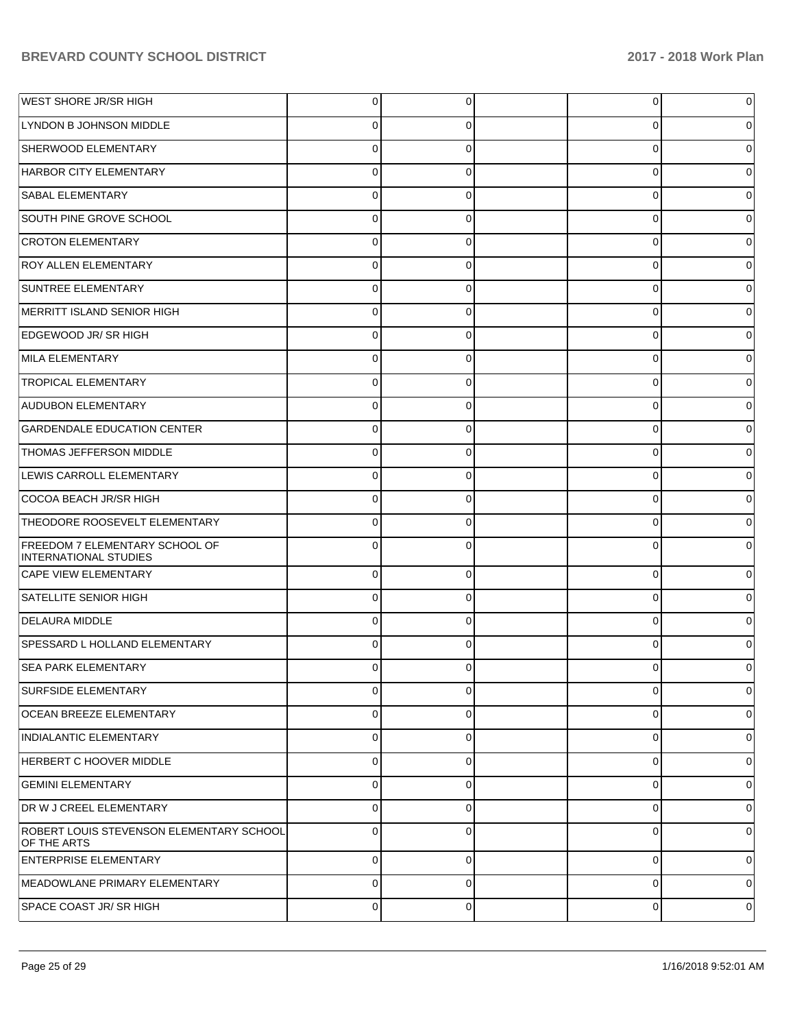| | | | | | |
|---|---|---|---|---|---|
| WEST SHORE JR/SR HIGH | 0 | 0 | | 0 | 0 |
| LYNDON B JOHNSON MIDDLE | 0 | 0 | | 0 | 0 |
| SHERWOOD ELEMENTARY | 0 | 0 | | 0 | 0 |
| HARBOR CITY ELEMENTARY | 0 | 0 | | 0 | 0 |
| SABAL ELEMENTARY | 0 | 0 | | 0 | 0 |
| SOUTH PINE GROVE SCHOOL | 0 | 0 | | 0 | 0 |
| CROTON ELEMENTARY | 0 | 0 | | 0 | 0 |
| ROY ALLEN ELEMENTARY | 0 | 0 | | 0 | 0 |
| SUNTREE ELEMENTARY | 0 | 0 | | 0 | 0 |
| MERRITT ISLAND SENIOR HIGH | 0 | 0 | | 0 | 0 |
| EDGEWOOD JR/ SR HIGH | 0 | 0 | | 0 | 0 |
| MILA ELEMENTARY | 0 | 0 | | 0 | 0 |
| TROPICAL ELEMENTARY | 0 | 0 | | 0 | 0 |
| AUDUBON ELEMENTARY | 0 | 0 | | 0 | 0 |
| GARDENDALE EDUCATION CENTER | 0 | 0 | | 0 | 0 |
| THOMAS JEFFERSON MIDDLE | 0 | 0 | | 0 | 0 |
| LEWIS CARROLL ELEMENTARY | 0 | 0 | | 0 | 0 |
| COCOA BEACH JR/SR HIGH | 0 | 0 | | 0 | 0 |
| THEODORE ROOSEVELT ELEMENTARY | 0 | 0 | | 0 | 0 |
| FREEDOM 7 ELEMENTARY SCHOOL OF INTERNATIONAL STUDIES | 0 | 0 | | 0 | 0 |
| CAPE VIEW ELEMENTARY | 0 | 0 | | 0 | 0 |
| SATELLITE SENIOR HIGH | 0 | 0 | | 0 | 0 |
| DELAURA MIDDLE | 0 | 0 | | 0 | 0 |
| SPESSARD L HOLLAND ELEMENTARY | 0 | 0 | | 0 | 0 |
| SEA PARK ELEMENTARY | 0 | 0 | | 0 | 0 |
| SURFSIDE ELEMENTARY | 0 | 0 | | 0 | 0 |
| OCEAN BREEZE ELEMENTARY | 0 | 0 | | 0 | 0 |
| INDIALANTIC ELEMENTARY | 0 | 0 | | 0 | 0 |
| HERBERT C HOOVER MIDDLE | 0 | 0 | | 0 | 0 |
| GEMINI ELEMENTARY | 0 | 0 | | 0 | 0 |
| DR W J CREEL ELEMENTARY | 0 | 0 | | 0 | 0 |
| ROBERT LOUIS STEVENSON ELEMENTARY SCHOOL OF THE ARTS | 0 | 0 | | 0 | 0 |
| ENTERPRISE ELEMENTARY | 0 | 0 | | 0 | 0 |
| MEADOWLANE PRIMARY ELEMENTARY | 0 | 0 | | 0 | 0 |
| SPACE COAST JR/ SR HIGH | 0 | 0 | | 0 | 0 |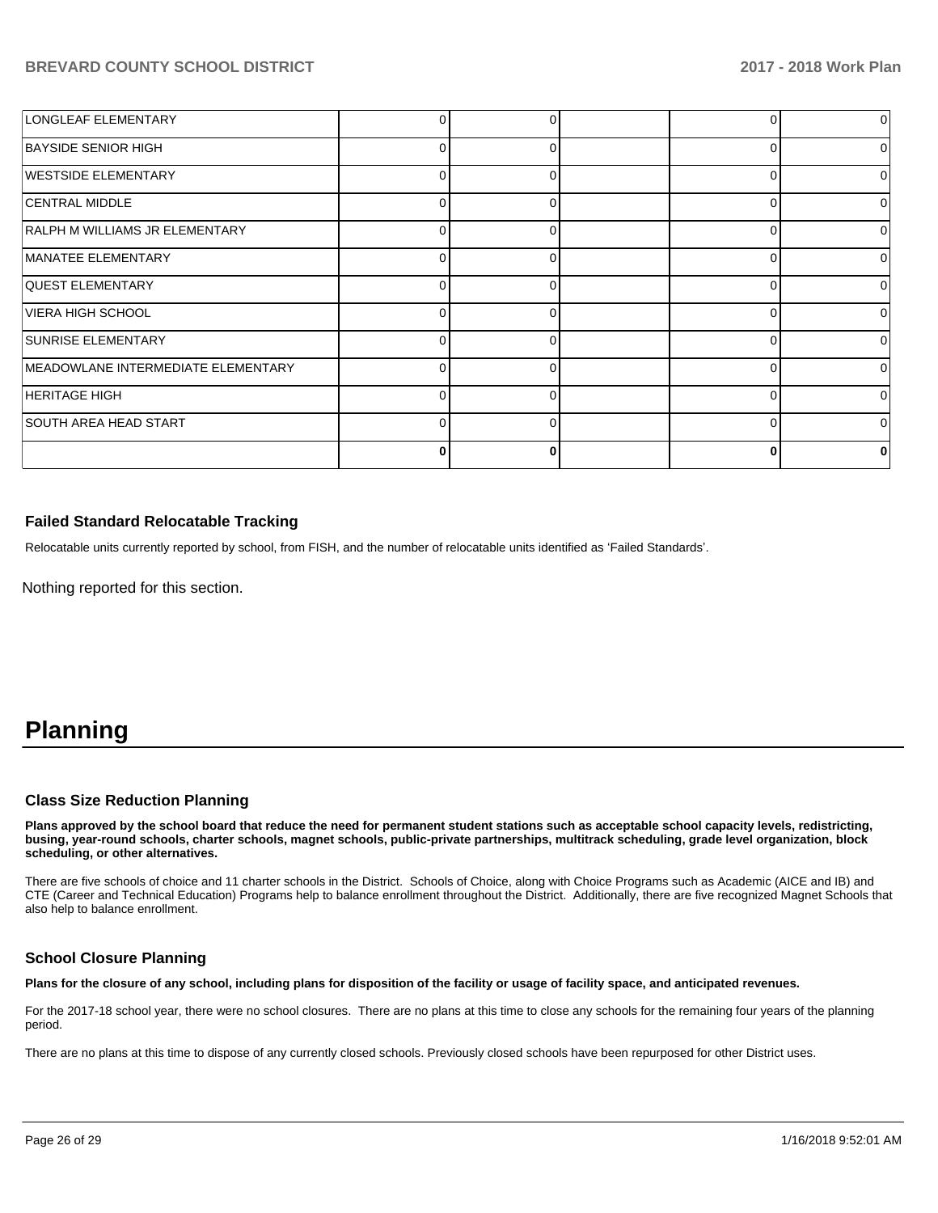| | | | | | |
|---|---|---|---|---|---|
| LONGLEAF ELEMENTARY | 0 | 0 | | 0 | 0 |
| BAYSIDE SENIOR HIGH | 0 | 0 | | 0 | 0 |
| WESTSIDE ELEMENTARY | 0 | 0 | | 0 | 0 |
| CENTRAL MIDDLE | 0 | 0 | | 0 | 0 |
| RALPH M WILLIAMS JR ELEMENTARY | 0 | 0 | | 0 | 0 |
| MANATEE ELEMENTARY | 0 | 0 | | 0 | 0 |
| QUEST ELEMENTARY | 0 | 0 | | 0 | 0 |
| VIERA HIGH SCHOOL | 0 | 0 | | 0 | 0 |
| SUNRISE ELEMENTARY | 0 | 0 | | 0 | 0 |
| MEADOWLANE INTERMEDIATE ELEMENTARY | 0 | 0 | | 0 | 0 |
| HERITAGE HIGH | 0 | 0 | | 0 | 0 |
| SOUTH AREA HEAD START | 0 | 0 | | 0 | 0 |
| | **0** | **0** | | **0** | **0** |

### Failed Standard Relocatable Tracking

Relocatable units currently reported by school, from FISH, and the number of relocatable units identified as 'Failed Standards'.

Nothing reported for this section.

# Planning

### Class Size Reduction Planning

**Plans approved by the school board that reduce the need for permanent student stations such as acceptable school capacity levels, redistricting, busing, year-round schools, charter schools, magnet schools, public-private partnerships, multitrack scheduling, grade level organization, block scheduling, or other alternatives.**

There are five schools of choice and 11 charter schools in the District. Schools of Choice, along with Choice Programs such as Academic (AICE and IB) and CTE (Career and Technical Education) Programs help to balance enrollment throughout the District. Additionally, there are five recognized Magnet Schools that also help to balance enrollment.

### School Closure Planning

**Plans for the closure of any school, including plans for disposition of the facility or usage of facility space, and anticipated revenues.**

For the 2017-18 school year, there were no school closures. There are no plans at this time to close any schools for the remaining four years of the planning period.

There are no plans at this time to dispose of any currently closed schools. Previously closed schools have been repurposed for other District uses.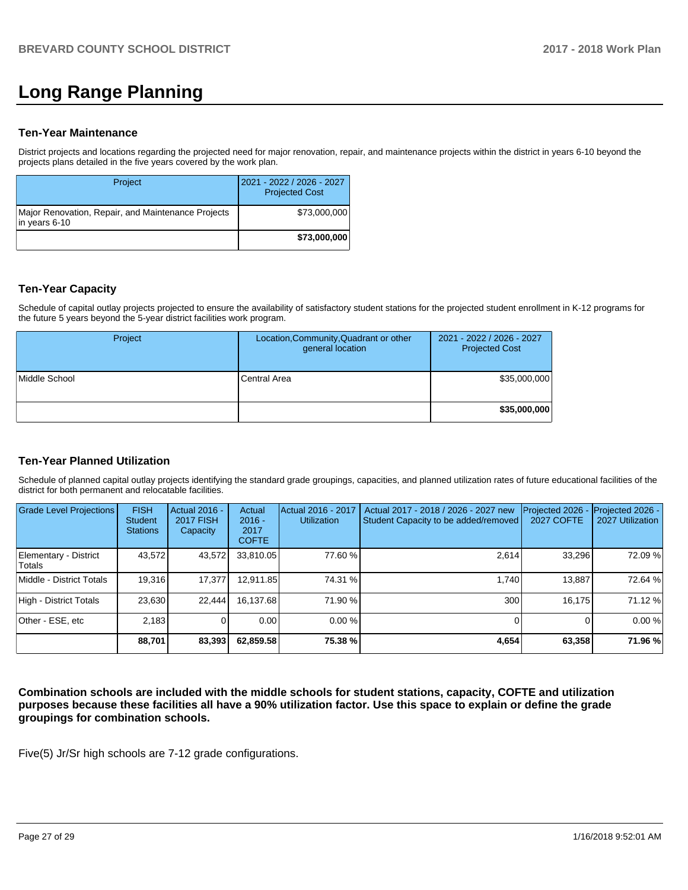# Long Range Planning

### Ten-Year Maintenance

District projects and locations regarding the projected need for major renovation, repair, and maintenance projects within the district in years 6-10 beyond the projects plans detailed in the five years covered by the work plan.

| Project | 2021 - 2022 / 2026 - 2027 Projected Cost |
|---|---|
| Major Renovation, Repair, and Maintenance Projects in years 6-10 | $73,000,000 |
| | **$73,000,000** |

### Ten-Year Capacity

Schedule of capital outlay projects projected to ensure the availability of satisfactory student stations for the projected student enrollment in K-12 programs for the future 5 years beyond the 5-year district facilities work program.

| Project | Location,Community,Quadrant or other general location | 2021 - 2022 / 2026 - 2027 Projected Cost |
|---|---|---|
| Middle School | Central Area | $35,000,000 |
| | | **$35,000,000** |

### Ten-Year Planned Utilization

Schedule of planned capital outlay projects identifying the standard grade groupings, capacities, and planned utilization rates of future educational facilities of the district for both permanent and relocatable facilities.

| Grade Level Projections | FISH Student Stations | Actual 2016 - 2017 FISH Capacity | Actual 2016 - 2017 COFTE | Actual 2016 - 2017 Utilization | Actual 2017 - 2018 / 2026 - 2027 new Student Capacity to be added/removed | Projected 2026 - 2027 COFTE | Projected 2026 - 2027 Utilization |
|---|---|---|---|---|---|---|---|
| Elementary - District Totals | 43,572 | 43,572 | 33,810.05 | 77.60 % | 2,614 | 33,296 | 72.09 % |
| Middle - District Totals | 19,316 | 17,377 | 12,911.85 | 74.31 % | 1,740 | 13,887 | 72.64 % |
| High - District Totals | 23,630 | 22,444 | 16,137.68 | 71.90 % | 300 | 16,175 | 71.12 % |
| Other - ESE, etc | 2,183 | 0 | 0.00 | 0.00 % | 0 | 0 | 0.00 % |
| | **88,701** | **83,393** | **62,859.58** | **75.38 %** | **4,654** | **63,358** | **71.96 %** |

**Combination schools are included with the middle schools for student stations, capacity, COFTE and utilization purposes because these facilities all have a 90% utilization factor. Use this space to explain or define the grade groupings for combination schools.**

Five(5) Jr/Sr high schools are 7-12 grade configurations.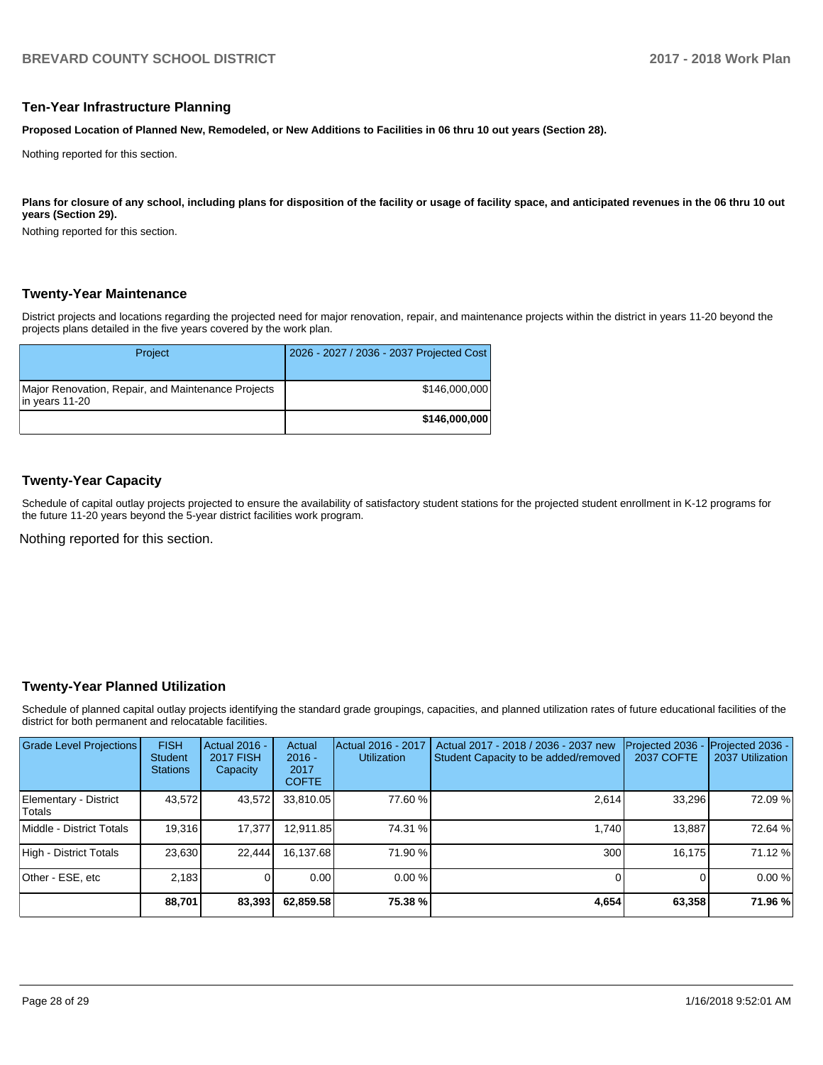## Ten-Year Infrastructure Planning

**Proposed Location of Planned New, Remodeled, or New Additions to Facilities in 06 thru 10 out years (Section 28).**

Nothing reported for this section.

**Plans for closure of any school, including plans for disposition of the facility or usage of facility space, and anticipated revenues in the 06 thru 10 out years (Section 29).**

Nothing reported for this section.

## Twenty-Year Maintenance

District projects and locations regarding the projected need for major renovation, repair, and maintenance projects within the district in years 11-20 beyond the projects plans detailed in the five years covered by the work plan.

| Project | 2026 - 2027 / 2036 - 2037 Projected Cost |
|---|---|
| Major Renovation, Repair, and Maintenance Projects in years 11-20 | $146,000,000 |
| | **$146,000,000** |

## Twenty-Year Capacity

Schedule of capital outlay projects projected to ensure the availability of satisfactory student stations for the projected student enrollment in K-12 programs for the future 11-20 years beyond the 5-year district facilities work program.

Nothing reported for this section.

## Twenty-Year Planned Utilization

Schedule of planned capital outlay projects identifying the standard grade groupings, capacities, and planned utilization rates of future educational facilities of the district for both permanent and relocatable facilities.

| Grade Level Projections | FISH Student Stations | Actual 2016 - 2017 FISH Capacity | Actual 2016 - 2017 COFTE | Actual 2016 - 2017 Utilization | Actual 2017 - 2018 / 2036 - 2037 new Student Capacity to be added/removed | Projected 2036 - 2037 COFTE | Projected 2036 - 2037 Utilization |
|---|---|---|---|---|---|---|---|
| Elementary - District Totals | 43,572 | 43,572 | 33,810.05 | 77.60 % | 2,614 | 33,296 | 72.09 % |
| Middle - District Totals | 19,316 | 17,377 | 12,911.85 | 74.31 % | 1,740 | 13,887 | 72.64 % |
| High - District Totals | 23,630 | 22,444 | 16,137.68 | 71.90 % | 300 | 16,175 | 71.12 % |
| Other - ESE, etc | 2,183 | 0 | 0.00 | 0.00 % | 0 | 0 | 0.00 % |
| | **88,701** | **83,393** | **62,859.58** | **75.38 %** | **4,654** | **63,358** | **71.96 %** |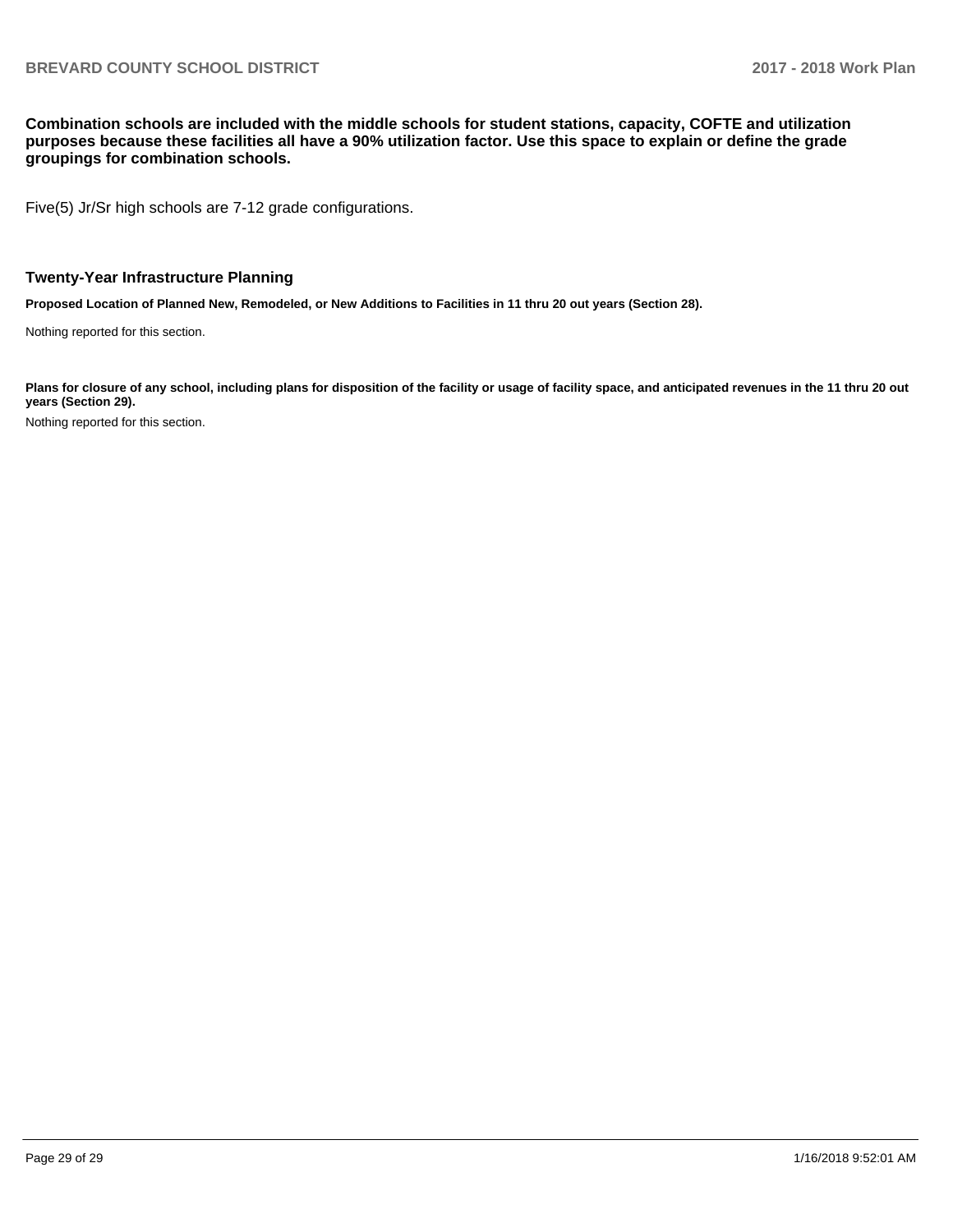**Combination schools are included with the middle schools for student stations, capacity, COFTE and utilization purposes because these facilities all have a 90% utilization factor. Use this space to explain or define the grade groupings for combination schools.**

Five(5) Jr/Sr high schools are 7-12 grade configurations.

## Twenty-Year Infrastructure Planning

**Proposed Location of Planned New, Remodeled, or New Additions to Facilities in 11 thru 20 out years (Section 28).**

Nothing reported for this section.

**Plans for closure of any school, including plans for disposition of the facility or usage of facility space, and anticipated revenues in the 11 thru 20 out years (Section 29).**

Nothing reported for this section.